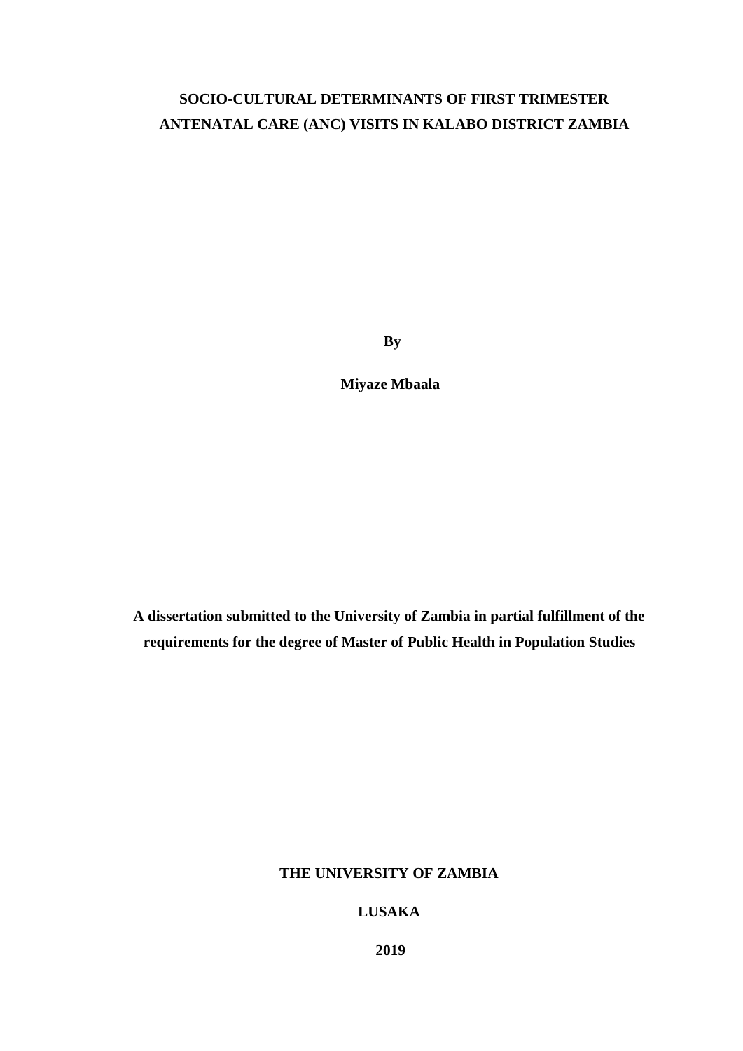# SOCIO-CULTURAL DETERMINANTS OF FIRST TRIMESTER ANTENATAL CARE (ANC) VISITS IN KALABO DISTRICT ZAMBIA

**By**

**Miyaze Mbaala**

**A dissertation submitted to the University of Zambia in partial fulfillment of the requirements for the degree of Master of Public Health in Population Studies**

**THE UNIVERSITY OF ZAMBIA**

**LUSAKA**

**2019**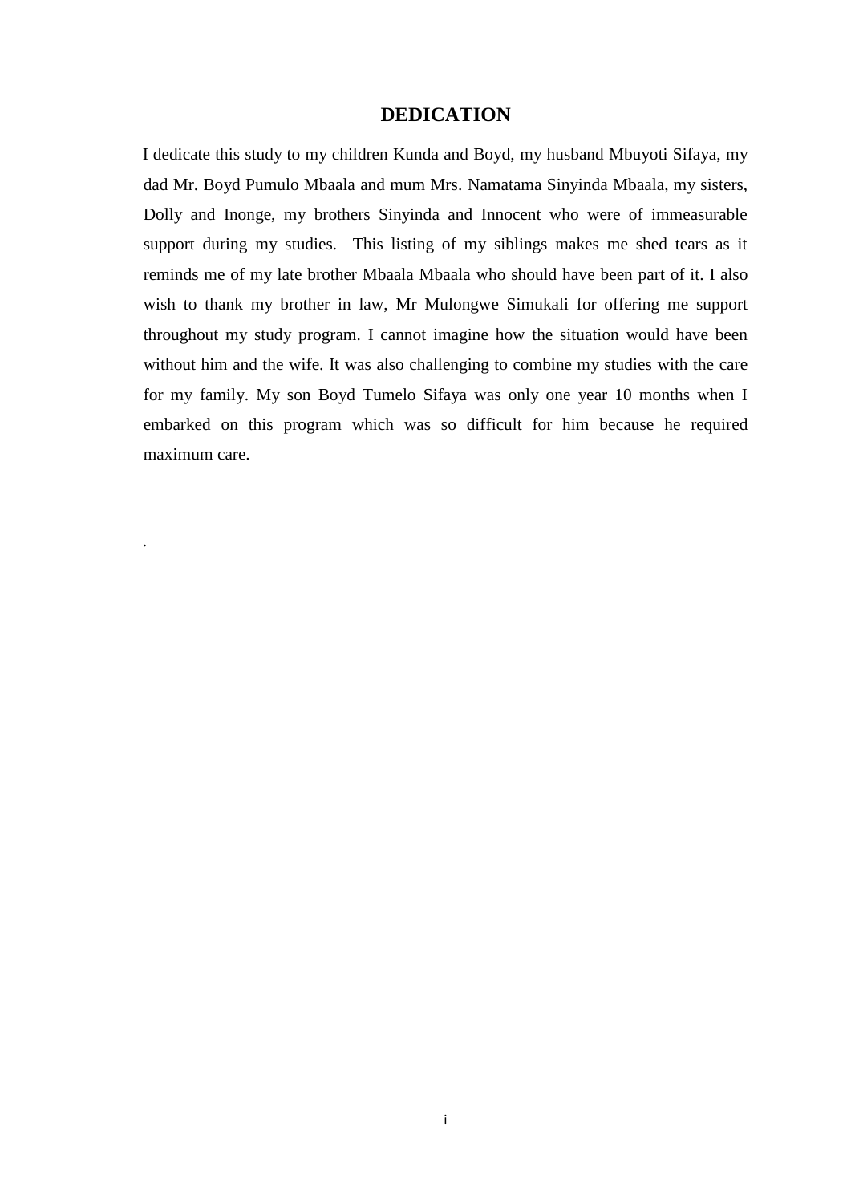# DEDICATION

I dedicate this study to my children Kunda and Boyd, my husband Mbuyoti Sifaya, my dad Mr. Boyd Pumulo Mbaala and mum Mrs. Namatama Sinyinda Mbaala, my sisters, Dolly and Inonge, my brothers Sinyinda and Innocent who were of immeasurable support during my studies. This listing of my siblings makes me shed tears as it reminds me of my late brother Mbaala Mbaala who should have been part of it. I also wish to thank my brother in law, Mr Mulongwe Simukali for offering me support throughout my study program. I cannot imagine how the situation would have been without him and the wife. It was also challenging to combine my studies with the care for my family. My son Boyd Tumelo Sifaya was only one year 10 months when I embarked on this program which was so difficult for him because he required maximum care.

.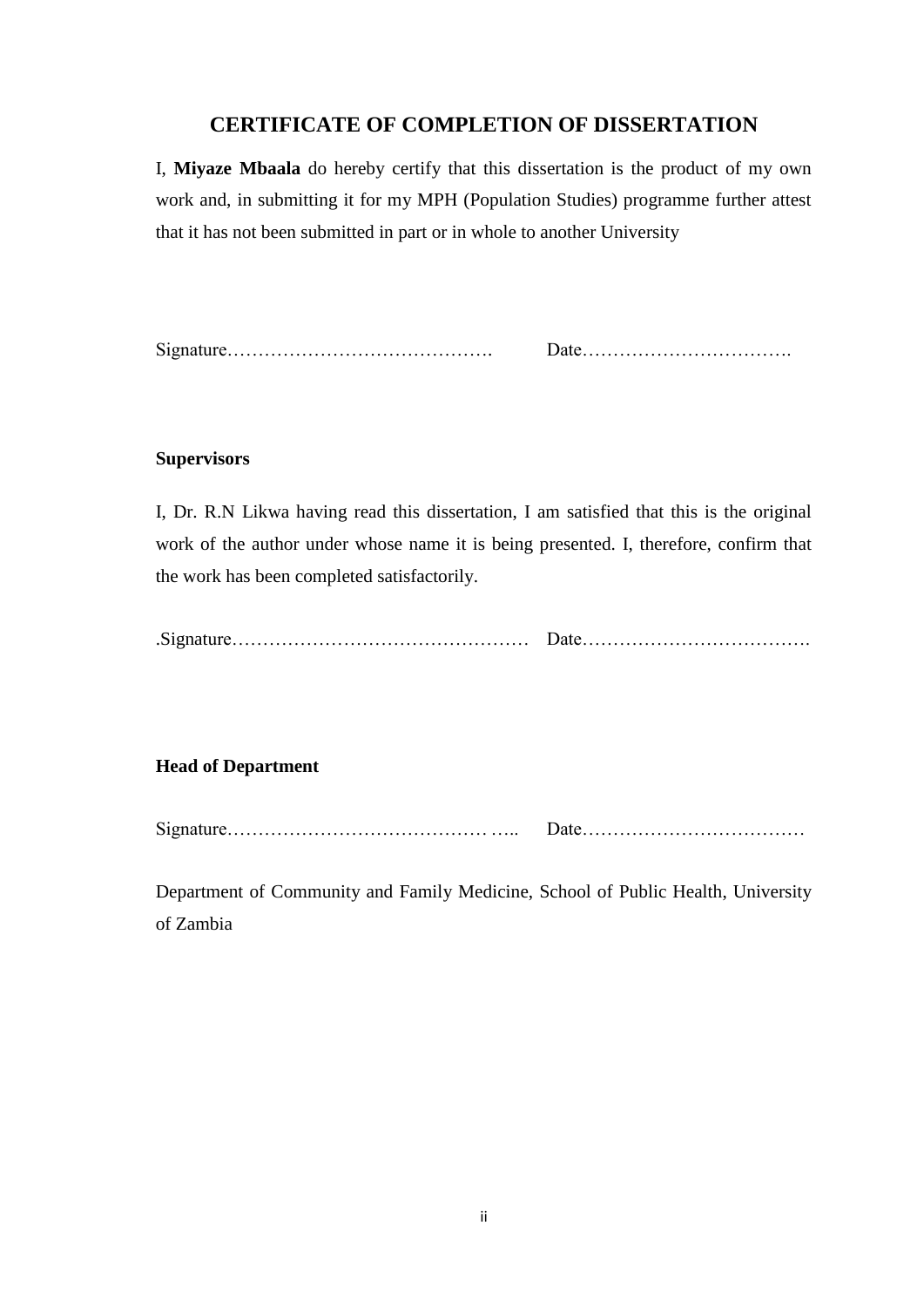## CERTIFICATE OF COMPLETION OF DISSERTATION

I, **Miyaze Mbaala** do hereby certify that this dissertation is the product of my own work and, in submitting it for my MPH (Population Studies) programme further attest that it has not been submitted in part or in whole to another University

Signature……………………………………. Date…………………………….

**Supervisors**

I, Dr. R.N Likwa having read this dissertation, I am satisfied that this is the original work of the author under whose name it is being presented. I, therefore, confirm that the work has been completed satisfactorily.

.Signature………………………………………… Date……………………………….

**Head of Department**

Signature…………………………………… ….. Date………………………………

Department of Community and Family Medicine, School of Public Health, University of Zambia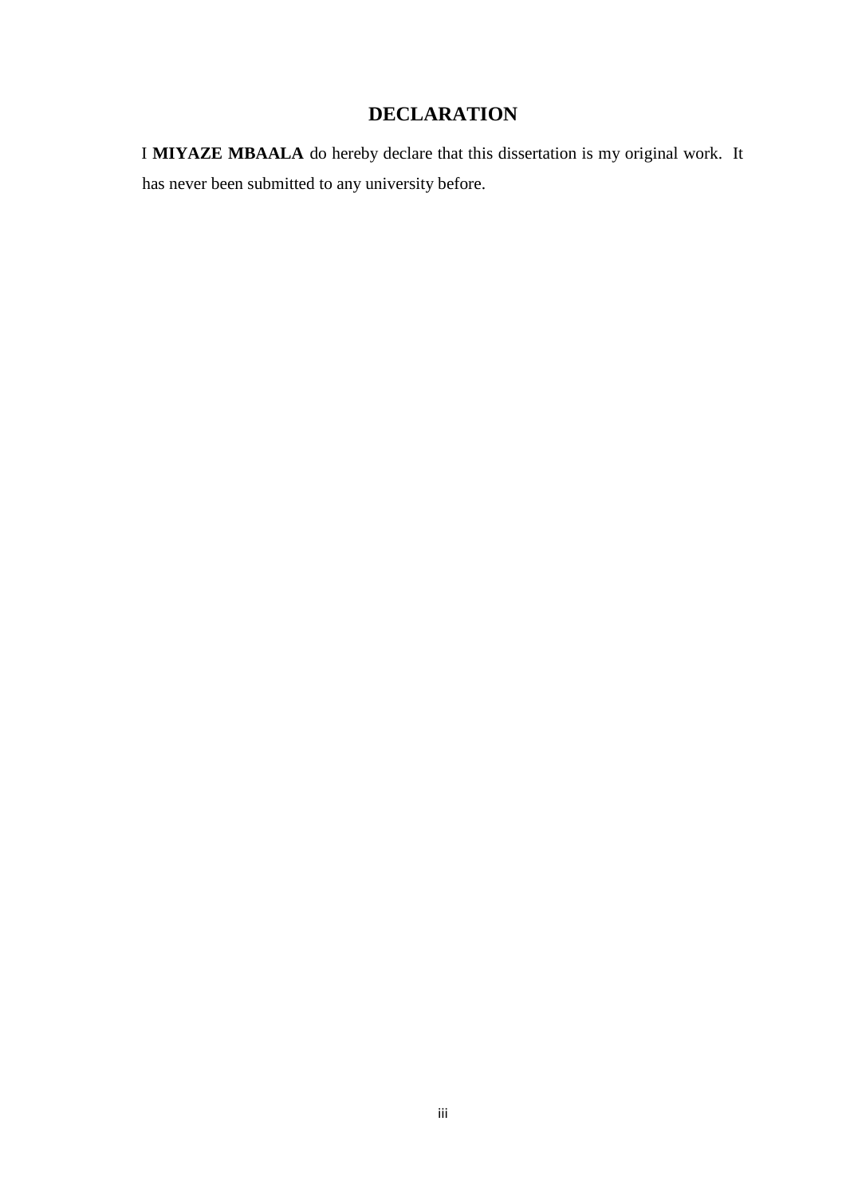# DECLARATION

I **MIYAZE MBAALA** do hereby declare that this dissertation is my original work. It has never been submitted to any university before.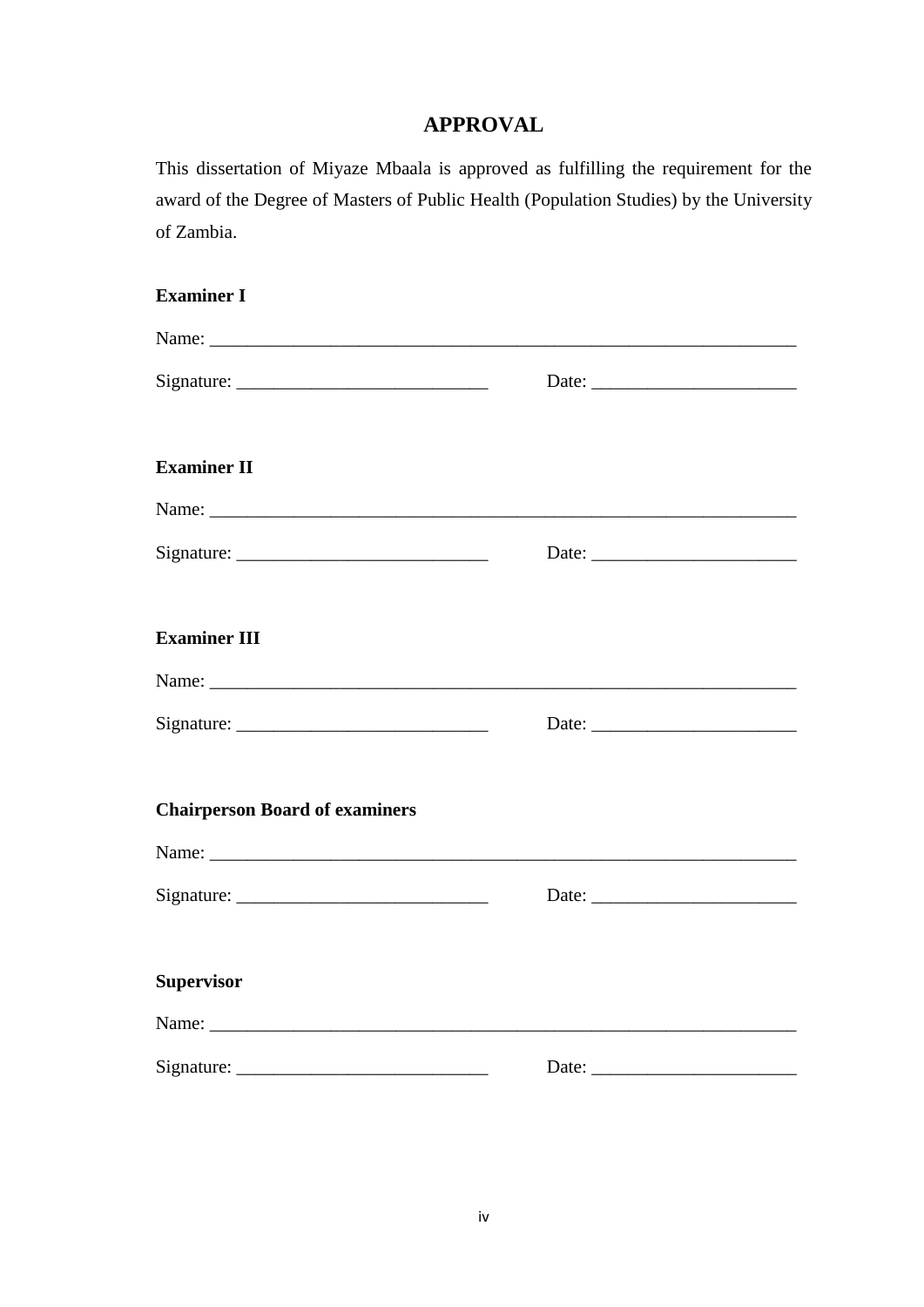# APPROVAL

This dissertation of Miyaze Mbaala is approved as fulfilling the requirement for the award of the Degree of Masters of Public Health (Population Studies) by the University of Zambia.

**Examiner I**

Name: ___________________________________________________________

Signature: ___________________________ Date: ______________________

**Examiner II**

Name: ___________________________________________________________

Signature: ___________________________ Date: ______________________

**Examiner III**

Name: ___________________________________________________________

Signature: ___________________________ Date: ______________________

**Chairperson Board of examiners**

Name: ___________________________________________________________

Signature: ___________________________ Date: ______________________

**Supervisor**

Name: ___________________________________________________________

Signature: ___________________________ Date: ______________________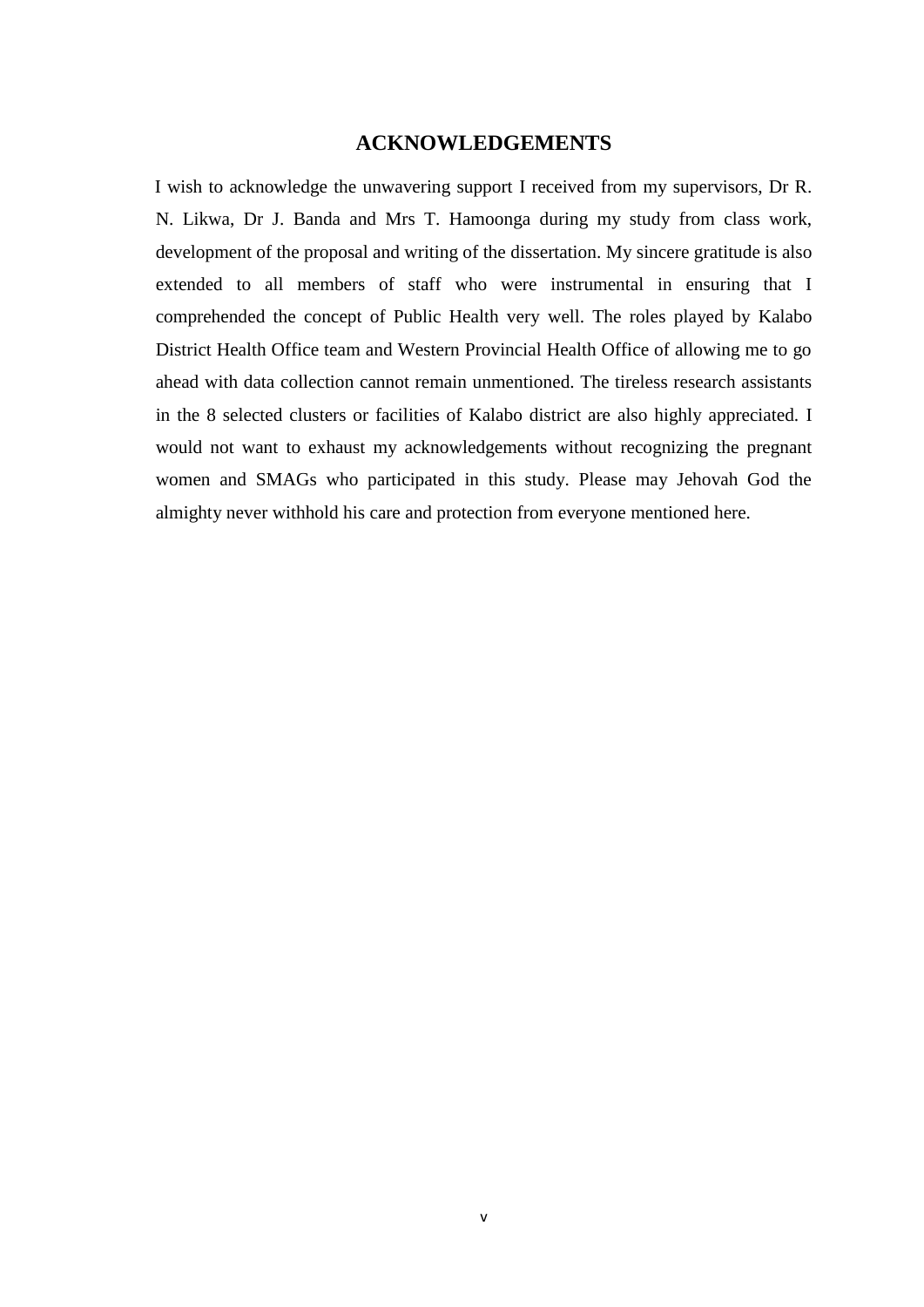## ACKNOWLEDGEMENTS

I wish to acknowledge the unwavering support I received from my supervisors, Dr R. N. Likwa, Dr J. Banda and Mrs T. Hamoonga during my study from class work, development of the proposal and writing of the dissertation. My sincere gratitude is also extended to all members of staff who were instrumental in ensuring that I comprehended the concept of Public Health very well. The roles played by Kalabo District Health Office team and Western Provincial Health Office of allowing me to go ahead with data collection cannot remain unmentioned. The tireless research assistants in the 8 selected clusters or facilities of Kalabo district are also highly appreciated. I would not want to exhaust my acknowledgements without recognizing the pregnant women and SMAGs who participated in this study. Please may Jehovah God the almighty never withhold his care and protection from everyone mentioned here.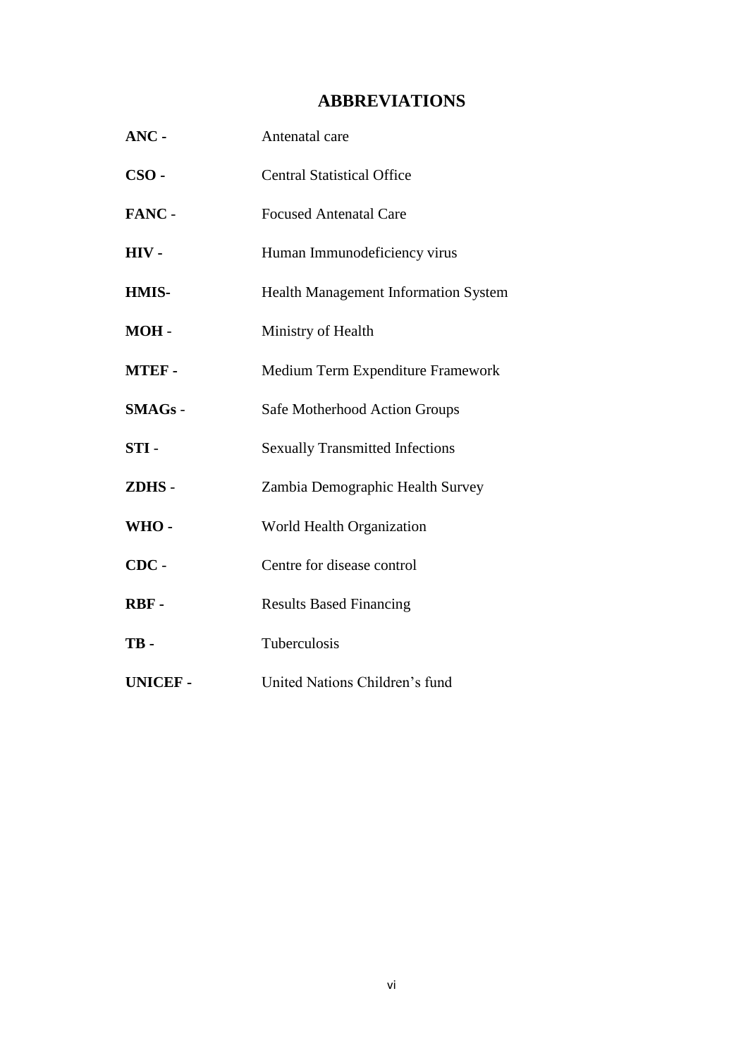# ABBREVIATIONS

| | |
|---|---|
| **ANC -** | Antenatal care |
| **CSO -** | Central Statistical Office |
| **FANC** - | Focused Antenatal Care |
| **HIV -** | Human Immunodeficiency virus |
| **HMIS-** | Health Management Information System |
| **MOH** - | Ministry of Health |
| **MTEF -** | Medium Term Expenditure Framework |
| **SMAGs** - | Safe Motherhood Action Groups |
| **STI** - | Sexually Transmitted Infections |
| **ZDHS** - | Zambia Demographic Health Survey |
| **WHO -** | World Health Organization |
| **CDC** - | Centre for disease control |
| **RBF -** | Results Based Financing |
| **TB -** | Tuberculosis |
| **UNICEF -** | United Nations Children's fund |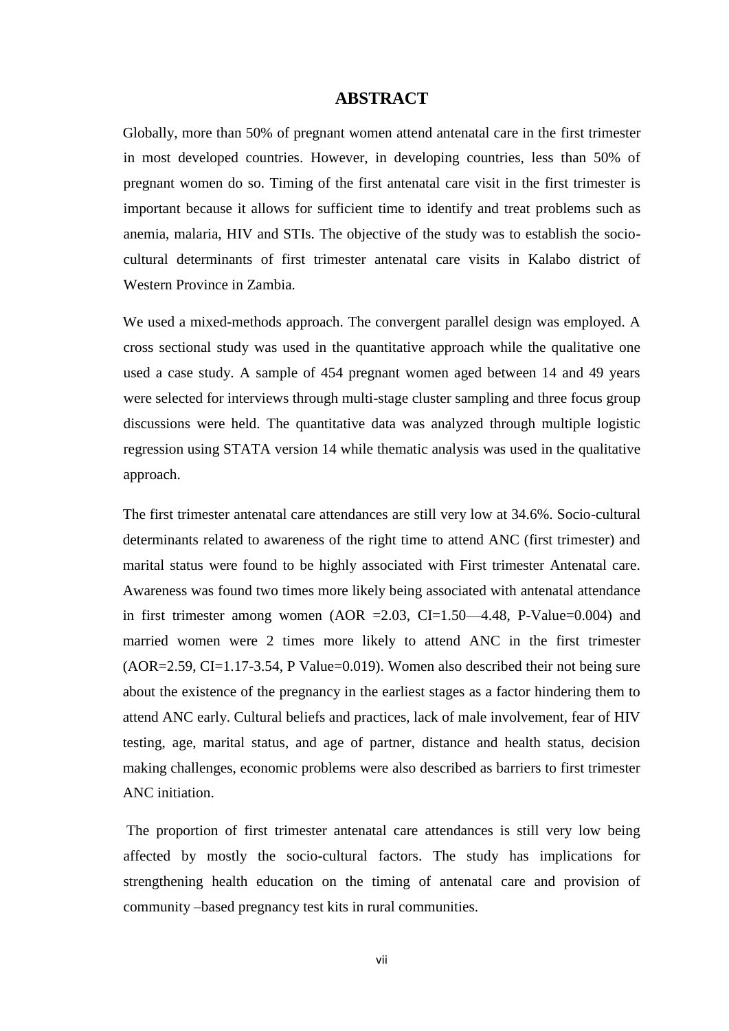# ABSTRACT

Globally, more than 50% of pregnant women attend antenatal care in the first trimester in most developed countries. However, in developing countries, less than 50% of pregnant women do so. Timing of the first antenatal care visit in the first trimester is important because it allows for sufficient time to identify and treat problems such as anemia, malaria, HIV and STIs. The objective of the study was to establish the socio-cultural determinants of first trimester antenatal care visits in Kalabo district of Western Province in Zambia.

We used a mixed-methods approach. The convergent parallel design was employed. A cross sectional study was used in the quantitative approach while the qualitative one used a case study. A sample of 454 pregnant women aged between 14 and 49 years were selected for interviews through multi-stage cluster sampling and three focus group discussions were held. The quantitative data was analyzed through multiple logistic regression using STATA version 14 while thematic analysis was used in the qualitative approach.

The first trimester antenatal care attendances are still very low at 34.6%. Socio-cultural determinants related to awareness of the right time to attend ANC (first trimester) and marital status were found to be highly associated with First trimester Antenatal care. Awareness was found two times more likely being associated with antenatal attendance in first trimester among women (AOR =2.03, CI=1.50—4.48, P-Value=0.004) and married women were 2 times more likely to attend ANC in the first trimester (AOR=2.59, CI=1.17-3.54, P Value=0.019). Women also described their not being sure about the existence of the pregnancy in the earliest stages as a factor hindering them to attend ANC early. Cultural beliefs and practices, lack of male involvement, fear of HIV testing, age, marital status, and age of partner, distance and health status, decision making challenges, economic problems were also described as barriers to first trimester ANC initiation.

The proportion of first trimester antenatal care attendances is still very low being affected by mostly the socio-cultural factors. The study has implications for strengthening health education on the timing of antenatal care and provision of community –based pregnancy test kits in rural communities.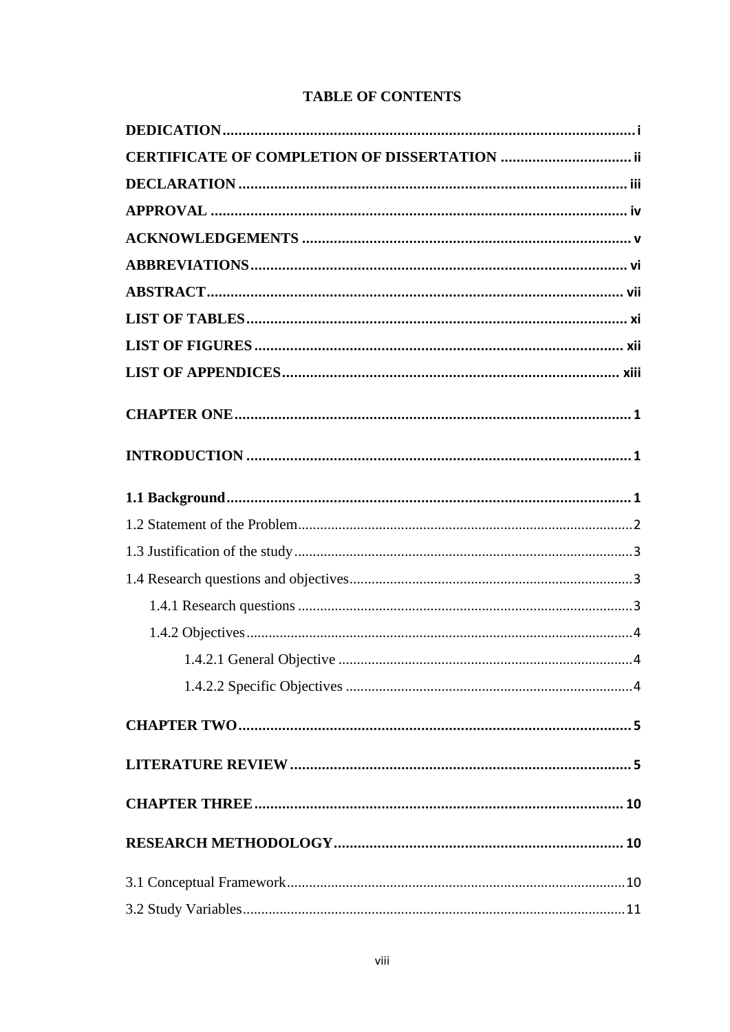**TABLE OF CONTENTS**

**DEDICATION** ........................................................................................................ i

**CERTIFICATE OF COMPLETION OF DISSERTATION** ................................. ii

**DECLARATION** ................................................................................................. iii

**APPROVAL** ........................................................................................................ iv

**ACKNOWLEDGEMENTS** .................................................................................. v

**ABBREVIATIONS** .............................................................................................. vi

**ABSTRACT** ........................................................................................................ vii

**LIST OF TABLES** ............................................................................................... xi

**LIST OF FIGURES** ............................................................................................. xii

**LIST OF APPENDICES** ..................................................................................... xiii

**CHAPTER ONE** .................................................................................................. 1

**INTRODUCTION** ................................................................................................ 1

**1.1 Background** ...................................................................................................... 1

1.2 Statement of the Problem .......................................................................................... 2

1.3 Justification of the study ........................................................................................... 3

1.4 Research questions and objectives ............................................................................ 3

    1.4.1 Research questions .......................................................................................... 3

    1.4.2 Objectives ....................................................................................................... 4

        1.4.2.1 General Objective ................................................................................ 4

        1.4.2.2 Specific Objectives ............................................................................. 4

**CHAPTER TWO** .................................................................................................. 5

**LITERATURE REVIEW** ...................................................................................... 5

**CHAPTER THREE** ............................................................................................. 10

**RESEARCH METHODOLOGY** ......................................................................... 10

3.1 Conceptual Framework ........................................................................................... 10

3.2 Study Variables ....................................................................................................... 11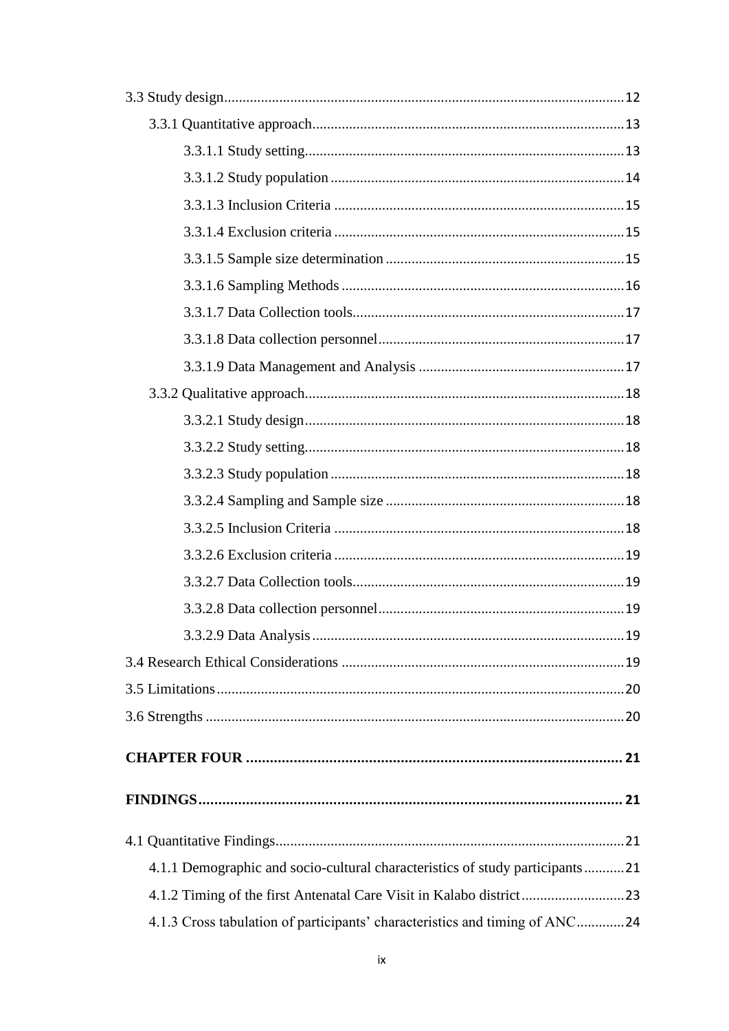3.3 Study design .......... 12

- 3.3.1 Quantitative approach .......... 13
  - 3.3.1.1 Study setting .......... 13
  - 3.3.1.2 Study population .......... 14
  - 3.3.1.3 Inclusion Criteria .......... 15
  - 3.3.1.4 Exclusion criteria .......... 15
  - 3.3.1.5 Sample size determination .......... 15
  - 3.3.1.6 Sampling Methods .......... 16
  - 3.3.1.7 Data Collection tools .......... 17
  - 3.3.1.8 Data collection personnel .......... 17
  - 3.3.1.9 Data Management and Analysis .......... 17
- 3.3.2 Qualitative approach .......... 18
  - 3.3.2.1 Study design .......... 18
  - 3.3.2.2 Study setting .......... 18
  - 3.3.2.3 Study population .......... 18
  - 3.3.2.4 Sampling and Sample size .......... 18
  - 3.3.2.5 Inclusion Criteria .......... 18
  - 3.3.2.6 Exclusion criteria .......... 19
  - 3.3.2.7 Data Collection tools .......... 19
  - 3.3.2.8 Data collection personnel .......... 19
  - 3.3.2.9 Data Analysis .......... 19

3.4 Research Ethical Considerations .......... 19

3.5 Limitations .......... 20

3.6 Strengths .......... 20

**CHAPTER FOUR .......... 21**

**FINDINGS .......... 21**

4.1 Quantitative Findings .......... 21

- 4.1.1 Demographic and socio-cultural characteristics of study participants .......... 21
- 4.1.2 Timing of the first Antenatal Care Visit in Kalabo district .......... 23
- 4.1.3 Cross tabulation of participants' characteristics and timing of ANC .......... 24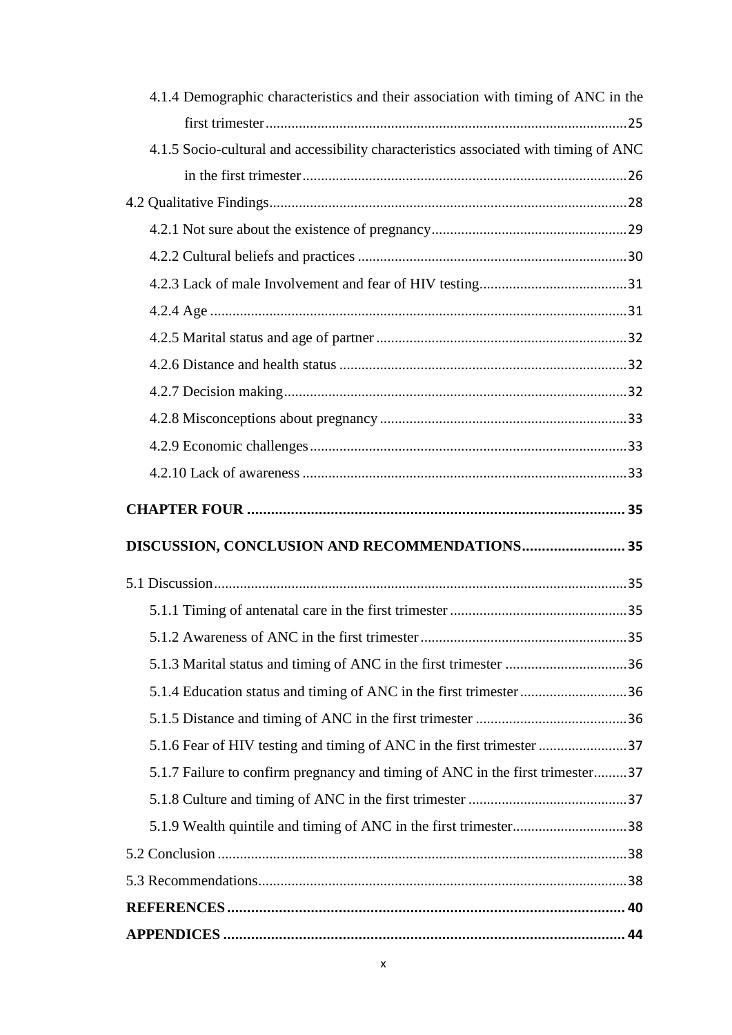4.1.4 Demographic characteristics and their association with timing of ANC in the first trimester........25

4.1.5 Socio-cultural and accessibility characteristics associated with timing of ANC in the first trimester........26

4.2 Qualitative Findings........28

4.2.1 Not sure about the existence of pregnancy........29

4.2.2 Cultural beliefs and practices........30

4.2.3 Lack of male Involvement and fear of HIV testing........31

4.2.4 Age........31

4.2.5 Marital status and age of partner........32

4.2.6 Distance and health status........32

4.2.7 Decision making........32

4.2.8 Misconceptions about pregnancy........33

4.2.9 Economic challenges........33

4.2.10 Lack of awareness........33

**CHAPTER FOUR........35**

**DISCUSSION, CONCLUSION AND RECOMMENDATIONS........35**

5.1 Discussion........35

5.1.1 Timing of antenatal care in the first trimester........35

5.1.2 Awareness of ANC in the first trimester........35

5.1.3 Marital status and timing of ANC in the first trimester........36

5.1.4 Education status and timing of ANC in the first trimester........36

5.1.5 Distance and timing of ANC in the first trimester........36

5.1.6 Fear of HIV testing and timing of ANC in the first trimester........37

5.1.7 Failure to confirm pregnancy and timing of ANC in the first trimester........37

5.1.8 Culture and timing of ANC in the first trimester........37

5.1.9 Wealth quintile and timing of ANC in the first trimester........38

5.2 Conclusion........38

5.3 Recommendations........38

**REFERENCES........40**

**APPENDICES........44**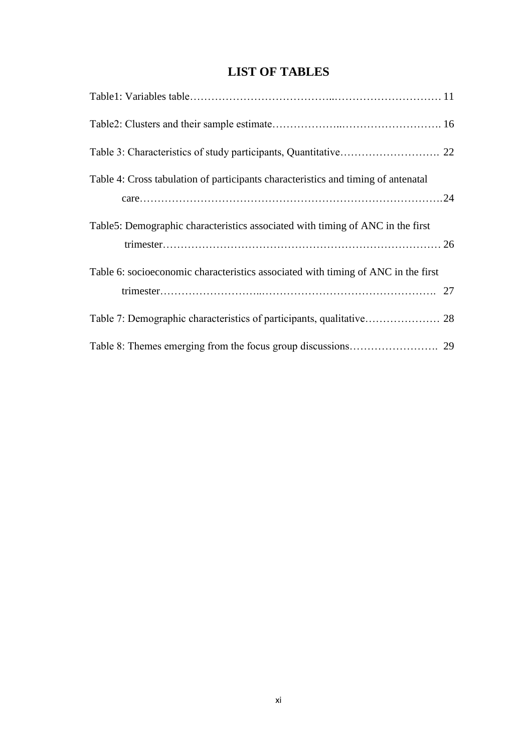# LIST OF TABLES

Table1: Variables table………………………………...………………………… 11

Table2: Clusters and their sample estimate………………..………………………. 16

Table 3: Characteristics of study participants, Quantitative………………………. 22

Table 4: Cross tabulation of participants characteristics and timing of antenatal care…………………………………………………………………………….24

Table5: Demographic characteristics associated with timing of ANC in the first trimester………………………………………………………………… 26

Table 6: socioeconomic characteristics associated with timing of ANC in the first trimester……………………..…………………………………………. 27

Table 7: Demographic characteristics of participants, qualitative………………… 28

Table 8: Themes emerging from the focus group discussions……………………. 29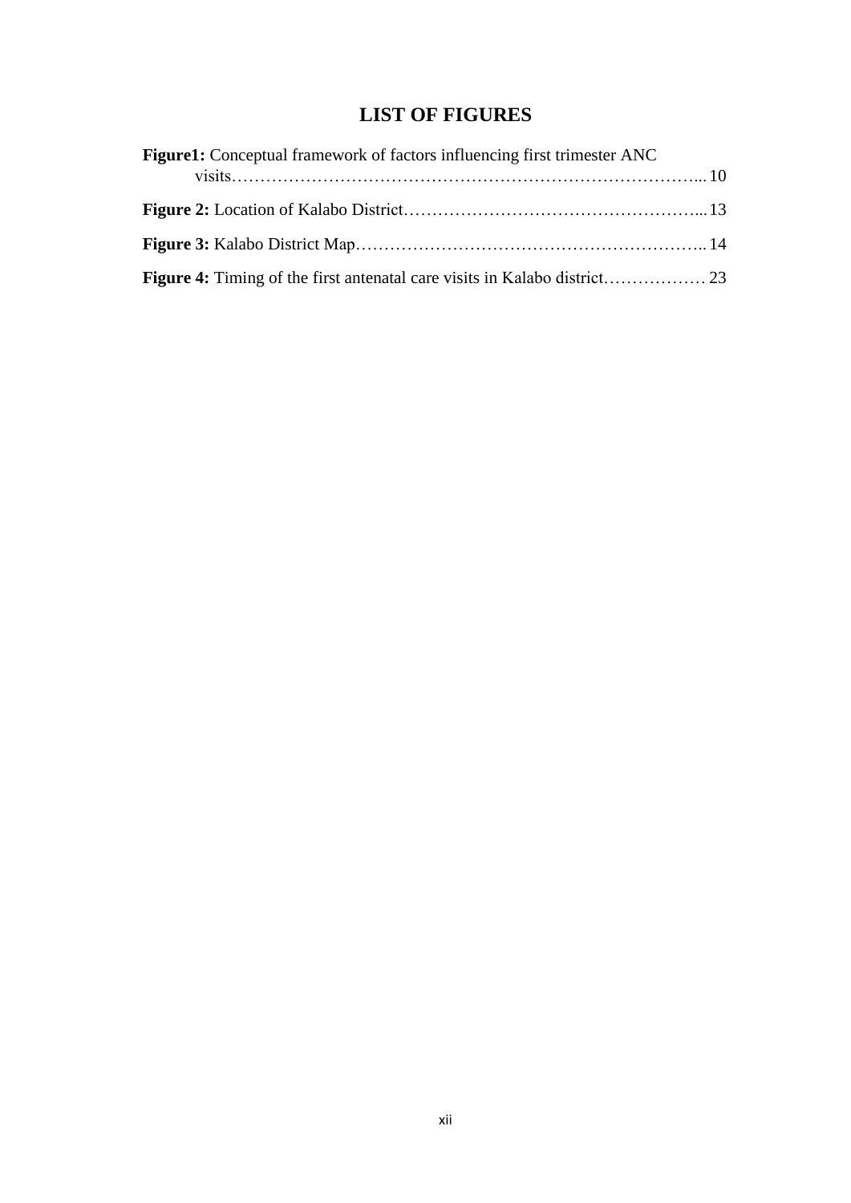# LIST OF FIGURES

**Figure1:** Conceptual framework of factors influencing first trimester ANC visits…………………………………………………………………………... 10

**Figure 2:** Location of Kalabo District……………………………………………... 13

**Figure 3:** Kalabo District Map…………………………………………………….. 14

**Figure 4:** Timing of the first antenatal care visits in Kalabo district……………… 23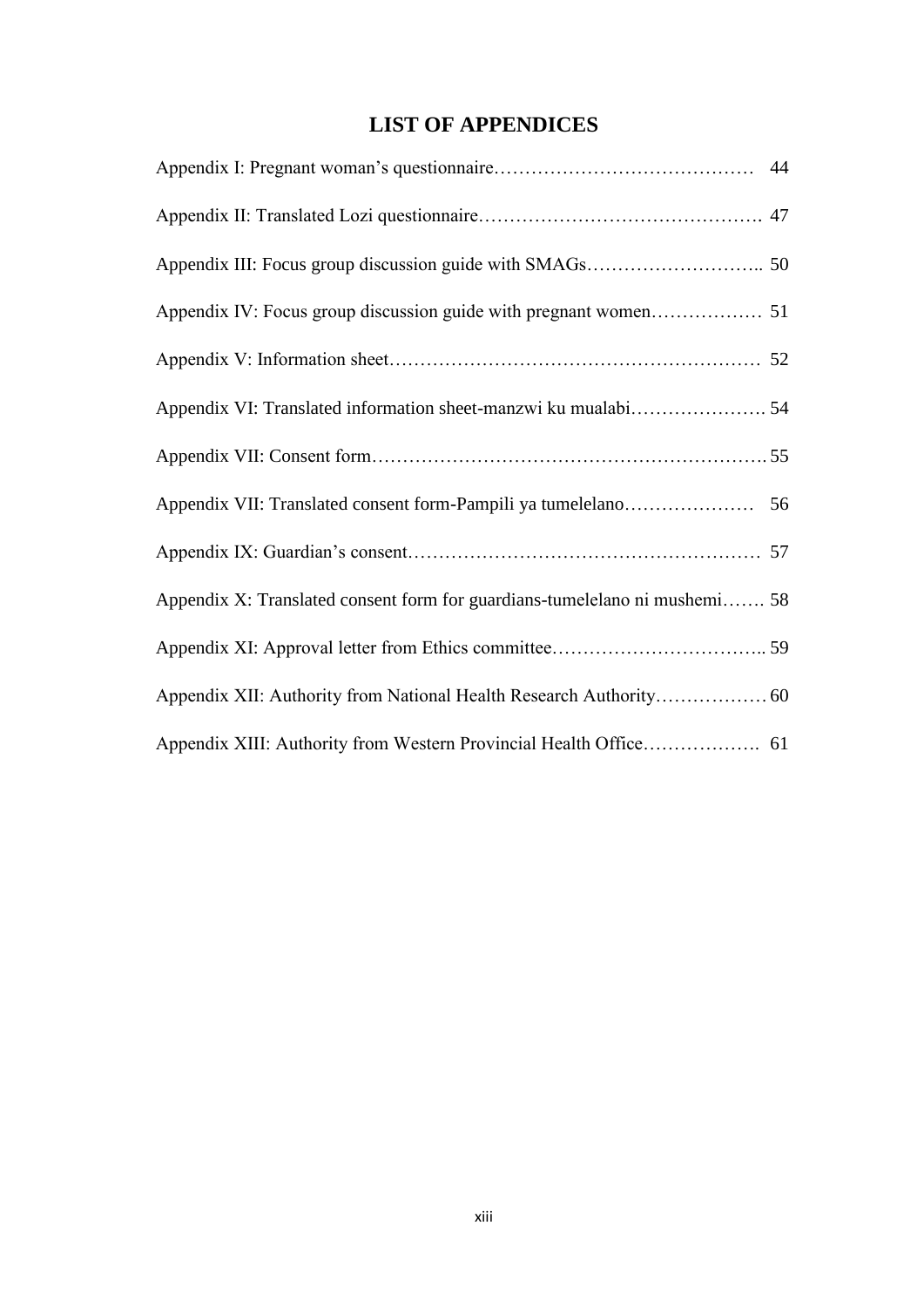# LIST OF APPENDICES

Appendix I: Pregnant woman's questionnaire…………………………………… 44

Appendix II: Translated Lozi questionnaire………………………………………. 47

Appendix III: Focus group discussion guide with SMAGs……………………….. 50

Appendix IV: Focus group discussion guide with pregnant women……………… 51

Appendix V: Information sheet…………………………………………………… 52

Appendix VI: Translated information sheet-manzwi ku mualabi…………………. 54

Appendix VII: Consent form………………………………………………………. 55

Appendix VII: Translated consent form-Pampili ya tumelelano………………… 56

Appendix IX: Guardian's consent………………………………………………… 57

Appendix X: Translated consent form for guardians-tumelelano ni mushemi……. 58

Appendix XI: Approval letter from Ethics committee…………………………….. 59

Appendix XII: Authority from National Health Research Authority……………… 60

Appendix XIII: Authority from Western Provincial Health Office………………. 61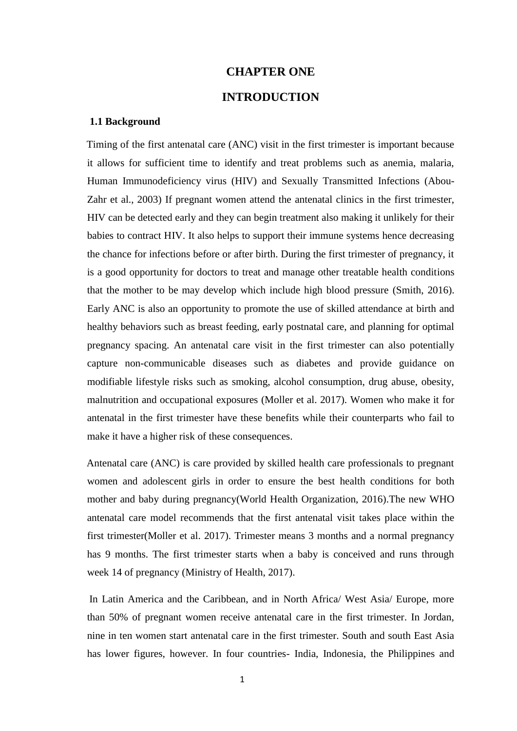# CHAPTER ONE

# INTRODUCTION

## 1.1 Background

Timing of the first antenatal care (ANC) visit in the first trimester is important because it allows for sufficient time to identify and treat problems such as anemia, malaria, Human Immunodeficiency virus (HIV) and Sexually Transmitted Infections (Abou-Zahr et al., 2003) If pregnant women attend the antenatal clinics in the first trimester, HIV can be detected early and they can begin treatment also making it unlikely for their babies to contract HIV. It also helps to support their immune systems hence decreasing the chance for infections before or after birth. During the first trimester of pregnancy, it is a good opportunity for doctors to treat and manage other treatable health conditions that the mother to be may develop which include high blood pressure (Smith, 2016). Early ANC is also an opportunity to promote the use of skilled attendance at birth and healthy behaviors such as breast feeding, early postnatal care, and planning for optimal pregnancy spacing. An antenatal care visit in the first trimester can also potentially capture non-communicable diseases such as diabetes and provide guidance on modifiable lifestyle risks such as smoking, alcohol consumption, drug abuse, obesity, malnutrition and occupational exposures (Moller et al. 2017). Women who make it for antenatal in the first trimester have these benefits while their counterparts who fail to make it have a higher risk of these consequences.

Antenatal care (ANC) is care provided by skilled health care professionals to pregnant women and adolescent girls in order to ensure the best health conditions for both mother and baby during pregnancy(World Health Organization, 2016).The new WHO antenatal care model recommends that the first antenatal visit takes place within the first trimester(Moller et al. 2017). Trimester means 3 months and a normal pregnancy has 9 months. The first trimester starts when a baby is conceived and runs through week 14 of pregnancy (Ministry of Health, 2017).

In Latin America and the Caribbean, and in North Africa/ West Asia/ Europe, more than 50% of pregnant women receive antenatal care in the first trimester. In Jordan, nine in ten women start antenatal care in the first trimester. South and south East Asia has lower figures, however. In four countries- India, Indonesia, the Philippines and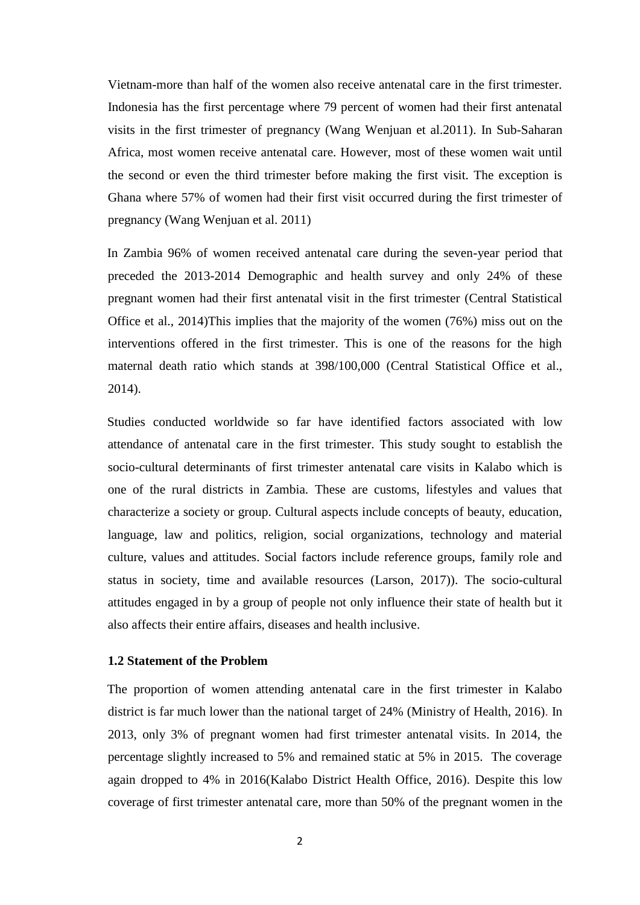Vietnam-more than half of the women also receive antenatal care in the first trimester. Indonesia has the first percentage where 79 percent of women had their first antenatal visits in the first trimester of pregnancy (Wang Wenjuan et al.2011). In Sub-Saharan Africa, most women receive antenatal care. However, most of these women wait until the second or even the third trimester before making the first visit. The exception is Ghana where 57% of women had their first visit occurred during the first trimester of pregnancy (Wang Wenjuan et al. 2011)

In Zambia 96% of women received antenatal care during the seven-year period that preceded the 2013-2014 Demographic and health survey and only 24% of these pregnant women had their first antenatal visit in the first trimester (Central Statistical Office et al., 2014)This implies that the majority of the women (76%) miss out on the interventions offered in the first trimester. This is one of the reasons for the high maternal death ratio which stands at 398/100,000 (Central Statistical Office et al., 2014).

Studies conducted worldwide so far have identified factors associated with low attendance of antenatal care in the first trimester. This study sought to establish the socio-cultural determinants of first trimester antenatal care visits in Kalabo which is one of the rural districts in Zambia. These are customs, lifestyles and values that characterize a society or group. Cultural aspects include concepts of beauty, education, language, law and politics, religion, social organizations, technology and material culture, values and attitudes. Social factors include reference groups, family role and status in society, time and available resources (Larson, 2017)). The socio-cultural attitudes engaged in by a group of people not only influence their state of health but it also affects their entire affairs, diseases and health inclusive.

### 1.2 Statement of the Problem

The proportion of women attending antenatal care in the first trimester in Kalabo district is far much lower than the national target of 24% (Ministry of Health, 2016). In 2013, only 3% of pregnant women had first trimester antenatal visits. In 2014, the percentage slightly increased to 5% and remained static at 5% in 2015. The coverage again dropped to 4% in 2016(Kalabo District Health Office, 2016). Despite this low coverage of first trimester antenatal care, more than 50% of the pregnant women in the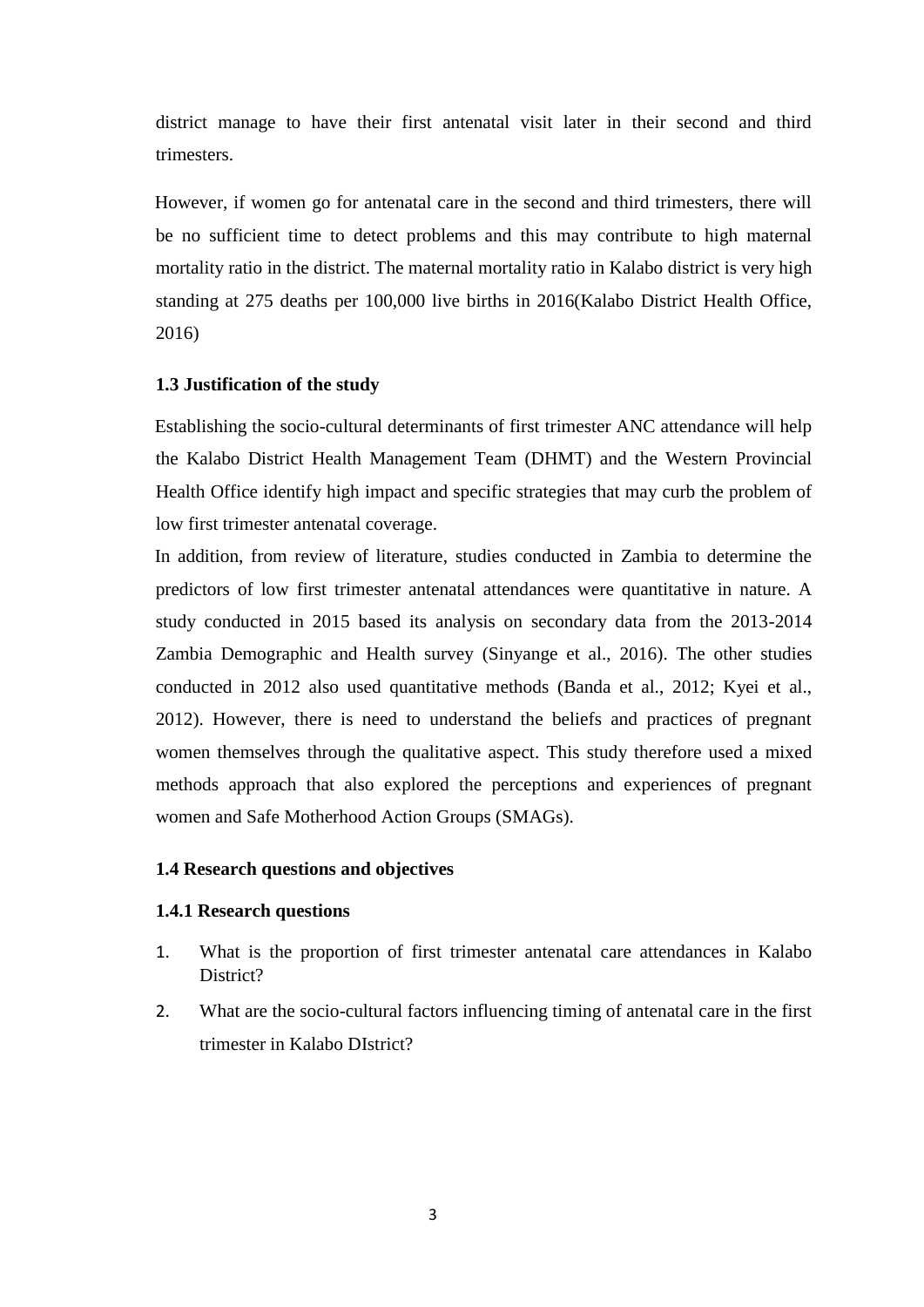district manage to have their first antenatal visit later in their second and third trimesters.

However, if women go for antenatal care in the second and third trimesters, there will be no sufficient time to detect problems and this may contribute to high maternal mortality ratio in the district. The maternal mortality ratio in Kalabo district is very high standing at 275 deaths per 100,000 live births in 2016(Kalabo District Health Office, 2016)

### 1.3 Justification of the study

Establishing the socio-cultural determinants of first trimester ANC attendance will help the Kalabo District Health Management Team (DHMT) and the Western Provincial Health Office identify high impact and specific strategies that may curb the problem of low first trimester antenatal coverage.

In addition, from review of literature, studies conducted in Zambia to determine the predictors of low first trimester antenatal attendances were quantitative in nature. A study conducted in 2015 based its analysis on secondary data from the 2013-2014 Zambia Demographic and Health survey (Sinyange et al., 2016). The other studies conducted in 2012 also used quantitative methods (Banda et al., 2012; Kyei et al., 2012). However, there is need to understand the beliefs and practices of pregnant women themselves through the qualitative aspect. This study therefore used a mixed methods approach that also explored the perceptions and experiences of pregnant women and Safe Motherhood Action Groups (SMAGs).

### 1.4 Research questions and objectives

#### 1.4.1 Research questions

1. What is the proportion of first trimester antenatal care attendances in Kalabo District?
2. What are the socio-cultural factors influencing timing of antenatal care in the first trimester in Kalabo DIstrict?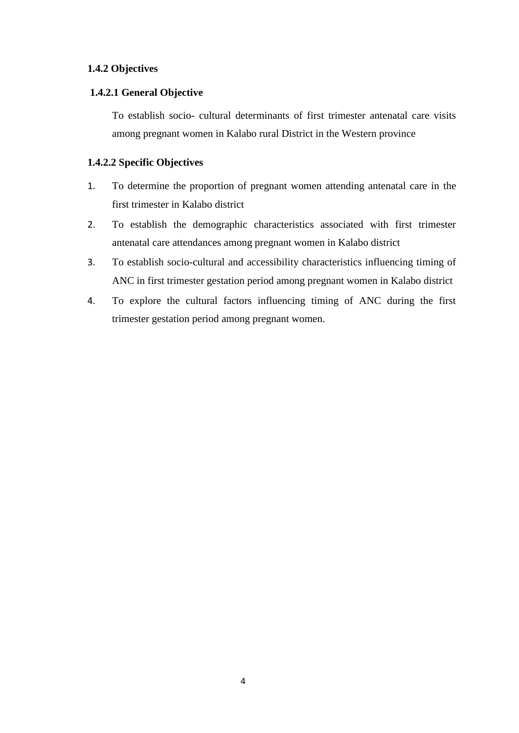### 1.4.2 Objectives

#### 1.4.2.1 General Objective

To establish socio- cultural determinants of first trimester antenatal care visits among pregnant women in Kalabo rural District in the Western province

#### 1.4.2.2 Specific Objectives

1. To determine the proportion of pregnant women attending antenatal care in the first trimester in Kalabo district
2. To establish the demographic characteristics associated with first trimester antenatal care attendances among pregnant women in Kalabo district
3. To establish socio-cultural and accessibility characteristics influencing timing of ANC in first trimester gestation period among pregnant women in Kalabo district
4. To explore the cultural factors influencing timing of ANC during the first trimester gestation period among pregnant women.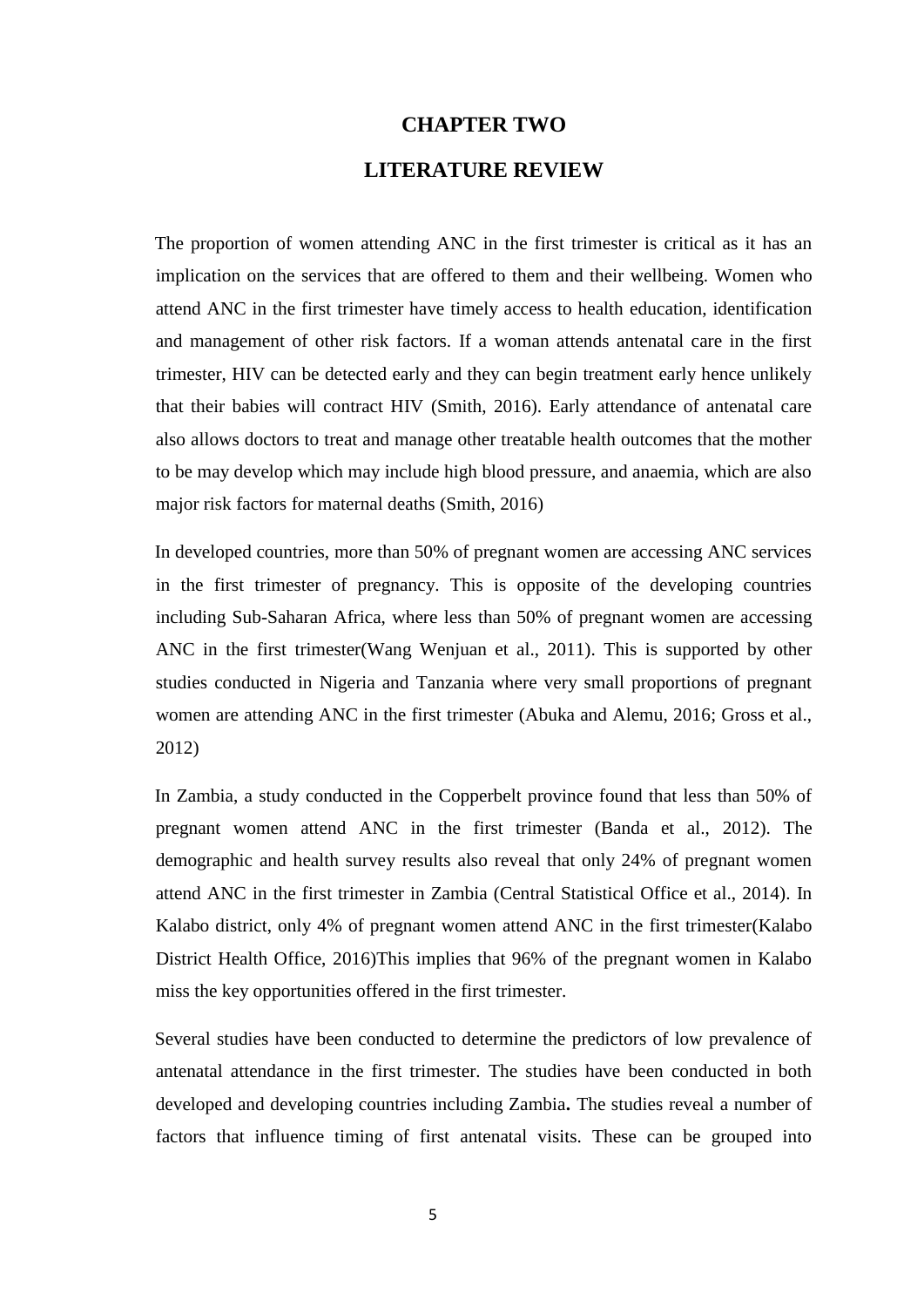# CHAPTER TWO

# LITERATURE REVIEW

The proportion of women attending ANC in the first trimester is critical as it has an implication on the services that are offered to them and their wellbeing. Women who attend ANC in the first trimester have timely access to health education, identification and management of other risk factors. If a woman attends antenatal care in the first trimester, HIV can be detected early and they can begin treatment early hence unlikely that their babies will contract HIV (Smith, 2016). Early attendance of antenatal care also allows doctors to treat and manage other treatable health outcomes that the mother to be may develop which may include high blood pressure, and anaemia, which are also major risk factors for maternal deaths (Smith, 2016)

In developed countries, more than 50% of pregnant women are accessing ANC services in the first trimester of pregnancy. This is opposite of the developing countries including Sub-Saharan Africa, where less than 50% of pregnant women are accessing ANC in the first trimester(Wang Wenjuan et al., 2011). This is supported by other studies conducted in Nigeria and Tanzania where very small proportions of pregnant women are attending ANC in the first trimester (Abuka and Alemu, 2016; Gross et al., 2012)

In Zambia, a study conducted in the Copperbelt province found that less than 50% of pregnant women attend ANC in the first trimester (Banda et al., 2012). The demographic and health survey results also reveal that only 24% of pregnant women attend ANC in the first trimester in Zambia (Central Statistical Office et al., 2014). In Kalabo district, only 4% of pregnant women attend ANC in the first trimester(Kalabo District Health Office, 2016)This implies that 96% of the pregnant women in Kalabo miss the key opportunities offered in the first trimester.

Several studies have been conducted to determine the predictors of low prevalence of antenatal attendance in the first trimester. The studies have been conducted in both developed and developing countries including Zambia**.** The studies reveal a number of factors that influence timing of first antenatal visits. These can be grouped into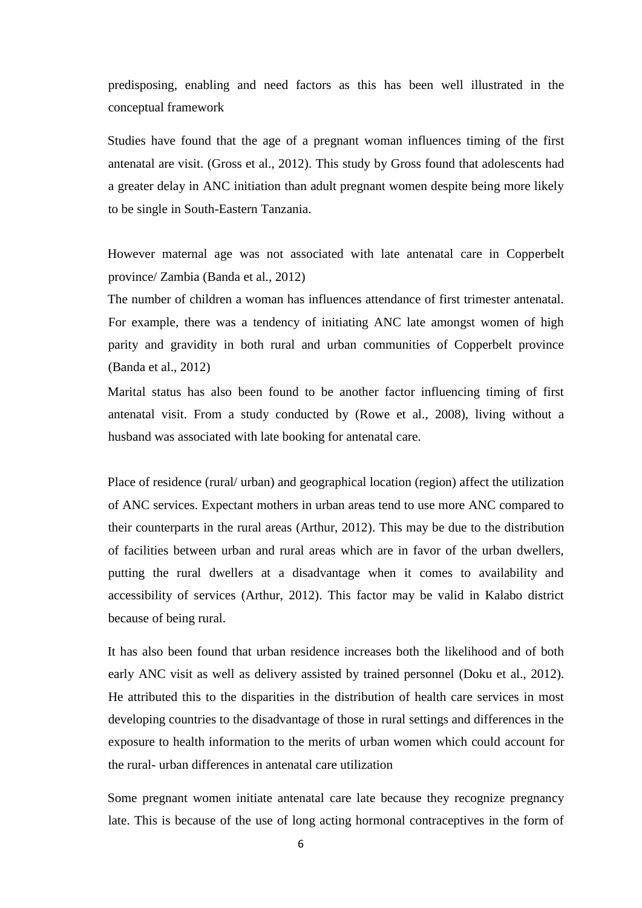predisposing, enabling and need factors as this has been well illustrated in the conceptual framework

Studies have found that the age of a pregnant woman influences timing of the first antenatal are visit. (Gross et al., 2012). This study by Gross found that adolescents had a greater delay in ANC initiation than adult pregnant women despite being more likely to be single in South-Eastern Tanzania.

However maternal age was not associated with late antenatal care in Copperbelt province/ Zambia (Banda et al., 2012)

The number of children a woman has influences attendance of first trimester antenatal. For example, there was a tendency of initiating ANC late amongst women of high parity and gravidity in both rural and urban communities of Copperbelt province (Banda et al., 2012)

Marital status has also been found to be another factor influencing timing of first antenatal visit. From a study conducted by (Rowe et al., 2008), living without a husband was associated with late booking for antenatal care.

Place of residence (rural/ urban) and geographical location (region) affect the utilization of ANC services. Expectant mothers in urban areas tend to use more ANC compared to their counterparts in the rural areas (Arthur, 2012). This may be due to the distribution of facilities between urban and rural areas which are in favor of the urban dwellers, putting the rural dwellers at a disadvantage when it comes to availability and accessibility of services (Arthur, 2012). This factor may be valid in Kalabo district because of being rural.

It has also been found that urban residence increases both the likelihood and of both early ANC visit as well as delivery assisted by trained personnel (Doku et al., 2012). He attributed this to the disparities in the distribution of health care services in most developing countries to the disadvantage of those in rural settings and differences in the exposure to health information to the merits of urban women which could account for the rural- urban differences in antenatal care utilization

Some pregnant women initiate antenatal care late because they recognize pregnancy late. This is because of the use of long acting hormonal contraceptives in the form of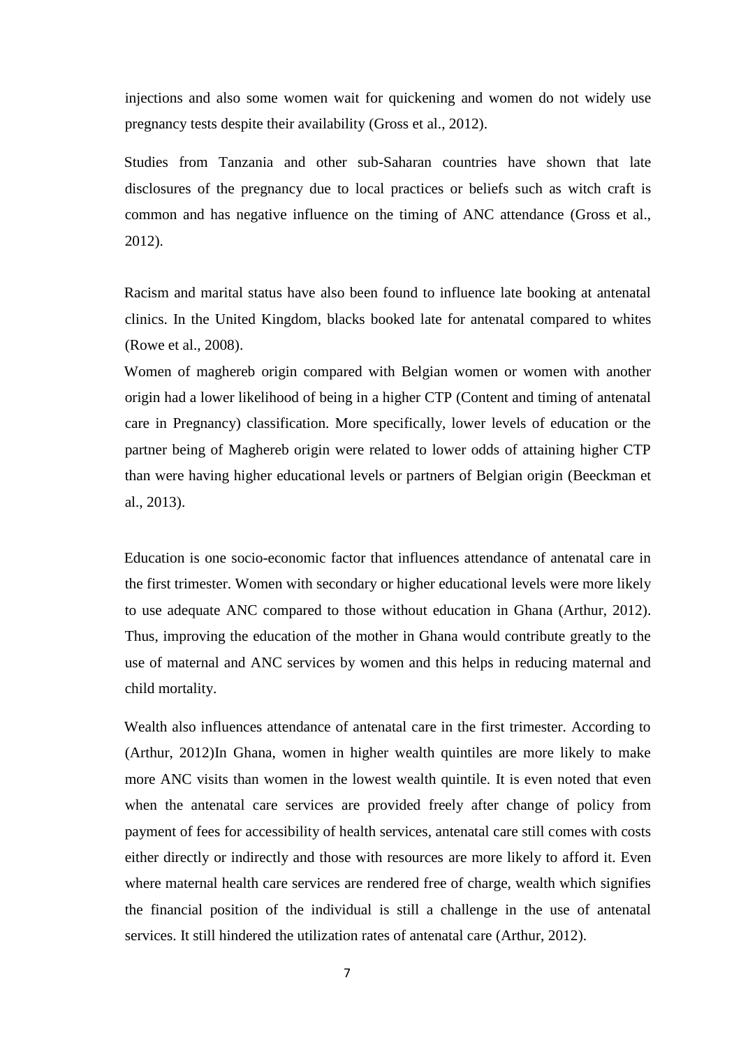injections and also some women wait for quickening and women do not widely use pregnancy tests despite their availability (Gross et al., 2012).

Studies from Tanzania and other sub-Saharan countries have shown that late disclosures of the pregnancy due to local practices or beliefs such as witch craft is common and has negative influence on the timing of ANC attendance (Gross et al., 2012).

Racism and marital status have also been found to influence late booking at antenatal clinics. In the United Kingdom, blacks booked late for antenatal compared to whites (Rowe et al., 2008).

Women of maghereb origin compared with Belgian women or women with another origin had a lower likelihood of being in a higher CTP (Content and timing of antenatal care in Pregnancy) classification. More specifically, lower levels of education or the partner being of Maghereb origin were related to lower odds of attaining higher CTP than were having higher educational levels or partners of Belgian origin (Beeckman et al., 2013).

Education is one socio-economic factor that influences attendance of antenatal care in the first trimester. Women with secondary or higher educational levels were more likely to use adequate ANC compared to those without education in Ghana (Arthur, 2012). Thus, improving the education of the mother in Ghana would contribute greatly to the use of maternal and ANC services by women and this helps in reducing maternal and child mortality.

Wealth also influences attendance of antenatal care in the first trimester. According to (Arthur, 2012)In Ghana, women in higher wealth quintiles are more likely to make more ANC visits than women in the lowest wealth quintile. It is even noted that even when the antenatal care services are provided freely after change of policy from payment of fees for accessibility of health services, antenatal care still comes with costs either directly or indirectly and those with resources are more likely to afford it. Even where maternal health care services are rendered free of charge, wealth which signifies the financial position of the individual is still a challenge in the use of antenatal services. It still hindered the utilization rates of antenatal care (Arthur, 2012).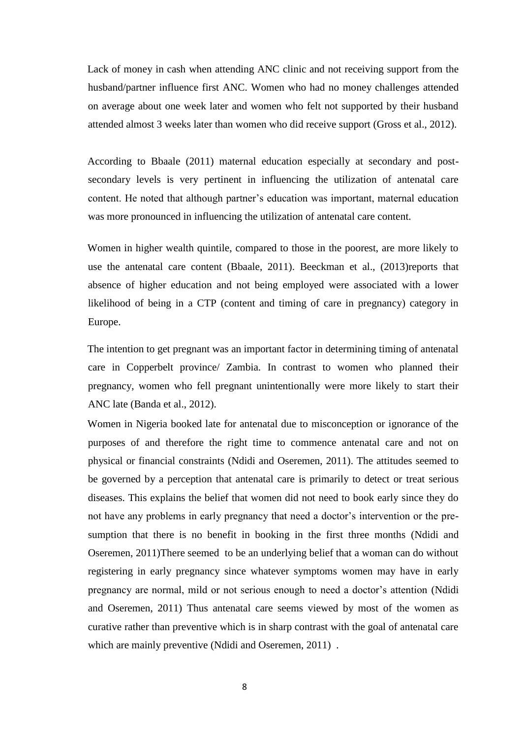Lack of money in cash when attending ANC clinic and not receiving support from the husband/partner influence first ANC. Women who had no money challenges attended on average about one week later and women who felt not supported by their husband attended almost 3 weeks later than women who did receive support (Gross et al., 2012).

According to Bbaale (2011) maternal education especially at secondary and post-secondary levels is very pertinent in influencing the utilization of antenatal care content. He noted that although partner's education was important, maternal education was more pronounced in influencing the utilization of antenatal care content.

Women in higher wealth quintile, compared to those in the poorest, are more likely to use the antenatal care content (Bbaale, 2011). Beeckman et al., (2013)reports that absence of higher education and not being employed were associated with a lower likelihood of being in a CTP (content and timing of care in pregnancy) category in Europe.

The intention to get pregnant was an important factor in determining timing of antenatal care in Copperbelt province/ Zambia. In contrast to women who planned their pregnancy, women who fell pregnant unintentionally were more likely to start their ANC late (Banda et al., 2012).

Women in Nigeria booked late for antenatal due to misconception or ignorance of the purposes of and therefore the right time to commence antenatal care and not on physical or financial constraints (Ndidi and Oseremen, 2011). The attitudes seemed to be governed by a perception that antenatal care is primarily to detect or treat serious diseases. This explains the belief that women did not need to book early since they do not have any problems in early pregnancy that need a doctor's intervention or the pre-sumption that there is no benefit in booking in the first three months (Ndidi and Oseremen, 2011)There seemed to be an underlying belief that a woman can do without registering in early pregnancy since whatever symptoms women may have in early pregnancy are normal, mild or not serious enough to need a doctor's attention (Ndidi and Oseremen, 2011) Thus antenatal care seems viewed by most of the women as curative rather than preventive which is in sharp contrast with the goal of antenatal care which are mainly preventive (Ndidi and Oseremen, 2011) .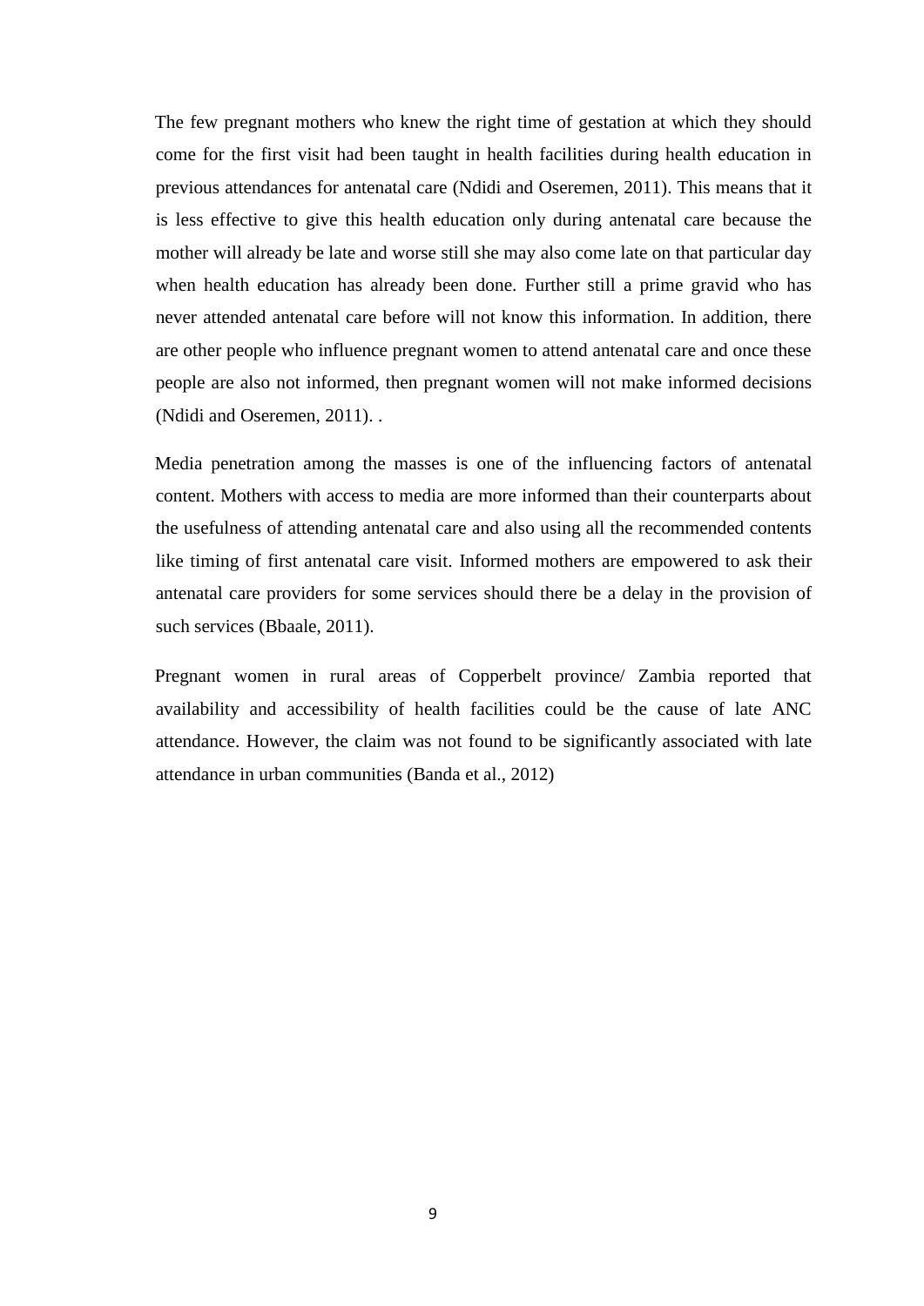The few pregnant mothers who knew the right time of gestation at which they should come for the first visit had been taught in health facilities during health education in previous attendances for antenatal care (Ndidi and Oseremen, 2011). This means that it is less effective to give this health education only during antenatal care because the mother will already be late and worse still she may also come late on that particular day when health education has already been done. Further still a prime gravid who has never attended antenatal care before will not know this information. In addition, there are other people who influence pregnant women to attend antenatal care and once these people are also not informed, then pregnant women will not make informed decisions (Ndidi and Oseremen, 2011). .

Media penetration among the masses is one of the influencing factors of antenatal content. Mothers with access to media are more informed than their counterparts about the usefulness of attending antenatal care and also using all the recommended contents like timing of first antenatal care visit. Informed mothers are empowered to ask their antenatal care providers for some services should there be a delay in the provision of such services (Bbaale, 2011).

Pregnant women in rural areas of Copperbelt province/ Zambia reported that availability and accessibility of health facilities could be the cause of late ANC attendance. However, the claim was not found to be significantly associated with late attendance in urban communities (Banda et al., 2012)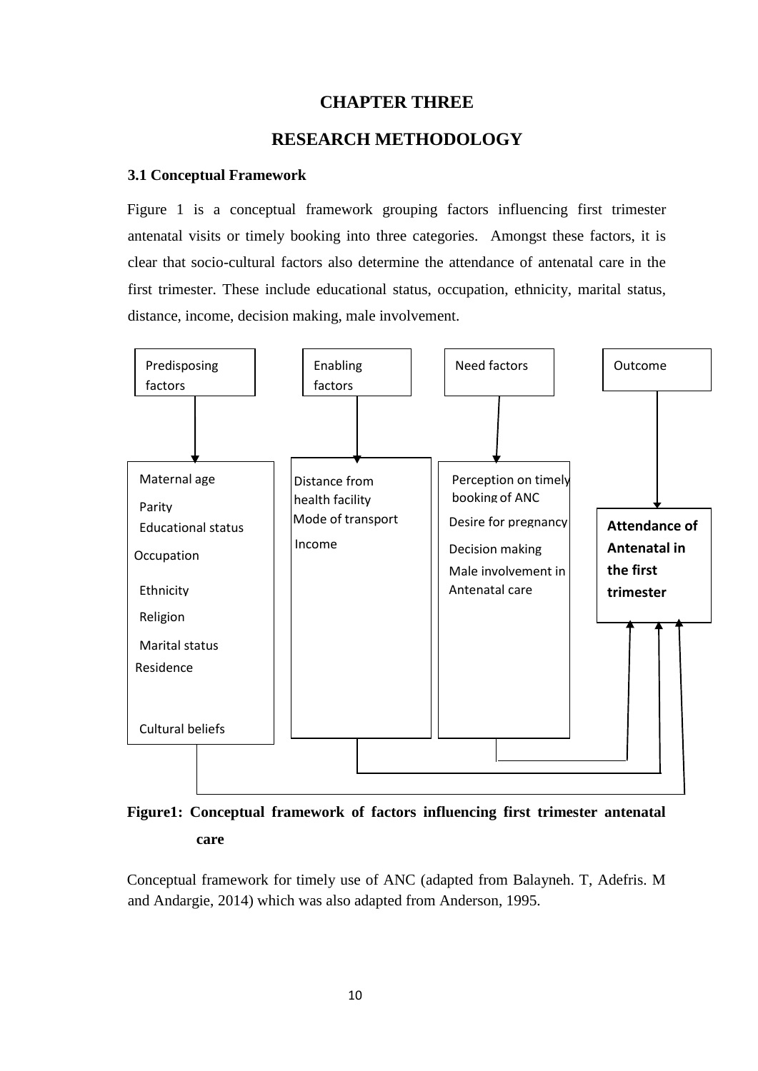# CHAPTER THREE

# RESEARCH METHODOLOGY

### 3.1 Conceptual Framework

Figure 1 is a conceptual framework grouping factors influencing first trimester antenatal visits or timely booking into three categories. Amongst these factors, it is clear that socio-cultural factors also determine the attendance of antenatal care in the first trimester. These include educational status, occupation, ethnicity, marital status, distance, income, decision making, male involvement.

| Predisposing factors | Enabling factors | Need factors | Outcome |
|---|---|---|---|
| Maternal age<br>Parity<br>Educational status<br>Occupation<br>Ethnicity<br>Religion<br>Marital status<br>Residence<br>Cultural beliefs | Distance from health facility<br>Mode of transport<br>Income | Perception on timely booking of ANC<br>Desire for pregnancy<br>Decision making<br>Male involvement in Antenatal care | **Attendance of Antenatal in the first trimester** |

**Figure1: Conceptual framework of factors influencing first trimester antenatal care**

Conceptual framework for timely use of ANC (adapted from Balayneh. T, Adefris. M and Andargie, 2014) which was also adapted from Anderson, 1995.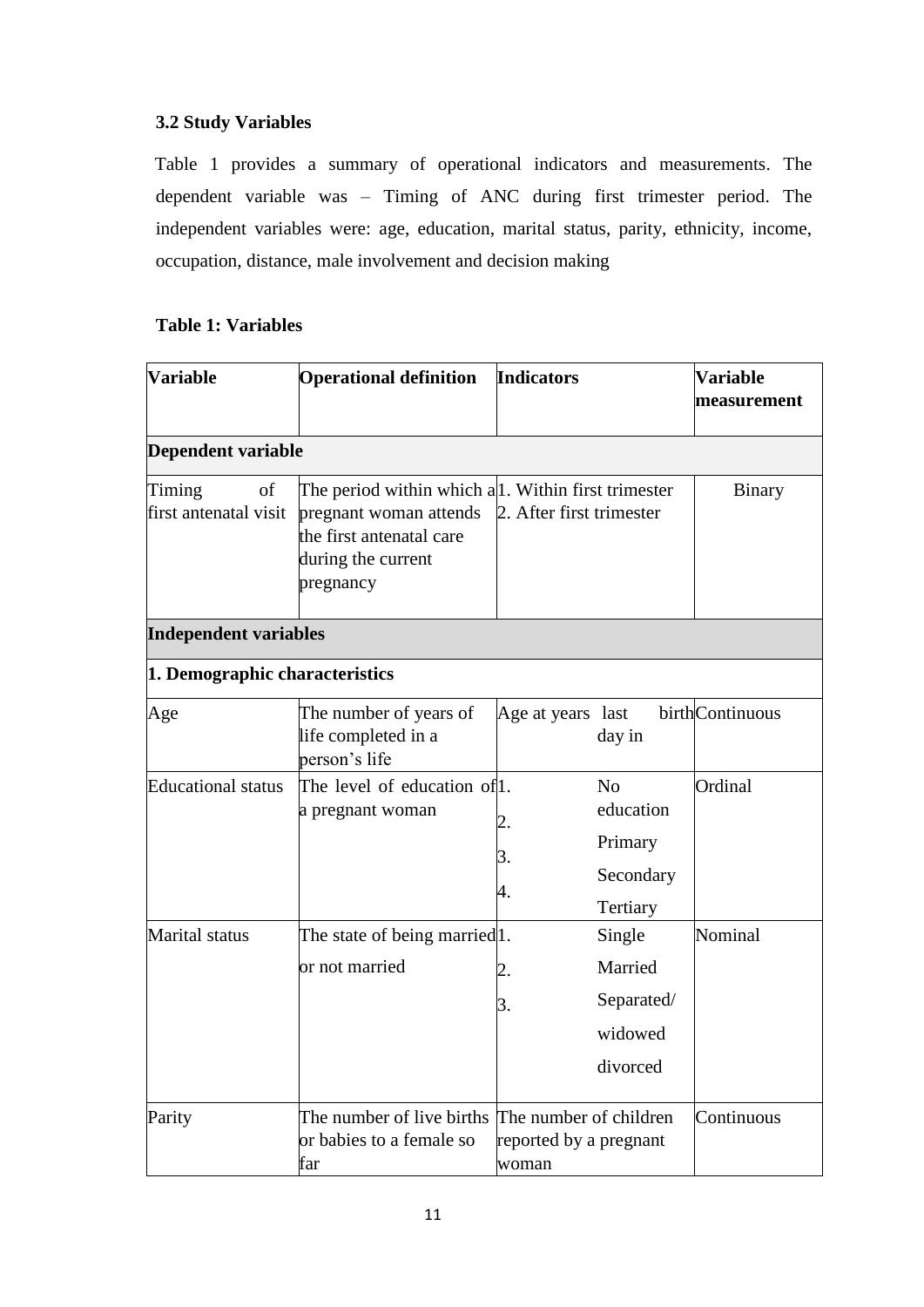### 3.2 Study Variables

Table 1 provides a summary of operational indicators and measurements. The dependent variable was – Timing of ANC during first trimester period. The independent variables were: age, education, marital status, parity, ethnicity, income, occupation, distance, male involvement and decision making

**Table 1: Variables**

| Variable | Operational definition | Indicators | Variable measurement |
|---|---|---|---|
| **Dependent variable** | | | |
| Timing of first antenatal visit | The period within which a pregnant woman attends the first antenatal care during the current pregnancy | 1. Within first trimester<br>2. After first trimester | Binary |
| **Independent variables** | | | |
| **1. Demographic characteristics** | | | |
| Age | The number of years of life completed in a person's life | Age at years last birth day in | Continuous |
| Educational status | The level of education of a pregnant woman | 1. No education<br>2. Primary<br>3. Secondary<br>4. Tertiary | Ordinal |
| Marital status | The state of being married or not married | 1. Single<br>2. Married<br>3. Separated/ widowed divorced | Nominal |
| Parity | The number of live births or babies to a female so far | The number of children reported by a pregnant woman | Continuous |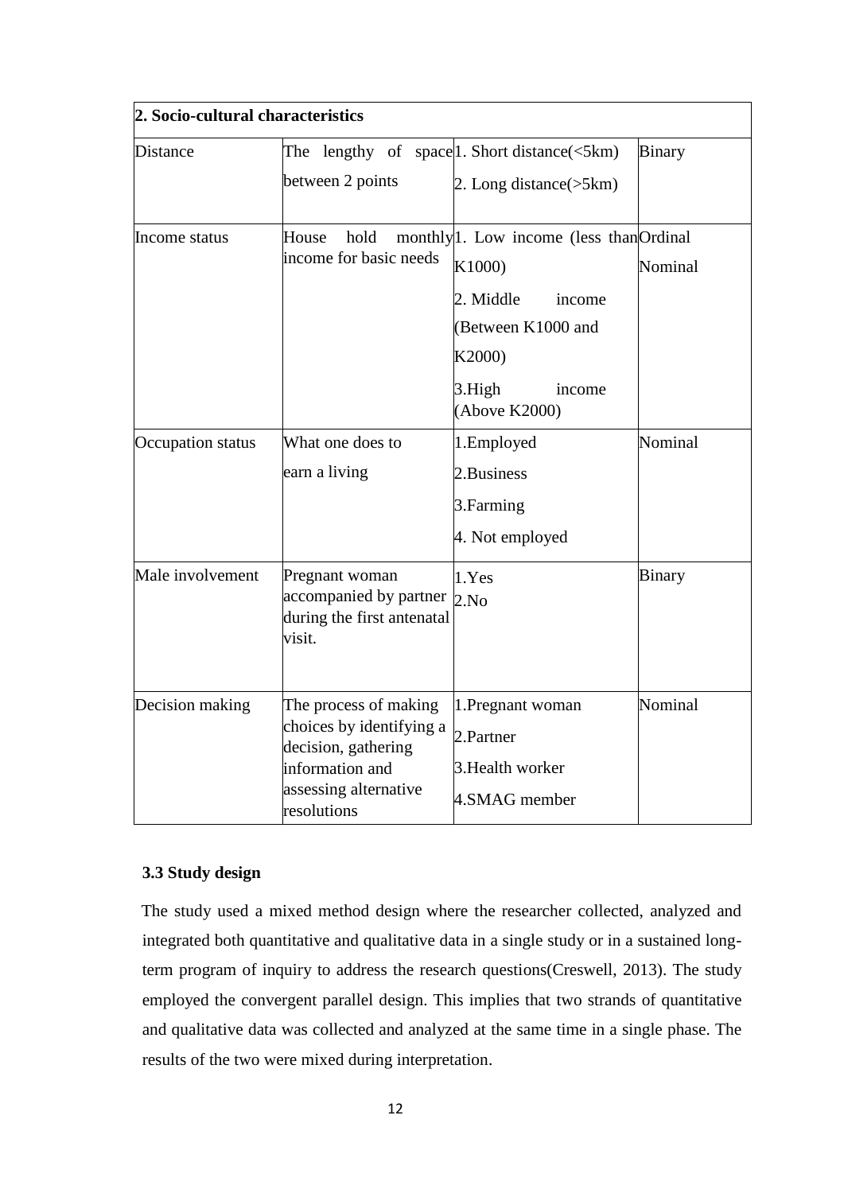| **2. Socio-cultural characteristics** | | | |
|---|---|---|---|
| Distance | The lengthy of space between 2 points | 1. Short distance(<5km) 2. Long distance(>5km) | Binary |
| Income status | House hold monthly income for basic needs | 1. Low income (less than K1000) 2. Middle income (Between K1000 and K2000) 3.High income (Above K2000) | Ordinal Nominal |
| Occupation status | What one does to earn a living | 1.Employed 2.Business 3.Farming 4. Not employed | Nominal |
| Male involvement | Pregnant woman accompanied by partner during the first antenatal visit. | 1.Yes 2.No | Binary |
| Decision making | The process of making choices by identifying a decision, gathering information and assessing alternative resolutions | 1.Pregnant woman 2.Partner 3.Health worker 4.SMAG member | Nominal |

### 3.3 Study design

The study used a mixed method design where the researcher collected, analyzed and integrated both quantitative and qualitative data in a single study or in a sustained long-term program of inquiry to address the research questions(Creswell, 2013). The study employed the convergent parallel design. This implies that two strands of quantitative and qualitative data was collected and analyzed at the same time in a single phase. The results of the two were mixed during interpretation.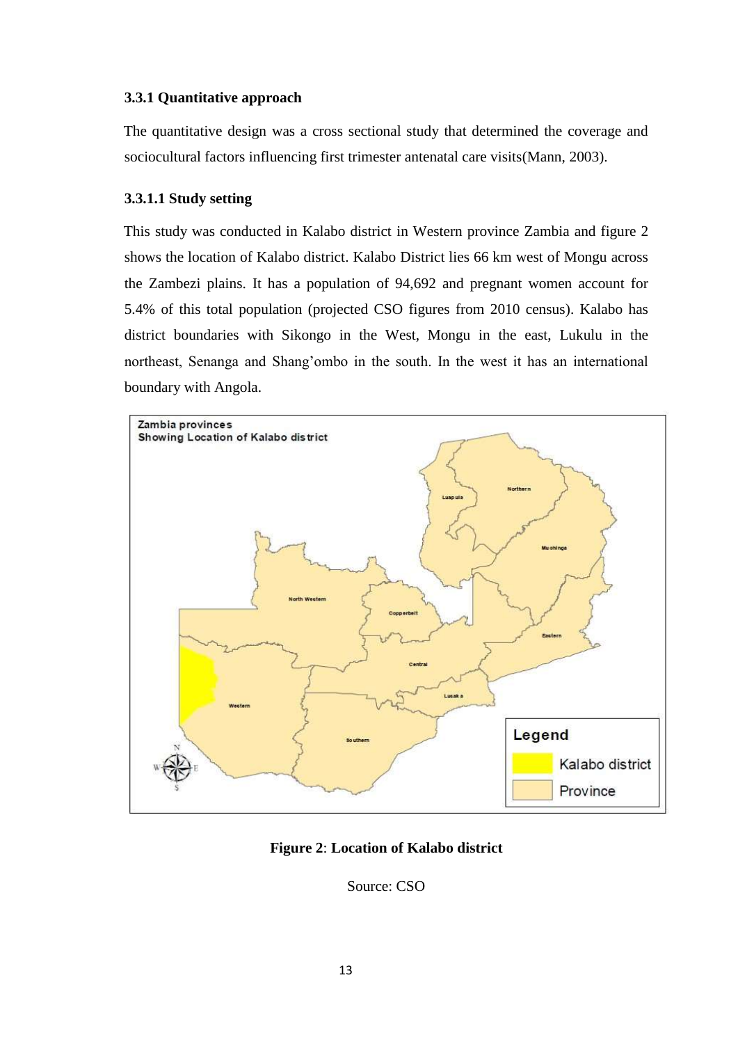### 3.3.1 Quantitative approach

The quantitative design was a cross sectional study that determined the coverage and sociocultural factors influencing first trimester antenatal care visits(Mann, 2003).

#### 3.3.1.1 Study setting

This study was conducted in Kalabo district in Western province Zambia and figure 2 shows the location of Kalabo district. Kalabo District lies 66 km west of Mongu across the Zambezi plains. It has a population of 94,692 and pregnant women account for 5.4% of this total population (projected CSO figures from 2010 census). Kalabo has district boundaries with Sikongo in the West, Mongu in the east, Lukulu in the northeast, Senanga and Shang'ombo in the south. In the west it has an international boundary with Angola.

**Figure 2**: **Location of Kalabo district**

Source: CSO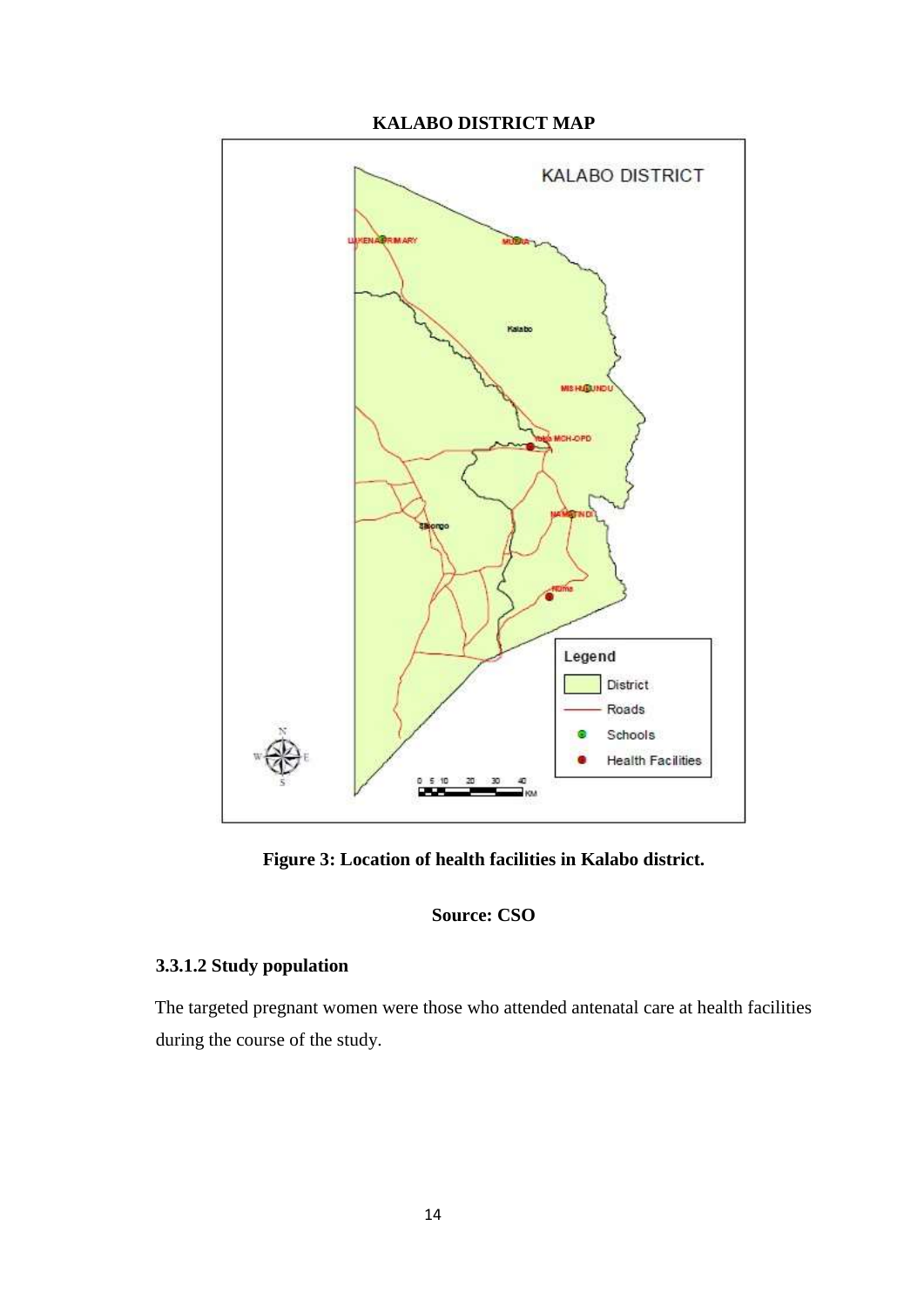**KALABO DISTRICT MAP**

**Figure 3: Location of health facilities in Kalabo district.**

**Source: CSO**

### 3.3.1.2 Study population

The targeted pregnant women were those who attended antenatal care at health facilities during the course of the study.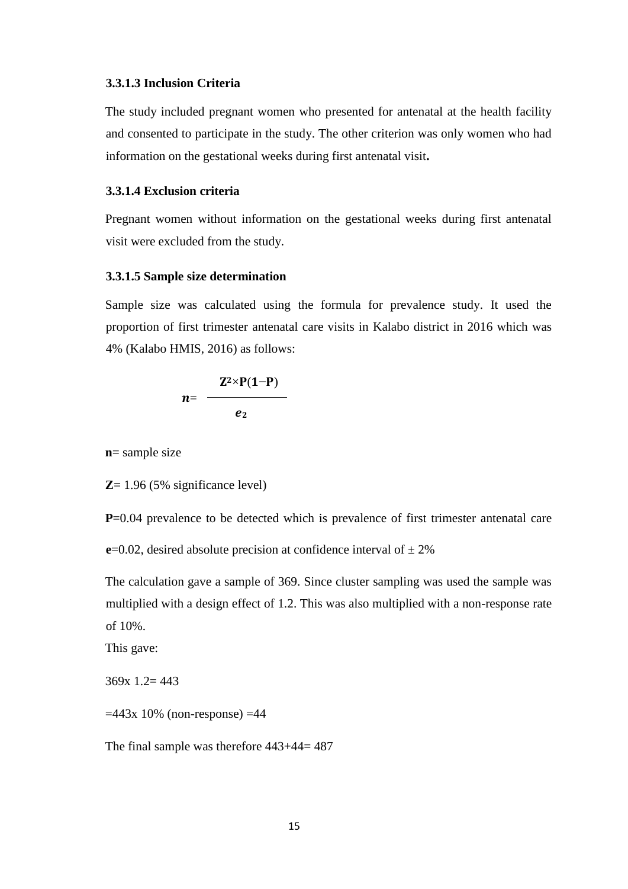### 3.3.1.3 Inclusion Criteria

The study included pregnant women who presented for antenatal at the health facility and consented to participate in the study. The other criterion was only women who had information on the gestational weeks during first antenatal visit**.**

### 3.3.1.4 Exclusion criteria

Pregnant women without information on the gestational weeks during first antenatal visit were excluded from the study.

### 3.3.1.5 Sample size determination

Sample size was calculated using the formula for prevalence study. It used the proportion of first trimester antenatal care visits in Kalabo district in 2016 which was 4% (Kalabo HMIS, 2016) as follows:

$$\boldsymbol{n} = \frac{\mathbf{Z^2 \times P(1-P)}}{\boldsymbol{e_2}}$$

**n**= sample size

**Z**= 1.96 (5% significance level)

**P**=0.04 prevalence to be detected which is prevalence of first trimester antenatal care

**e**=0.02, desired absolute precision at confidence interval of ± 2%

The calculation gave a sample of 369. Since cluster sampling was used the sample was multiplied with a design effect of 1.2. This was also multiplied with a non-response rate of 10%.

This gave:

369x 1.2= 443

=443x 10% (non-response) =44

The final sample was therefore 443+44= 487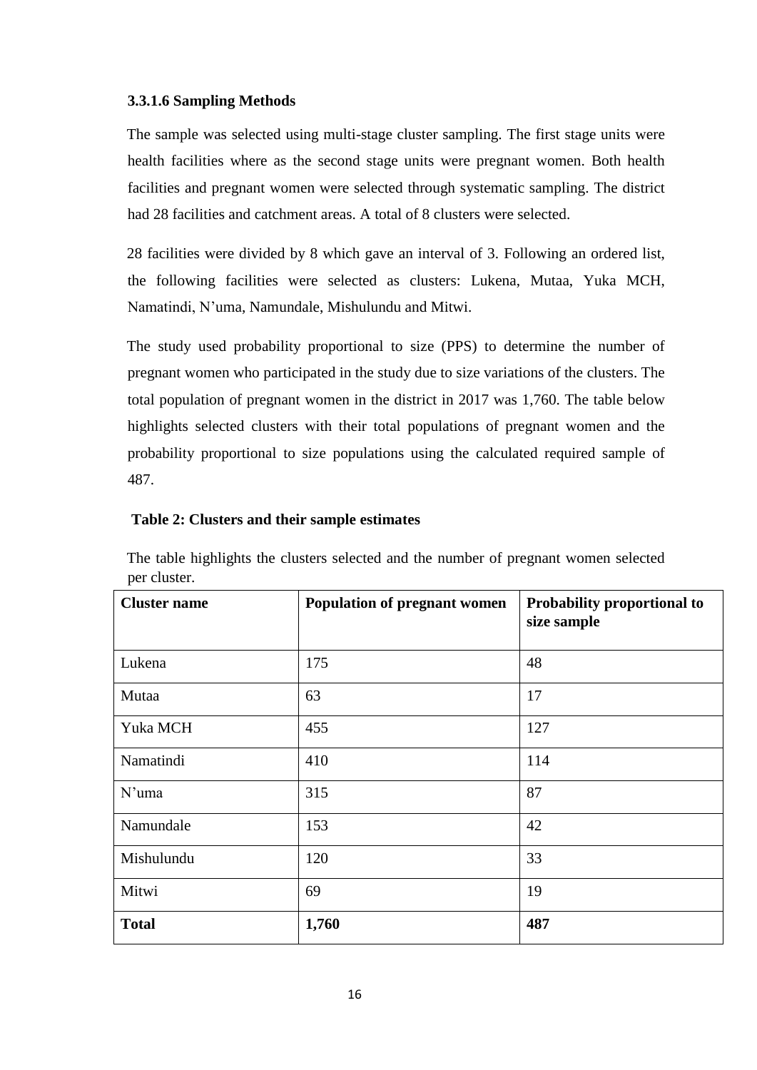#### 3.3.1.6 Sampling Methods

The sample was selected using multi-stage cluster sampling. The first stage units were health facilities where as the second stage units were pregnant women. Both health facilities and pregnant women were selected through systematic sampling. The district had 28 facilities and catchment areas. A total of 8 clusters were selected.

28 facilities were divided by 8 which gave an interval of 3. Following an ordered list, the following facilities were selected as clusters: Lukena, Mutaa, Yuka MCH, Namatindi, N'uma, Namundale, Mishulundu and Mitwi.

The study used probability proportional to size (PPS) to determine the number of pregnant women who participated in the study due to size variations of the clusters. The total population of pregnant women in the district in 2017 was 1,760. The table below highlights selected clusters with their total populations of pregnant women and the probability proportional to size populations using the calculated required sample of 487.

**Table 2: Clusters and their sample estimates**

The table highlights the clusters selected and the number of pregnant women selected per cluster.

| Cluster name | Population of pregnant women | Probability proportional to size sample |
|---|---|---|
| Lukena | 175 | 48 |
| Mutaa | 63 | 17 |
| Yuka MCH | 455 | 127 |
| Namatindi | 410 | 114 |
| N'uma | 315 | 87 |
| Namundale | 153 | 42 |
| Mishulundu | 120 | 33 |
| Mitwi | 69 | 19 |
| **Total** | **1,760** | **487** |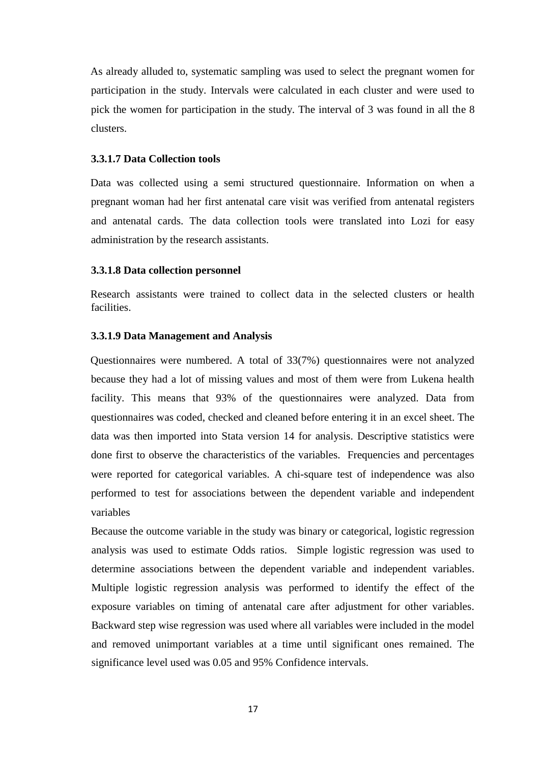As already alluded to, systematic sampling was used to select the pregnant women for participation in the study. Intervals were calculated in each cluster and were used to pick the women for participation in the study. The interval of 3 was found in all the 8 clusters.

#### 3.3.1.7 Data Collection tools

Data was collected using a semi structured questionnaire. Information on when a pregnant woman had her first antenatal care visit was verified from antenatal registers and antenatal cards. The data collection tools were translated into Lozi for easy administration by the research assistants.

#### 3.3.1.8 Data collection personnel

Research assistants were trained to collect data in the selected clusters or health facilities.

#### 3.3.1.9 Data Management and Analysis

Questionnaires were numbered. A total of 33(7%) questionnaires were not analyzed because they had a lot of missing values and most of them were from Lukena health facility. This means that 93% of the questionnaires were analyzed. Data from questionnaires was coded, checked and cleaned before entering it in an excel sheet. The data was then imported into Stata version 14 for analysis. Descriptive statistics were done first to observe the characteristics of the variables. Frequencies and percentages were reported for categorical variables. A chi-square test of independence was also performed to test for associations between the dependent variable and independent variables

Because the outcome variable in the study was binary or categorical, logistic regression analysis was used to estimate Odds ratios. Simple logistic regression was used to determine associations between the dependent variable and independent variables. Multiple logistic regression analysis was performed to identify the effect of the exposure variables on timing of antenatal care after adjustment for other variables. Backward step wise regression was used where all variables were included in the model and removed unimportant variables at a time until significant ones remained. The significance level used was 0.05 and 95% Confidence intervals.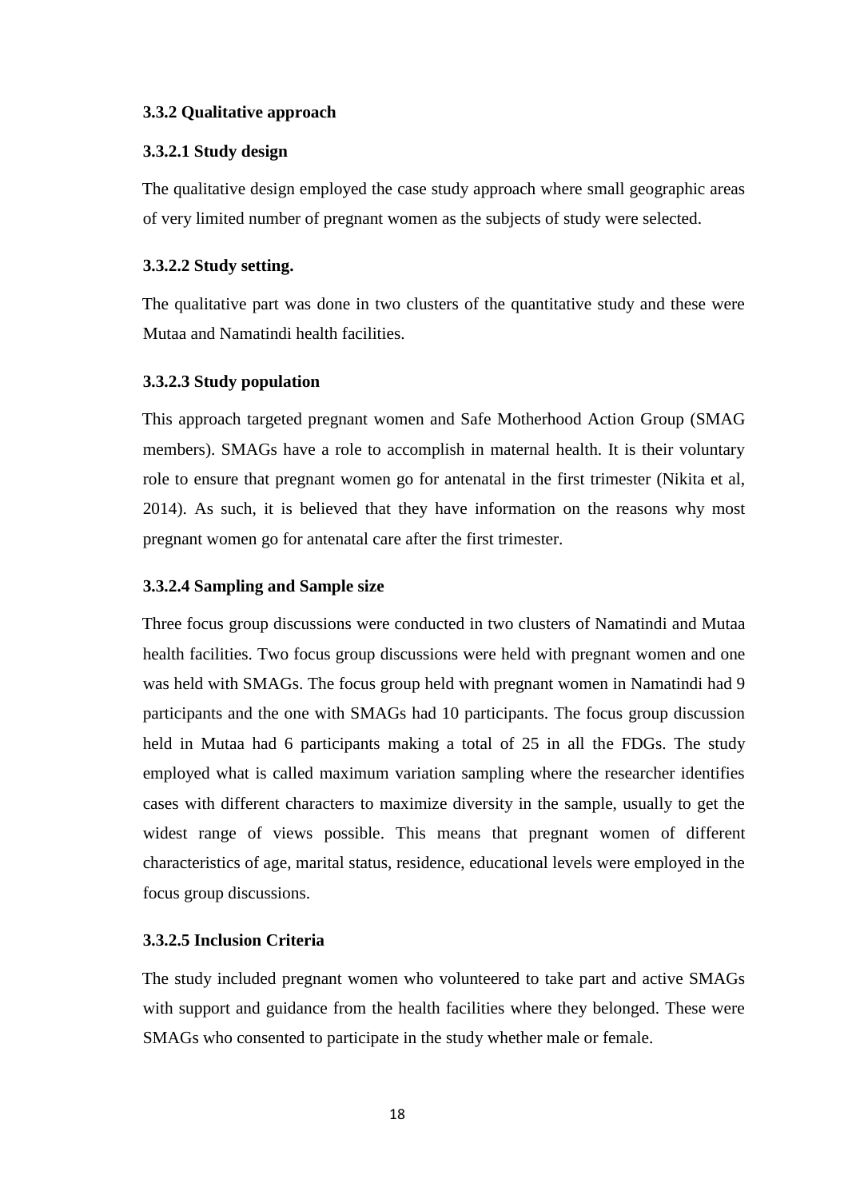### 3.3.2 Qualitative approach

#### 3.3.2.1 Study design

The qualitative design employed the case study approach where small geographic areas of very limited number of pregnant women as the subjects of study were selected.

#### 3.3.2.2 Study setting.

The qualitative part was done in two clusters of the quantitative study and these were Mutaa and Namatindi health facilities.

#### 3.3.2.3 Study population

This approach targeted pregnant women and Safe Motherhood Action Group (SMAG members). SMAGs have a role to accomplish in maternal health. It is their voluntary role to ensure that pregnant women go for antenatal in the first trimester (Nikita et al, 2014). As such, it is believed that they have information on the reasons why most pregnant women go for antenatal care after the first trimester.

#### 3.3.2.4 Sampling and Sample size

Three focus group discussions were conducted in two clusters of Namatindi and Mutaa health facilities. Two focus group discussions were held with pregnant women and one was held with SMAGs. The focus group held with pregnant women in Namatindi had 9 participants and the one with SMAGs had 10 participants. The focus group discussion held in Mutaa had 6 participants making a total of 25 in all the FDGs. The study employed what is called maximum variation sampling where the researcher identifies cases with different characters to maximize diversity in the sample, usually to get the widest range of views possible. This means that pregnant women of different characteristics of age, marital status, residence, educational levels were employed in the focus group discussions.

#### 3.3.2.5 Inclusion Criteria

The study included pregnant women who volunteered to take part and active SMAGs with support and guidance from the health facilities where they belonged. These were SMAGs who consented to participate in the study whether male or female.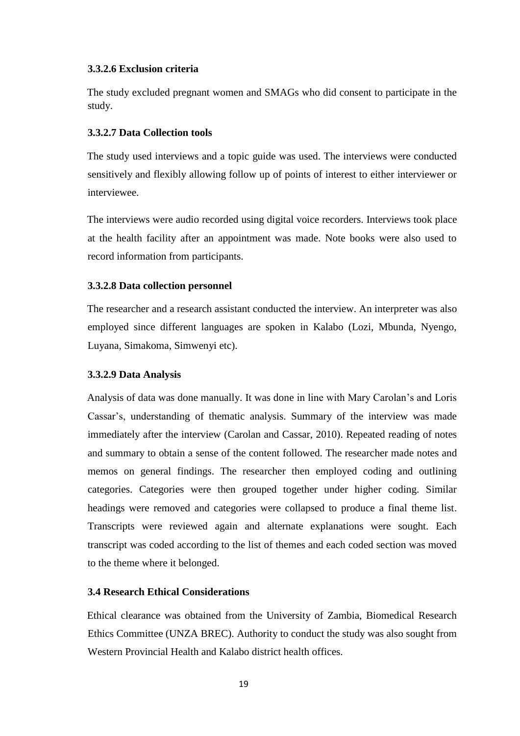#### 3.3.2.6 Exclusion criteria

The study excluded pregnant women and SMAGs who did consent to participate in the study.

#### 3.3.2.7 Data Collection tools

The study used interviews and a topic guide was used. The interviews were conducted sensitively and flexibly allowing follow up of points of interest to either interviewer or interviewee.

The interviews were audio recorded using digital voice recorders. Interviews took place at the health facility after an appointment was made. Note books were also used to record information from participants.

#### 3.3.2.8 Data collection personnel

The researcher and a research assistant conducted the interview. An interpreter was also employed since different languages are spoken in Kalabo (Lozi, Mbunda, Nyengo, Luyana, Simakoma, Simwenyi etc).

#### 3.3.2.9 Data Analysis

Analysis of data was done manually. It was done in line with Mary Carolan's and Loris Cassar's, understanding of thematic analysis. Summary of the interview was made immediately after the interview (Carolan and Cassar, 2010). Repeated reading of notes and summary to obtain a sense of the content followed. The researcher made notes and memos on general findings. The researcher then employed coding and outlining categories. Categories were then grouped together under higher coding. Similar headings were removed and categories were collapsed to produce a final theme list. Transcripts were reviewed again and alternate explanations were sought. Each transcript was coded according to the list of themes and each coded section was moved to the theme where it belonged.

### 3.4 Research Ethical Considerations

Ethical clearance was obtained from the University of Zambia, Biomedical Research Ethics Committee (UNZA BREC). Authority to conduct the study was also sought from Western Provincial Health and Kalabo district health offices.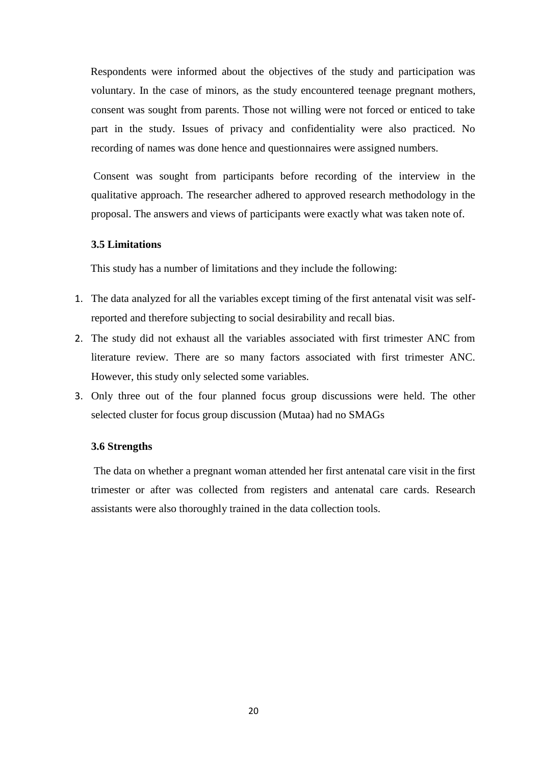Respondents were informed about the objectives of the study and participation was voluntary. In the case of minors, as the study encountered teenage pregnant mothers, consent was sought from parents. Those not willing were not forced or enticed to take part in the study. Issues of privacy and confidentiality were also practiced. No recording of names was done hence and questionnaires were assigned numbers.

Consent was sought from participants before recording of the interview in the qualitative approach. The researcher adhered to approved research methodology in the proposal. The answers and views of participants were exactly what was taken note of.

### 3.5 Limitations

This study has a number of limitations and they include the following:

1. The data analyzed for all the variables except timing of the first antenatal visit was self-reported and therefore subjecting to social desirability and recall bias.
2. The study did not exhaust all the variables associated with first trimester ANC from literature review. There are so many factors associated with first trimester ANC. However, this study only selected some variables.
3. Only three out of the four planned focus group discussions were held. The other selected cluster for focus group discussion (Mutaa) had no SMAGs

### 3.6 Strengths

The data on whether a pregnant woman attended her first antenatal care visit in the first trimester or after was collected from registers and antenatal care cards. Research assistants were also thoroughly trained in the data collection tools.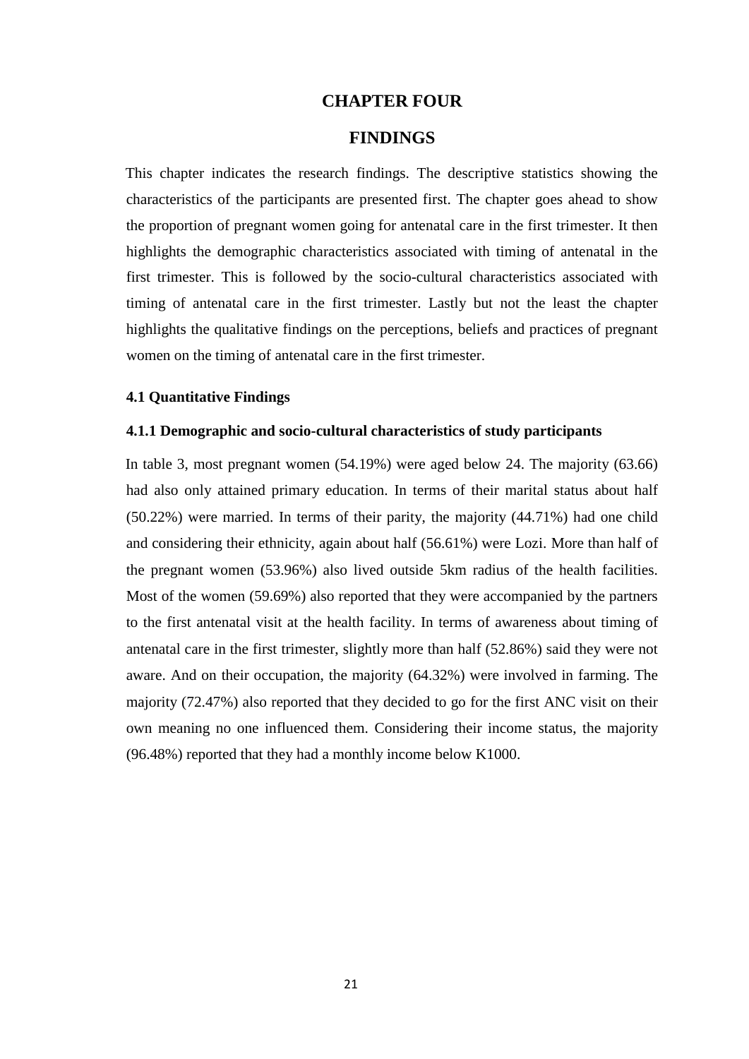# CHAPTER FOUR

# FINDINGS

This chapter indicates the research findings. The descriptive statistics showing the characteristics of the participants are presented first. The chapter goes ahead to show the proportion of pregnant women going for antenatal care in the first trimester. It then highlights the demographic characteristics associated with timing of antenatal in the first trimester. This is followed by the socio-cultural characteristics associated with timing of antenatal care in the first trimester. Lastly but not the least the chapter highlights the qualitative findings on the perceptions, beliefs and practices of pregnant women on the timing of antenatal care in the first trimester.

### 4.1 Quantitative Findings

### 4.1.1 Demographic and socio-cultural characteristics of study participants

In table 3, most pregnant women (54.19%) were aged below 24. The majority (63.66) had also only attained primary education. In terms of their marital status about half (50.22%) were married. In terms of their parity, the majority (44.71%) had one child and considering their ethnicity, again about half (56.61%) were Lozi. More than half of the pregnant women (53.96%) also lived outside 5km radius of the health facilities. Most of the women (59.69%) also reported that they were accompanied by the partners to the first antenatal visit at the health facility. In terms of awareness about timing of antenatal care in the first trimester, slightly more than half (52.86%) said they were not aware. And on their occupation, the majority (64.32%) were involved in farming. The majority (72.47%) also reported that they decided to go for the first ANC visit on their own meaning no one influenced them. Considering their income status, the majority (96.48%) reported that they had a monthly income below K1000.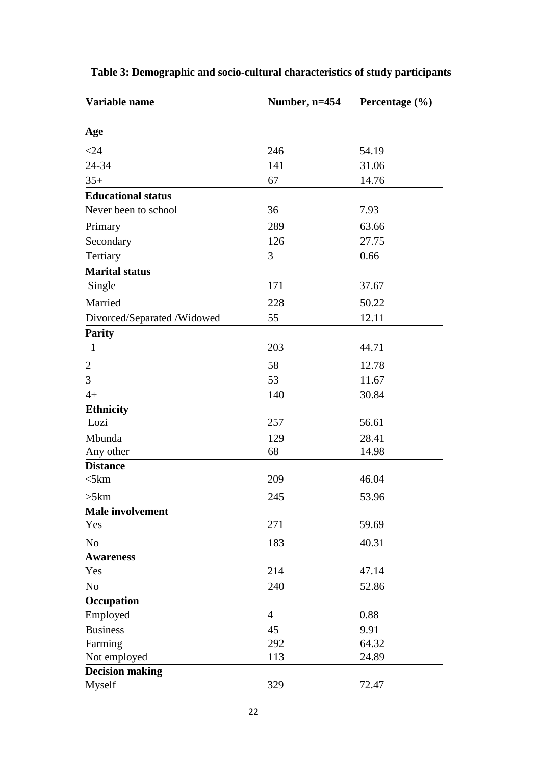**Table 3: Demographic and socio-cultural characteristics of study participants**

| Variable name | Number, n=454 | Percentage (%) |
|---|---|---|
| **Age** | | |
| <24 | 246 | 54.19 |
| 24-34 | 141 | 31.06 |
| 35+ | 67 | 14.76 |
| **Educational status** | | |
| Never been to school | 36 | 7.93 |
| Primary | 289 | 63.66 |
| Secondary | 126 | 27.75 |
| Tertiary | 3 | 0.66 |
| **Marital status** | | |
| Single | 171 | 37.67 |
| Married | 228 | 50.22 |
| Divorced/Separated /Widowed | 55 | 12.11 |
| **Parity** | | |
| 1 | 203 | 44.71 |
| 2 | 58 | 12.78 |
| 3 | 53 | 11.67 |
| 4+ | 140 | 30.84 |
| **Ethnicity** | | |
| Lozi | 257 | 56.61 |
| Mbunda | 129 | 28.41 |
| Any other | 68 | 14.98 |
| **Distance** | | |
| <5km | 209 | 46.04 |
| >5km | 245 | 53.96 |
| **Male involvement** | | |
| Yes | 271 | 59.69 |
| No | 183 | 40.31 |
| **Awareness** | | |
| Yes | 214 | 47.14 |
| No | 240 | 52.86 |
| **Occupation** | | |
| Employed | 4 | 0.88 |
| Business | 45 | 9.91 |
| Farming | 292 | 64.32 |
| Not employed | 113 | 24.89 |
| **Decision making** | | |
| Myself | 329 | 72.47 |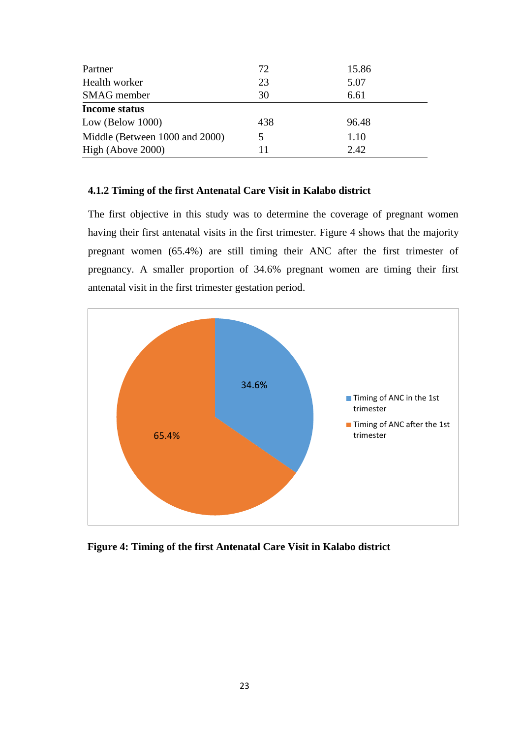| | | |
|---|---|---|
| Partner | 72 | 15.86 |
| Health worker | 23 | 5.07 |
| SMAG member | 30 | 6.61 |
| **Income status** | | |
| Low (Below 1000) | 438 | 96.48 |
| Middle (Between 1000 and 2000) | 5 | 1.10 |
| High (Above 2000) | 11 | 2.42 |

### 4.1.2 Timing of the first Antenatal Care Visit in Kalabo district

The first objective in this study was to determine the coverage of pregnant women having their first antenatal visits in the first trimester. Figure 4 shows that the majority pregnant women (65.4%) are still timing their ANC after the first trimester of pregnancy. A smaller proportion of 34.6% pregnant women are timing their first antenatal visit in the first trimester gestation period.

**Figure 4: Timing of the first Antenatal Care Visit in Kalabo district**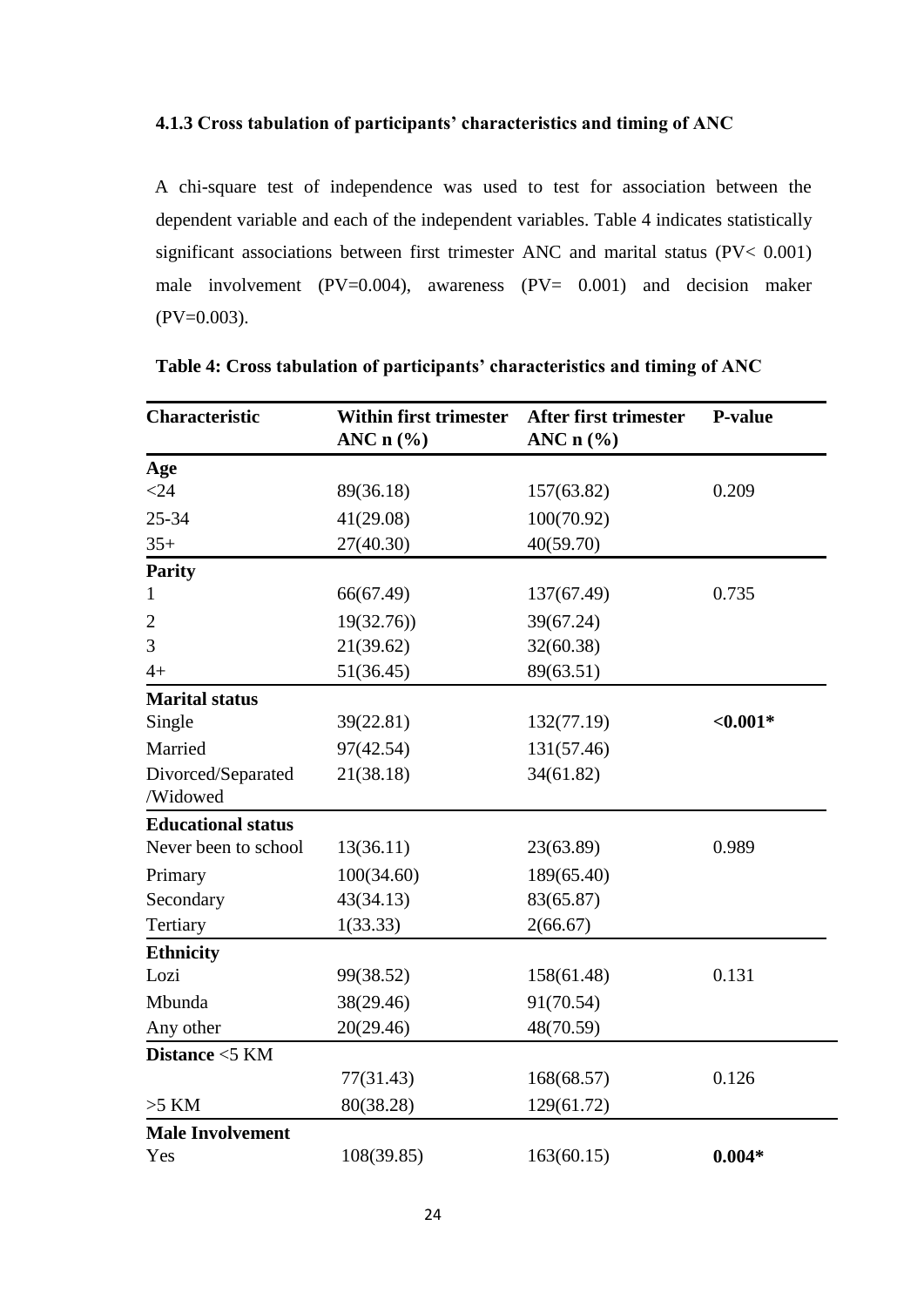### 4.1.3 Cross tabulation of participants' characteristics and timing of ANC

A chi-square test of independence was used to test for association between the dependent variable and each of the independent variables. Table 4 indicates statistically significant associations between first trimester ANC and marital status (PV< 0.001) male involvement (PV=0.004), awareness (PV= 0.001) and decision maker (PV=0.003).

**Table 4: Cross tabulation of participants' characteristics and timing of ANC**

| Characteristic | Within first trimester ANC n (%) | After first trimester ANC n (%) | P-value |
|---|---|---|---|
| **Age** | | | |
| <24 | 89(36.18) | 157(63.82) | 0.209 |
| 25-34 | 41(29.08) | 100(70.92) | |
| 35+ | 27(40.30) | 40(59.70) | |
| **Parity** | | | |
| 1 | 66(67.49) | 137(67.49) | 0.735 |
| 2 | 19(32.76)) | 39(67.24) | |
| 3 | 21(39.62) | 32(60.38) | |
| 4+ | 51(36.45) | 89(63.51) | |
| **Marital status** | | | |
| Single | 39(22.81) | 132(77.19) | **<0.001*** |
| Married | 97(42.54) | 131(57.46) | |
| Divorced/Separated /Widowed | 21(38.18) | 34(61.82) | |
| **Educational status** | | | |
| Never been to school | 13(36.11) | 23(63.89) | 0.989 |
| Primary | 100(34.60) | 189(65.40) | |
| Secondary | 43(34.13) | 83(65.87) | |
| Tertiary | 1(33.33) | 2(66.67) | |
| **Ethnicity** | | | |
| Lozi | 99(38.52) | 158(61.48) | 0.131 |
| Mbunda | 38(29.46) | 91(70.54) | |
| Any other | 20(29.46) | 48(70.59) | |
| **Distance** <5 KM | | | |
| | 77(31.43) | 168(68.57) | 0.126 |
| >5 KM | 80(38.28) | 129(61.72) | |
| **Male Involvement** | | | |
| Yes | 108(39.85) | 163(60.15) | **0.004*** |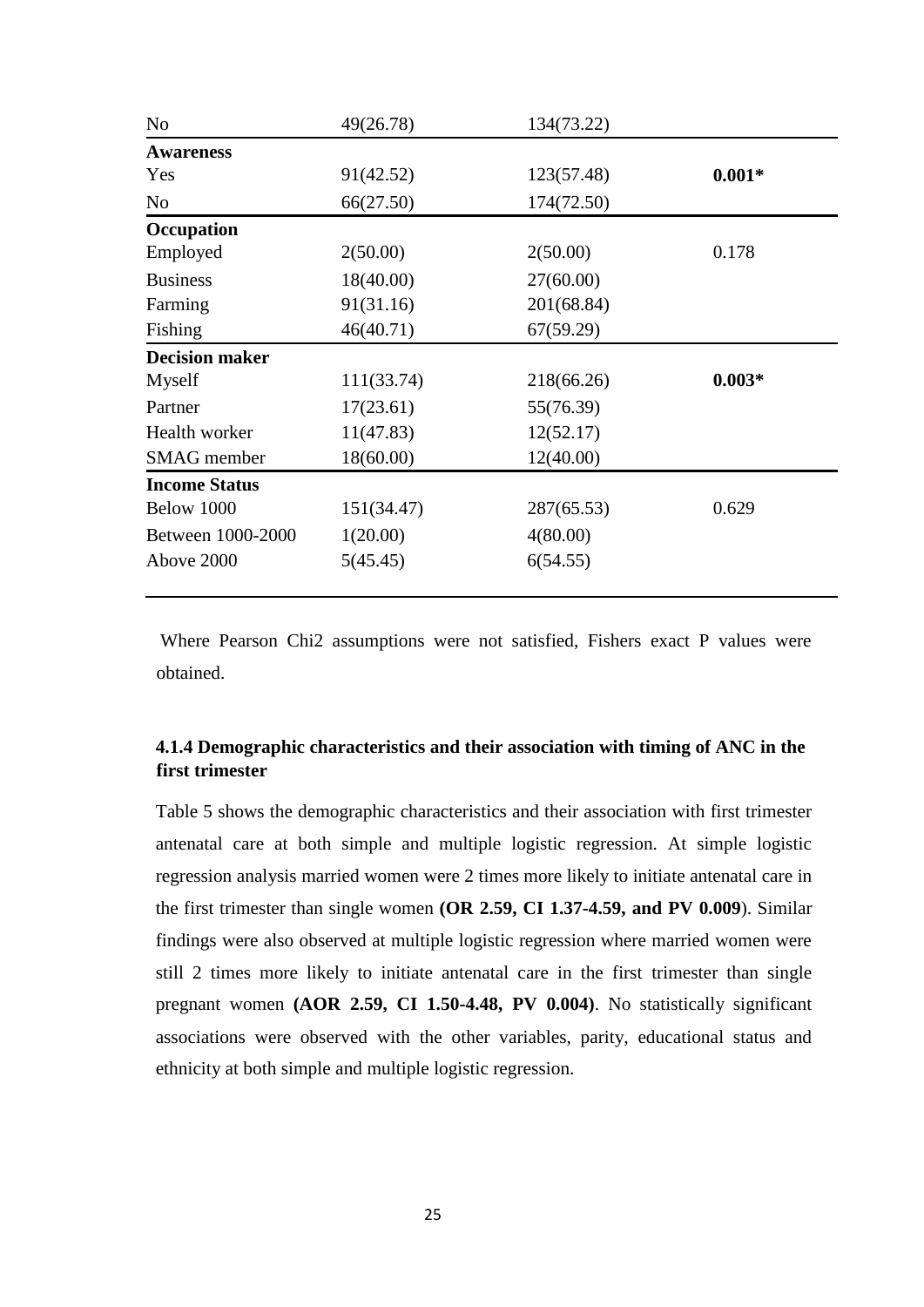| | | | |
|---|---|---|---|
| No | 49(26.78) | 134(73.22) | |
| **Awareness** | | | |
| Yes | 91(42.52) | 123(57.48) | **0.001*** |
| No | 66(27.50) | 174(72.50) | |
| **Occupation** | | | |
| Employed | 2(50.00) | 2(50.00) | 0.178 |
| Business | 18(40.00) | 27(60.00) | |
| Farming | 91(31.16) | 201(68.84) | |
| Fishing | 46(40.71) | 67(59.29) | |
| **Decision maker** | | | |
| Myself | 111(33.74) | 218(66.26) | **0.003*** |
| Partner | 17(23.61) | 55(76.39) | |
| Health worker | 11(47.83) | 12(52.17) | |
| SMAG member | 18(60.00) | 12(40.00) | |
| **Income Status** | | | |
| Below 1000 | 151(34.47) | 287(65.53) | 0.629 |
| Between 1000-2000 | 1(20.00) | 4(80.00) | |
| Above 2000 | 5(45.45) | 6(54.55) | |

Where Pearson Chi2 assumptions were not satisfied, Fishers exact P values were obtained.

### 4.1.4 Demographic characteristics and their association with timing of ANC in the first trimester

Table 5 shows the demographic characteristics and their association with first trimester antenatal care at both simple and multiple logistic regression. At simple logistic regression analysis married women were 2 times more likely to initiate antenatal care in the first trimester than single women **(OR 2.59, CI 1.37-4.59, and PV 0.009)**. Similar findings were also observed at multiple logistic regression where married women were still 2 times more likely to initiate antenatal care in the first trimester than single pregnant women **(AOR 2.59, CI 1.50-4.48, PV 0.004)**. No statistically significant associations were observed with the other variables, parity, educational status and ethnicity at both simple and multiple logistic regression.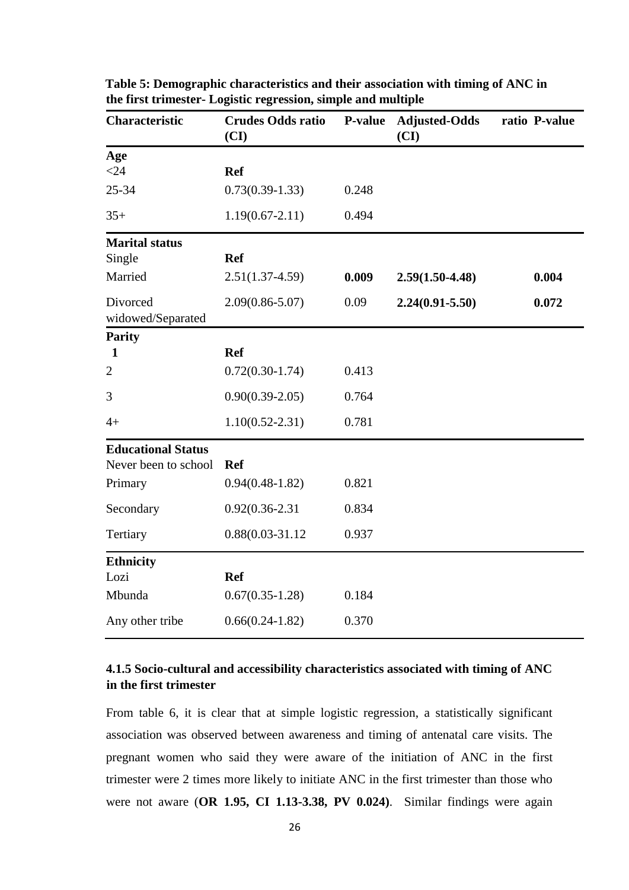**Table 5: Demographic characteristics and their association with timing of ANC in the first trimester- Logistic regression, simple and multiple**

| Characteristic | Crudes Odds ratio (CI) | P-value | Adjusted-Odds ratio (CI) | P-value |
|---|---|---|---|---|
| **Age** | | | | |
| <24 | **Ref** | | | |
| 25-34 | 0.73(0.39-1.33) | 0.248 | | |
| 35+ | 1.19(0.67-2.11) | 0.494 | | |
| **Marital status** | | | | |
| Single | **Ref** | | | |
| Married | 2.51(1.37-4.59) | **0.009** | **2.59(1.50-4.48)** | **0.004** |
| Divorced widowed/Separated | 2.09(0.86-5.07) | 0.09 | **2.24(0.91-5.50)** | **0.072** |
| **Parity** | | | | |
| **1** | **Ref** | | | |
| 2 | 0.72(0.30-1.74) | 0.413 | | |
| 3 | 0.90(0.39-2.05) | 0.764 | | |
| 4+ | 1.10(0.52-2.31) | 0.781 | | |
| **Educational Status** | | | | |
| Never been to school | **Ref** | | | |
| Primary | 0.94(0.48-1.82) | 0.821 | | |
| Secondary | 0.92(0.36-2.31 | 0.834 | | |
| Tertiary | 0.88(0.03-31.12 | 0.937 | | |
| **Ethnicity** | | | | |
| Lozi | **Ref** | | | |
| Mbunda | 0.67(0.35-1.28) | 0.184 | | |
| Any other tribe | 0.66(0.24-1.82) | 0.370 | | |

### 4.1.5 Socio-cultural and accessibility characteristics associated with timing of ANC in the first trimester

From table 6, it is clear that at simple logistic regression, a statistically significant association was observed between awareness and timing of antenatal care visits. The pregnant women who said they were aware of the initiation of ANC in the first trimester were 2 times more likely to initiate ANC in the first trimester than those who were not aware (**OR 1.95, CI 1.13-3.38, PV 0.024)**. Similar findings were again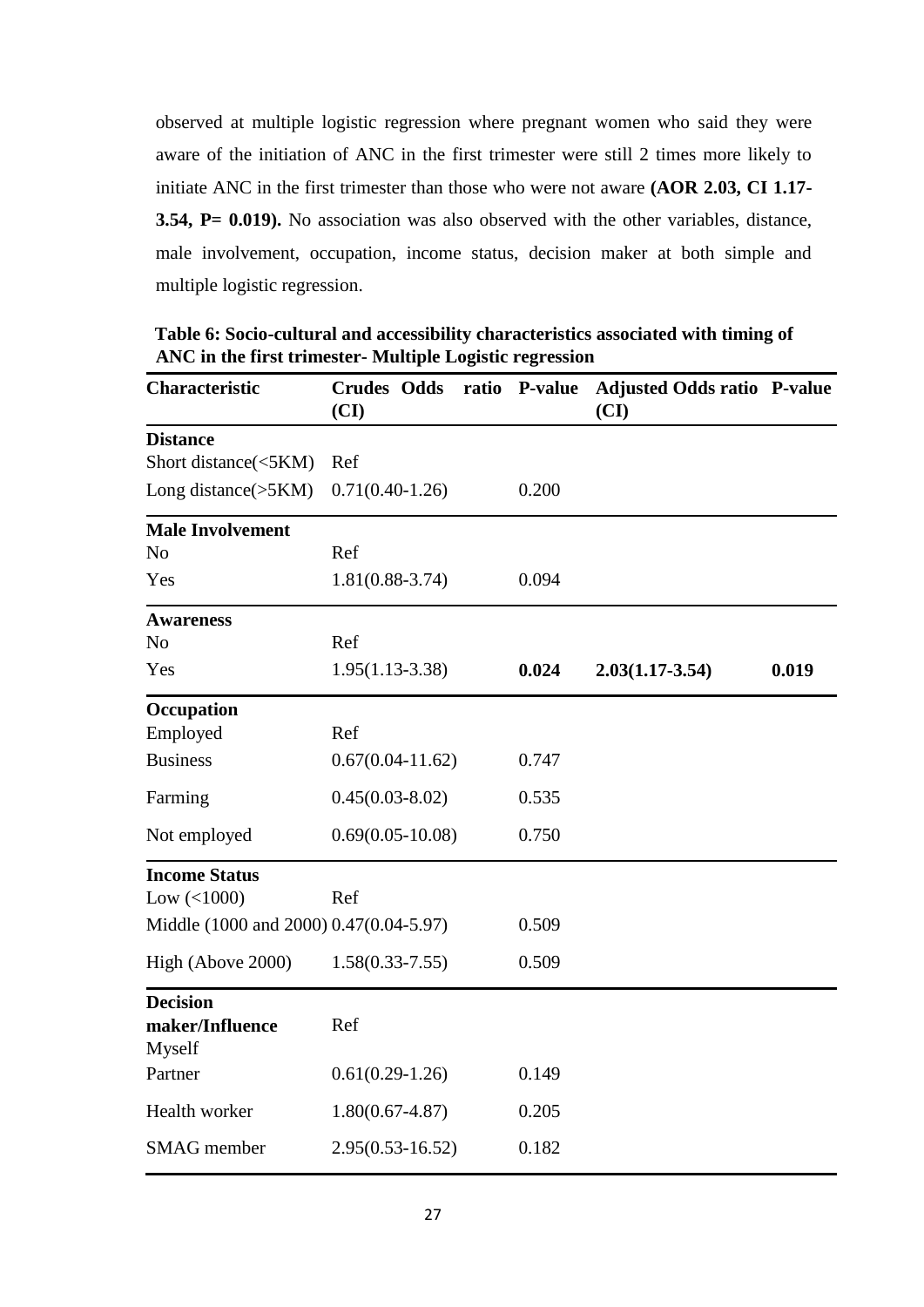observed at multiple logistic regression where pregnant women who said they were aware of the initiation of ANC in the first trimester were still 2 times more likely to initiate ANC in the first trimester than those who were not aware **(AOR 2.03, CI 1.17-3.54, P= 0.019).** No association was also observed with the other variables, distance, male involvement, occupation, income status, decision maker at both simple and multiple logistic regression.

**Table 6: Socio-cultural and accessibility characteristics associated with timing of ANC in the first trimester- Multiple Logistic regression**

| Characteristic | Crudes Odds ratio (CI) | P-value | Adjusted Odds ratio (CI) | P-value |
|---|---|---|---|---|
| **Distance** | | | | |
| Short distance(<5KM) | Ref | | | |
| Long distance(>5KM) | 0.71(0.40-1.26) | 0.200 | | |
| **Male Involvement** | | | | |
| No | Ref | | | |
| Yes | 1.81(0.88-3.74) | 0.094 | | |
| **Awareness** | | | | |
| No | Ref | | | |
| Yes | 1.95(1.13-3.38) | **0.024** | **2.03(1.17-3.54)** | **0.019** |
| **Occupation** | | | | |
| Employed | Ref | | | |
| Business | 0.67(0.04-11.62) | 0.747 | | |
| Farming | 0.45(0.03-8.02) | 0.535 | | |
| Not employed | 0.69(0.05-10.08) | 0.750 | | |
| **Income Status** | | | | |
| Low (<1000) | Ref | | | |
| Middle (1000 and 2000) | 0.47(0.04-5.97) | 0.509 | | |
| High (Above 2000) | 1.58(0.33-7.55) | 0.509 | | |
| **Decision maker/Influence** | | | | |
| Myself | Ref | | | |
| Partner | 0.61(0.29-1.26) | 0.149 | | |
| Health worker | 1.80(0.67-4.87) | 0.205 | | |
| SMAG member | 2.95(0.53-16.52) | 0.182 | | |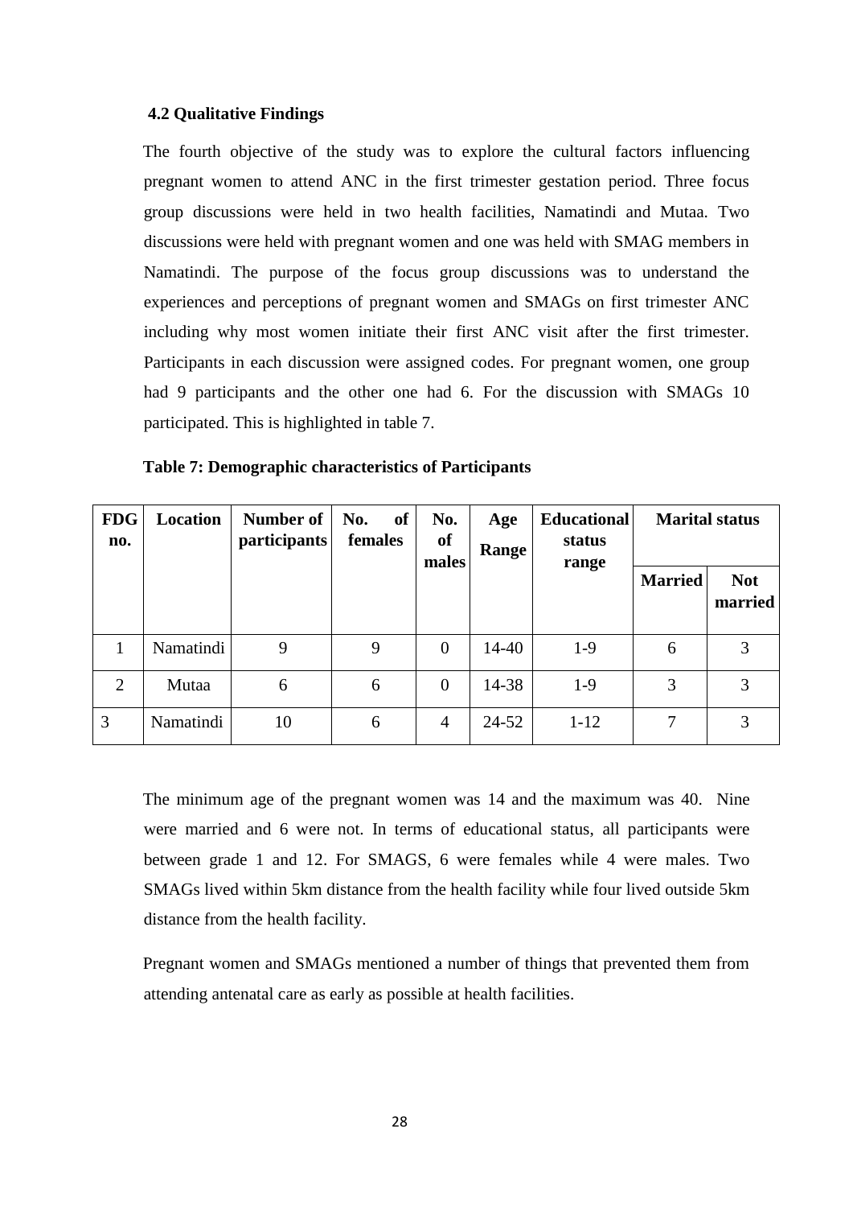### 4.2 Qualitative Findings

The fourth objective of the study was to explore the cultural factors influencing pregnant women to attend ANC in the first trimester gestation period. Three focus group discussions were held in two health facilities, Namatindi and Mutaa. Two discussions were held with pregnant women and one was held with SMAG members in Namatindi. The purpose of the focus group discussions was to understand the experiences and perceptions of pregnant women and SMAGs on first trimester ANC including why most women initiate their first ANC visit after the first trimester. Participants in each discussion were assigned codes. For pregnant women, one group had 9 participants and the other one had 6. For the discussion with SMAGs 10 participated. This is highlighted in table 7.

**Table 7: Demographic characteristics of Participants**

| FDG no. | Location | Number of participants | No. of females | No. of males | Age Range | Educational status range | Marital status | |
|---|---|---|---|---|---|---|---|---|
| | | | | | | | Married | Not married |
| 1 | Namatindi | 9 | 9 | 0 | 14-40 | 1-9 | 6 | 3 |
| 2 | Mutaa | 6 | 6 | 0 | 14-38 | 1-9 | 3 | 3 |
| 3 | Namatindi | 10 | 6 | 4 | 24-52 | 1-12 | 7 | 3 |

The minimum age of the pregnant women was 14 and the maximum was 40. Nine were married and 6 were not. In terms of educational status, all participants were between grade 1 and 12. For SMAGS, 6 were females while 4 were males. Two SMAGs lived within 5km distance from the health facility while four lived outside 5km distance from the health facility.

Pregnant women and SMAGs mentioned a number of things that prevented them from attending antenatal care as early as possible at health facilities.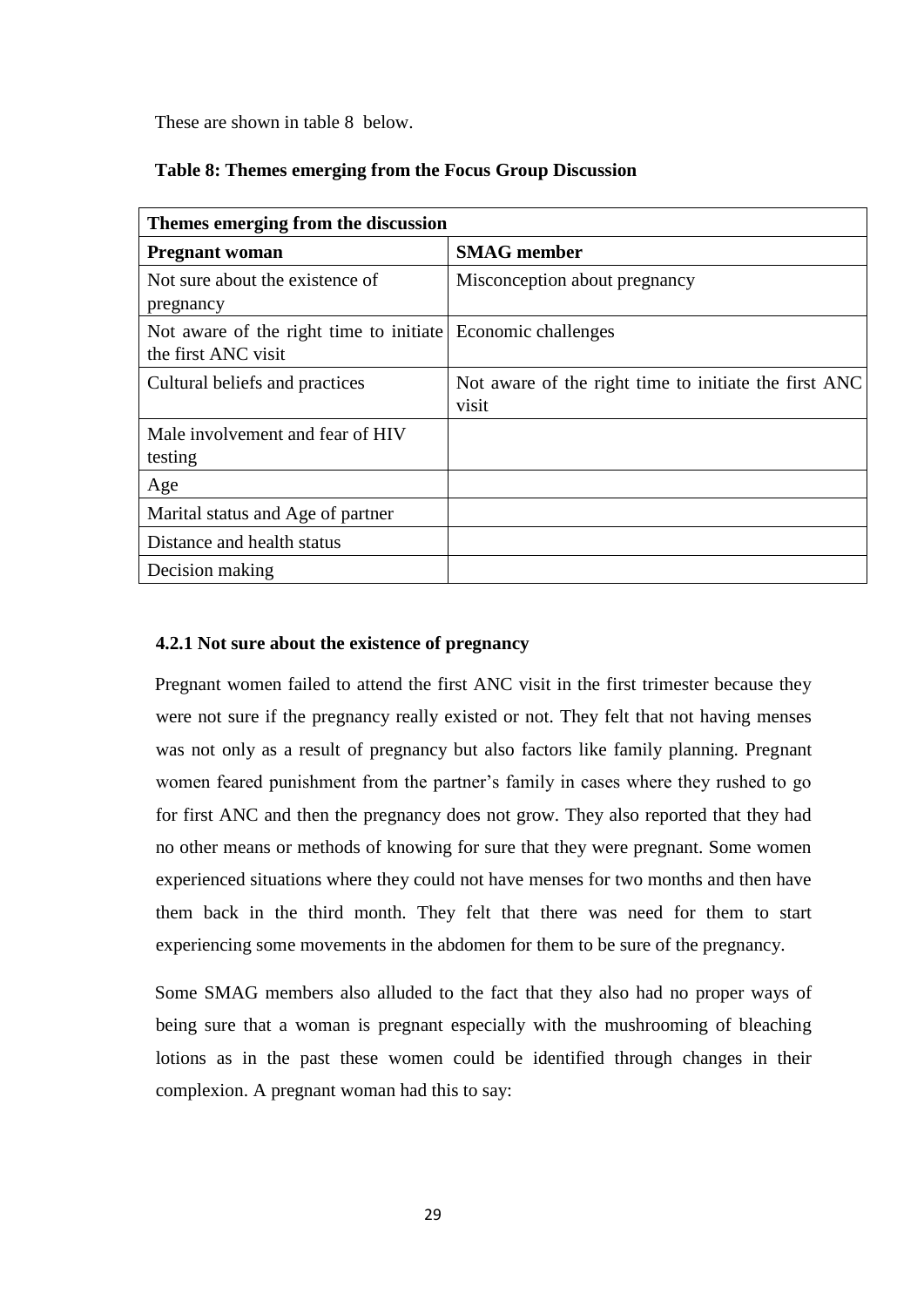These are shown in table 8 below.

**Table 8: Themes emerging from the Focus Group Discussion**

| Themes emerging from the discussion | |
|---|---|
| **Pregnant woman** | **SMAG member** |
| Not sure about the existence of pregnancy | Misconception about pregnancy |
| Not aware of the right time to initiate the first ANC visit | Economic challenges |
| Cultural beliefs and practices | Not aware of the right time to initiate the first ANC visit |
| Male involvement and fear of HIV testing | |
| Age | |
| Marital status and Age of partner | |
| Distance and health status | |
| Decision making | |

### 4.2.1 Not sure about the existence of pregnancy

Pregnant women failed to attend the first ANC visit in the first trimester because they were not sure if the pregnancy really existed or not. They felt that not having menses was not only as a result of pregnancy but also factors like family planning. Pregnant women feared punishment from the partner's family in cases where they rushed to go for first ANC and then the pregnancy does not grow. They also reported that they had no other means or methods of knowing for sure that they were pregnant. Some women experienced situations where they could not have menses for two months and then have them back in the third month. They felt that there was need for them to start experiencing some movements in the abdomen for them to be sure of the pregnancy.

Some SMAG members also alluded to the fact that they also had no proper ways of being sure that a woman is pregnant especially with the mushrooming of bleaching lotions as in the past these women could be identified through changes in their complexion. A pregnant woman had this to say: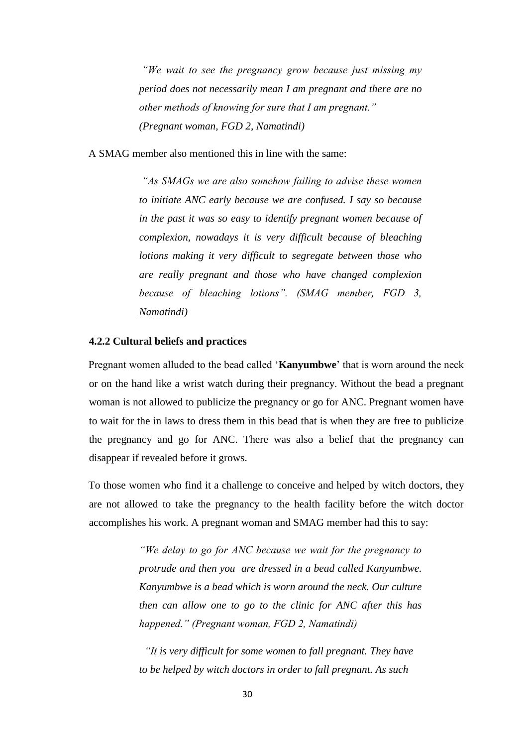*"We wait to see the pregnancy grow because just missing my period does not necessarily mean I am pregnant and there are no other methods of knowing for sure that I am pregnant."*
*(Pregnant woman, FGD 2, Namatindi)*

A SMAG member also mentioned this in line with the same:

*"As SMAGs we are also somehow failing to advise these women to initiate ANC early because we are confused. I say so because in the past it was so easy to identify pregnant women because of complexion, nowadays it is very difficult because of bleaching lotions making it very difficult to segregate between those who are really pregnant and those who have changed complexion because of bleaching lotions". (SMAG member, FGD 3, Namatindi)*

### 4.2.2 Cultural beliefs and practices

Pregnant women alluded to the bead called '**Kanyumbwe**' that is worn around the neck or on the hand like a wrist watch during their pregnancy. Without the bead a pregnant woman is not allowed to publicize the pregnancy or go for ANC. Pregnant women have to wait for the in laws to dress them in this bead that is when they are free to publicize the pregnancy and go for ANC. There was also a belief that the pregnancy can disappear if revealed before it grows.

To those women who find it a challenge to conceive and helped by witch doctors, they are not allowed to take the pregnancy to the health facility before the witch doctor accomplishes his work. A pregnant woman and SMAG member had this to say:

*"We delay to go for ANC because we wait for the pregnancy to protrude and then you are dressed in a bead called Kanyumbwe. Kanyumbwe is a bead which is worn around the neck. Our culture then can allow one to go to the clinic for ANC after this has happened." (Pregnant woman, FGD 2, Namatindi)*

*"It is very difficult for some women to fall pregnant. They have to be helped by witch doctors in order to fall pregnant. As such*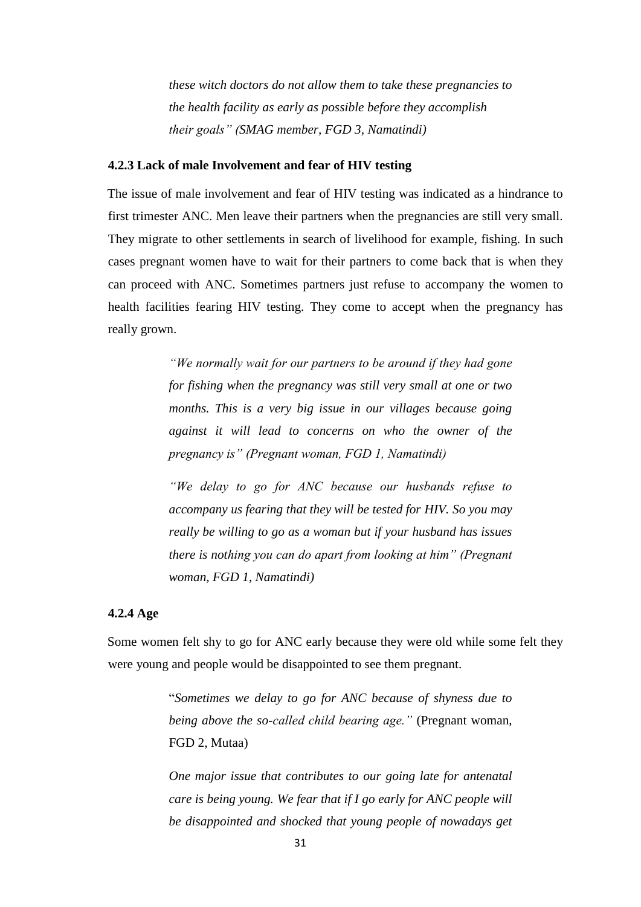> *these witch doctors do not allow them to take these pregnancies to the health facility as early as possible before they accomplish their goals" (SMAG member, FGD 3, Namatindi)*

### 4.2.3 Lack of male Involvement and fear of HIV testing

The issue of male involvement and fear of HIV testing was indicated as a hindrance to first trimester ANC. Men leave their partners when the pregnancies are still very small. They migrate to other settlements in search of livelihood for example, fishing. In such cases pregnant women have to wait for their partners to come back that is when they can proceed with ANC. Sometimes partners just refuse to accompany the women to health facilities fearing HIV testing. They come to accept when the pregnancy has really grown.

> *"We normally wait for our partners to be around if they had gone for fishing when the pregnancy was still very small at one or two months. This is a very big issue in our villages because going against it will lead to concerns on who the owner of the pregnancy is" (Pregnant woman, FGD 1, Namatindi)*

> *"We delay to go for ANC because our husbands refuse to accompany us fearing that they will be tested for HIV. So you may really be willing to go as a woman but if your husband has issues there is nothing you can do apart from looking at him" (Pregnant woman, FGD 1, Namatindi)*

### 4.2.4 Age

Some women felt shy to go for ANC early because they were old while some felt they were young and people would be disappointed to see them pregnant.

> "*Sometimes we delay to go for ANC because of shyness due to being above the so-called child bearing age."* (Pregnant woman, FGD 2, Mutaa)

> *One major issue that contributes to our going late for antenatal care is being young. We fear that if I go early for ANC people will be disappointed and shocked that young people of nowadays get*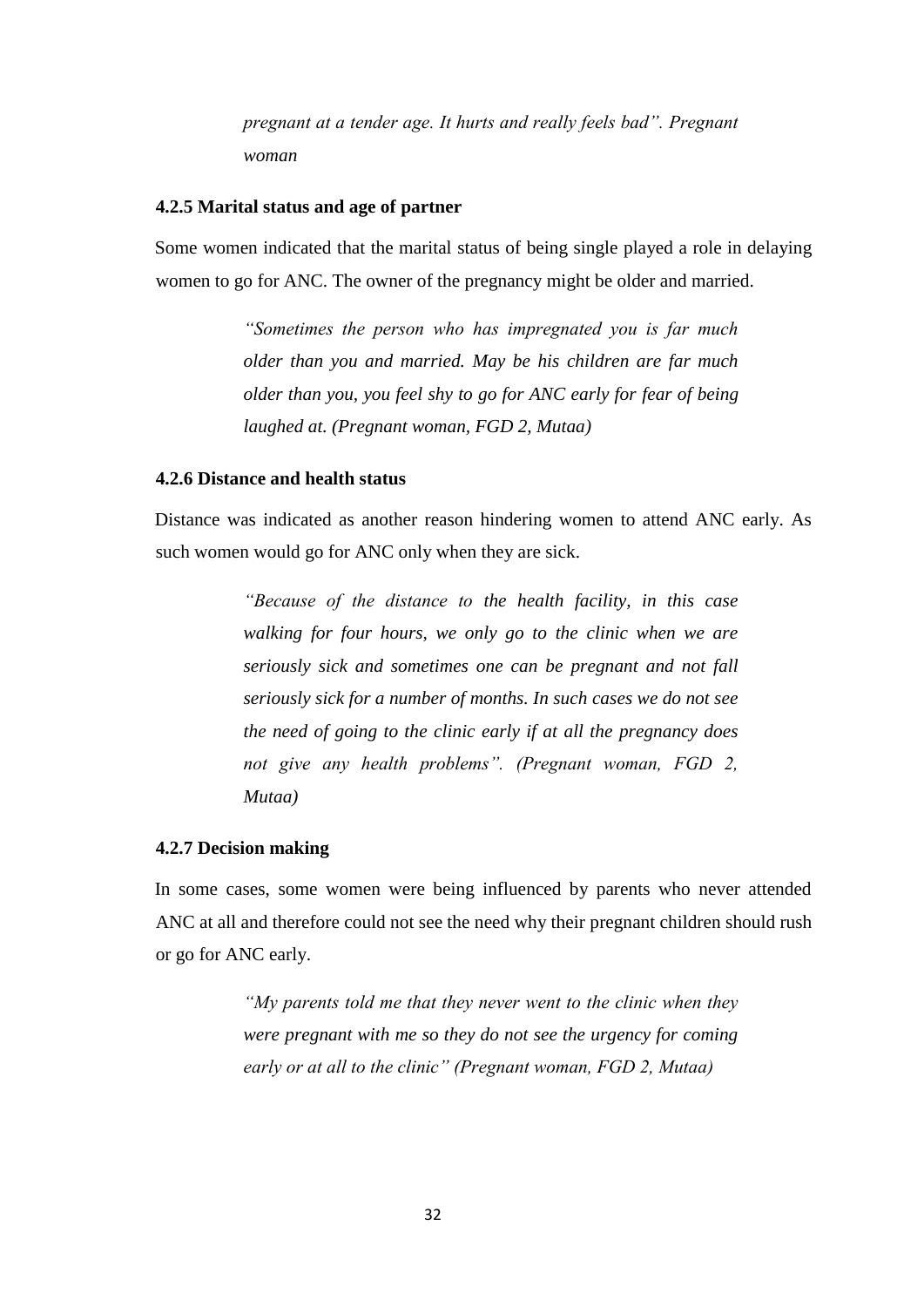> *pregnant at a tender age. It hurts and really feels bad". Pregnant woman*

### 4.2.5 Marital status and age of partner

Some women indicated that the marital status of being single played a role in delaying women to go for ANC. The owner of the pregnancy might be older and married.

> *"Sometimes the person who has impregnated you is far much older than you and married. May be his children are far much older than you, you feel shy to go for ANC early for fear of being laughed at. (Pregnant woman, FGD 2, Mutaa)*

### 4.2.6 Distance and health status

Distance was indicated as another reason hindering women to attend ANC early. As such women would go for ANC only when they are sick.

> *"Because of the distance to the health facility, in this case walking for four hours, we only go to the clinic when we are seriously sick and sometimes one can be pregnant and not fall seriously sick for a number of months. In such cases we do not see the need of going to the clinic early if at all the pregnancy does not give any health problems". (Pregnant woman, FGD 2, Mutaa)*

### 4.2.7 Decision making

In some cases, some women were being influenced by parents who never attended ANC at all and therefore could not see the need why their pregnant children should rush or go for ANC early.

> *"My parents told me that they never went to the clinic when they were pregnant with me so they do not see the urgency for coming early or at all to the clinic" (Pregnant woman, FGD 2, Mutaa)*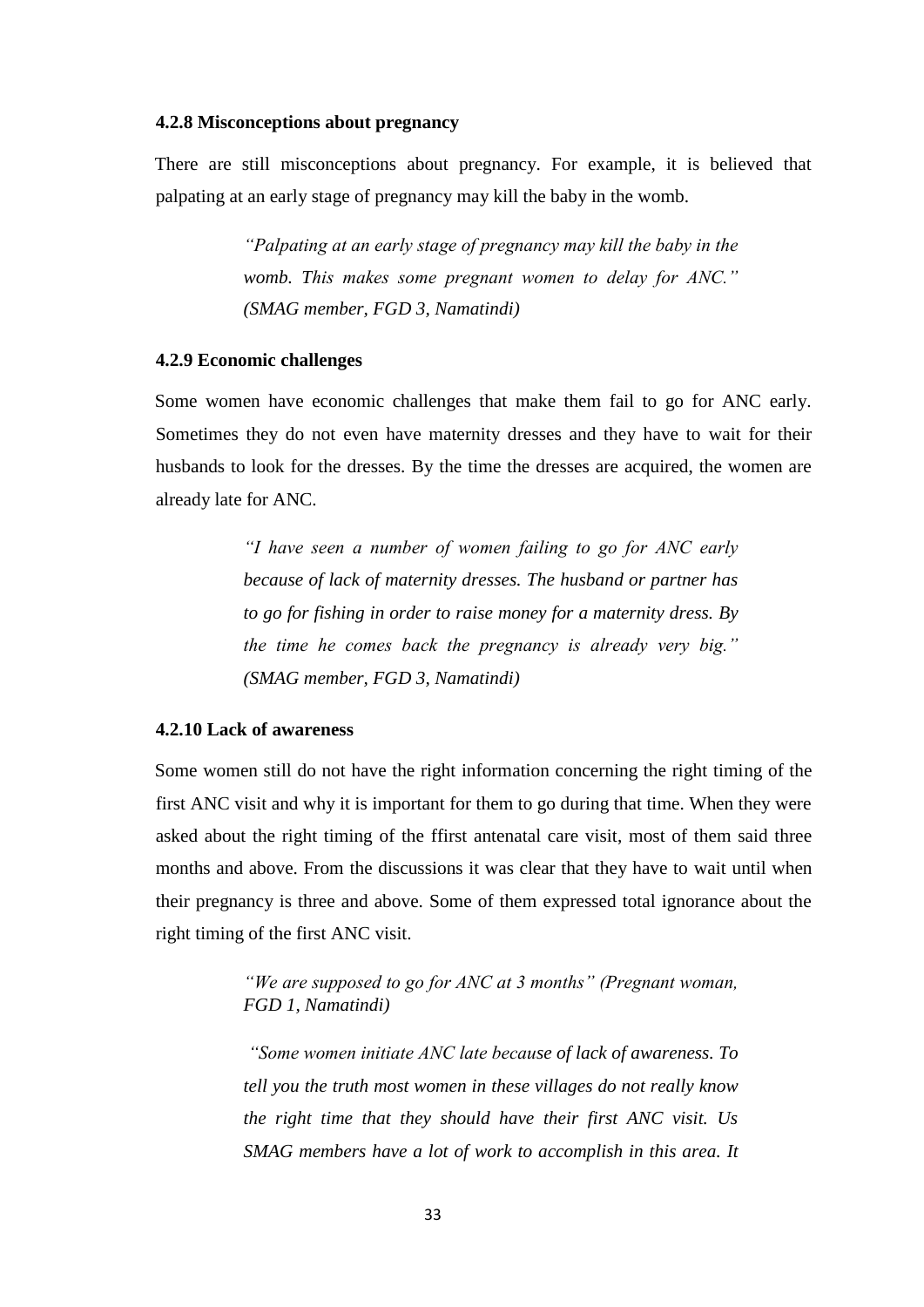### 4.2.8 Misconceptions about pregnancy

There are still misconceptions about pregnancy. For example, it is believed that palpating at an early stage of pregnancy may kill the baby in the womb.

> *"Palpating at an early stage of pregnancy may kill the baby in the womb. This makes some pregnant women to delay for ANC." (SMAG member, FGD 3, Namatindi)*

### 4.2.9 Economic challenges

Some women have economic challenges that make them fail to go for ANC early. Sometimes they do not even have maternity dresses and they have to wait for their husbands to look for the dresses. By the time the dresses are acquired, the women are already late for ANC.

> *"I have seen a number of women failing to go for ANC early because of lack of maternity dresses. The husband or partner has to go for fishing in order to raise money for a maternity dress. By the time he comes back the pregnancy is already very big." (SMAG member, FGD 3, Namatindi)*

### 4.2.10 Lack of awareness

Some women still do not have the right information concerning the right timing of the first ANC visit and why it is important for them to go during that time. When they were asked about the right timing of the ffirst antenatal care visit, most of them said three months and above. From the discussions it was clear that they have to wait until when their pregnancy is three and above. Some of them expressed total ignorance about the right timing of the first ANC visit.

> *"We are supposed to go for ANC at 3 months" (Pregnant woman, FGD 1, Namatindi)*

> *"Some women initiate ANC late because of lack of awareness. To tell you the truth most women in these villages do not really know the right time that they should have their first ANC visit. Us SMAG members have a lot of work to accomplish in this area. It*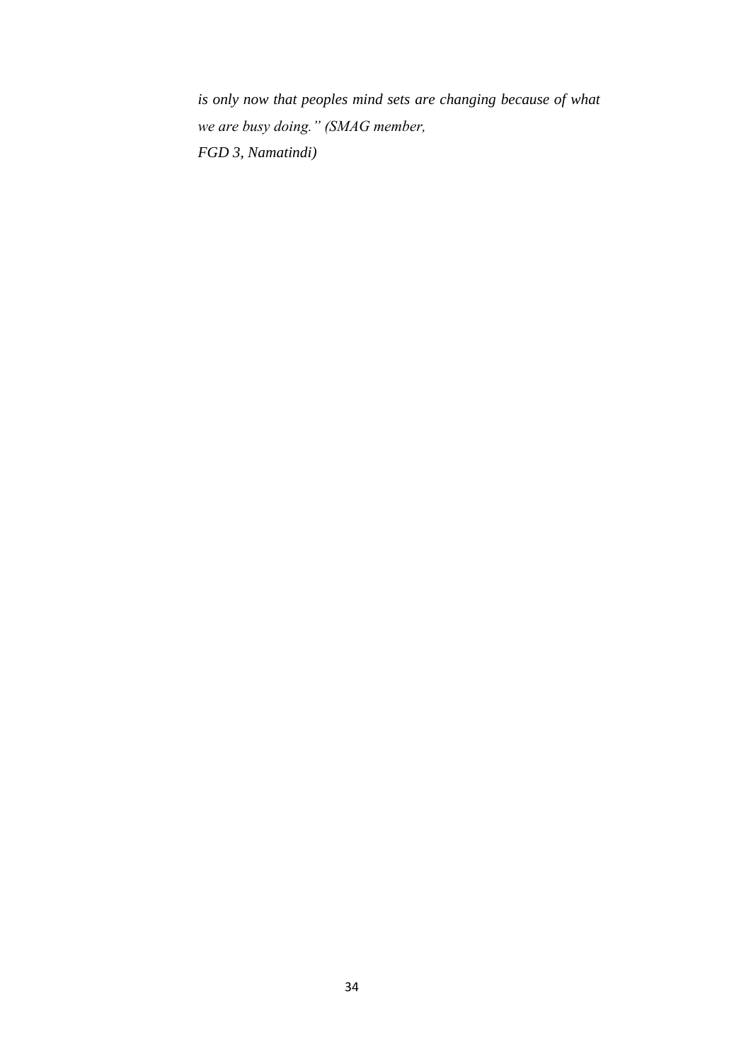*is only now that peoples mind sets are changing because of what we are busy doing." (SMAG member, FGD 3, Namatindi)*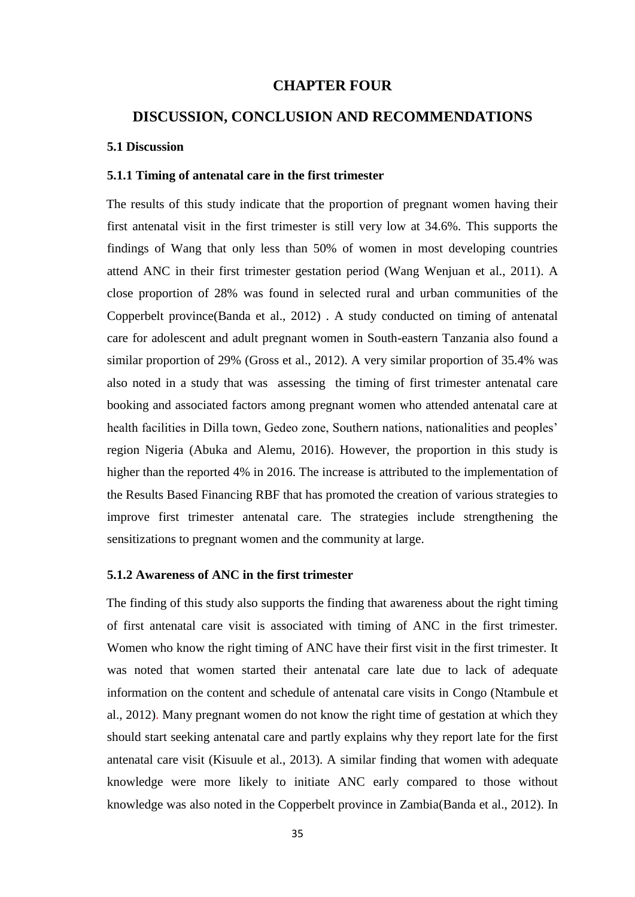# CHAPTER FOUR

# DISCUSSION, CONCLUSION AND RECOMMENDATIONS

### 5.1 Discussion

#### 5.1.1 Timing of antenatal care in the first trimester

The results of this study indicate that the proportion of pregnant women having their first antenatal visit in the first trimester is still very low at 34.6%. This supports the findings of Wang that only less than 50% of women in most developing countries attend ANC in their first trimester gestation period (Wang Wenjuan et al., 2011). A close proportion of 28% was found in selected rural and urban communities of the Copperbelt province(Banda et al., 2012) . A study conducted on timing of antenatal care for adolescent and adult pregnant women in South-eastern Tanzania also found a similar proportion of 29% (Gross et al., 2012). A very similar proportion of 35.4% was also noted in a study that was assessing the timing of first trimester antenatal care booking and associated factors among pregnant women who attended antenatal care at health facilities in Dilla town, Gedeo zone, Southern nations, nationalities and peoples' region Nigeria (Abuka and Alemu, 2016). However, the proportion in this study is higher than the reported 4% in 2016. The increase is attributed to the implementation of the Results Based Financing RBF that has promoted the creation of various strategies to improve first trimester antenatal care. The strategies include strengthening the sensitizations to pregnant women and the community at large.

#### 5.1.2 Awareness of ANC in the first trimester

The finding of this study also supports the finding that awareness about the right timing of first antenatal care visit is associated with timing of ANC in the first trimester. Women who know the right timing of ANC have their first visit in the first trimester. It was noted that women started their antenatal care late due to lack of adequate information on the content and schedule of antenatal care visits in Congo (Ntambule et al., 2012). Many pregnant women do not know the right time of gestation at which they should start seeking antenatal care and partly explains why they report late for the first antenatal care visit (Kisuule et al., 2013). A similar finding that women with adequate knowledge were more likely to initiate ANC early compared to those without knowledge was also noted in the Copperbelt province in Zambia(Banda et al., 2012). In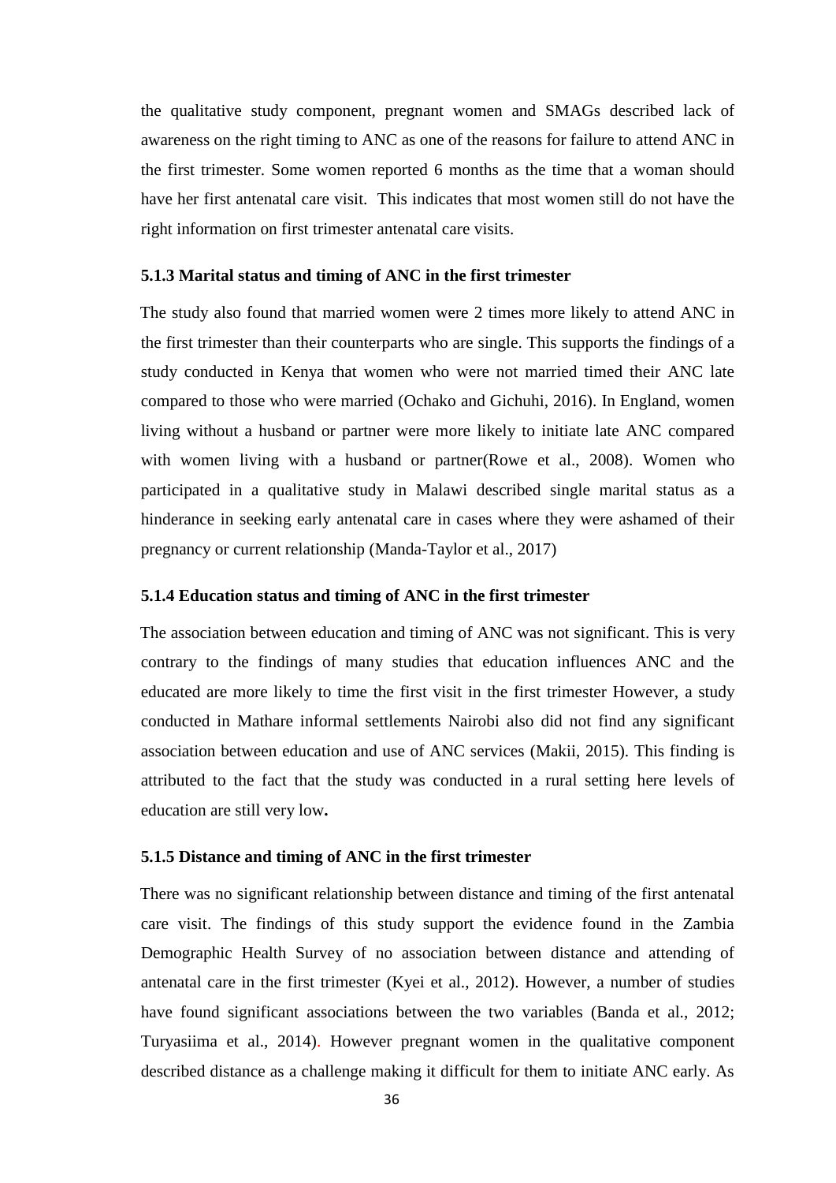the qualitative study component, pregnant women and SMAGs described lack of awareness on the right timing to ANC as one of the reasons for failure to attend ANC in the first trimester. Some women reported 6 months as the time that a woman should have her first antenatal care visit. This indicates that most women still do not have the right information on first trimester antenatal care visits.

### 5.1.3 Marital status and timing of ANC in the first trimester

The study also found that married women were 2 times more likely to attend ANC in the first trimester than their counterparts who are single. This supports the findings of a study conducted in Kenya that women who were not married timed their ANC late compared to those who were married (Ochako and Gichuhi, 2016). In England, women living without a husband or partner were more likely to initiate late ANC compared with women living with a husband or partner(Rowe et al., 2008). Women who participated in a qualitative study in Malawi described single marital status as a hinderance in seeking early antenatal care in cases where they were ashamed of their pregnancy or current relationship (Manda-Taylor et al., 2017)

### 5.1.4 Education status and timing of ANC in the first trimester

The association between education and timing of ANC was not significant. This is very contrary to the findings of many studies that education influences ANC and the educated are more likely to time the first visit in the first trimester However, a study conducted in Mathare informal settlements Nairobi also did not find any significant association between education and use of ANC services (Makii, 2015). This finding is attributed to the fact that the study was conducted in a rural setting here levels of education are still very low.

### 5.1.5 Distance and timing of ANC in the first trimester

There was no significant relationship between distance and timing of the first antenatal care visit. The findings of this study support the evidence found in the Zambia Demographic Health Survey of no association between distance and attending of antenatal care in the first trimester (Kyei et al., 2012). However, a number of studies have found significant associations between the two variables (Banda et al., 2012; Turyasiima et al., 2014). However pregnant women in the qualitative component described distance as a challenge making it difficult for them to initiate ANC early. As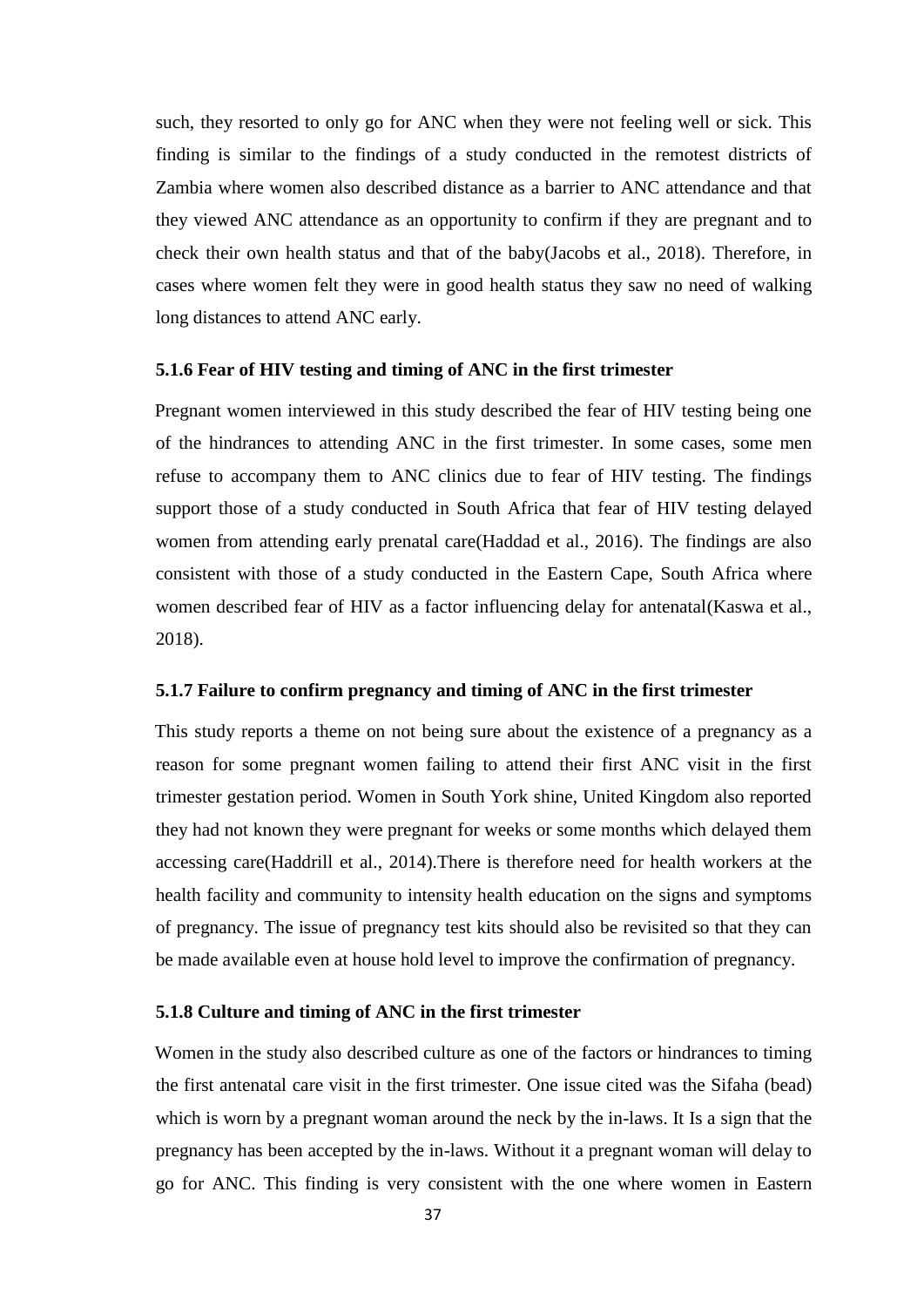such, they resorted to only go for ANC when they were not feeling well or sick. This finding is similar to the findings of a study conducted in the remotest districts of Zambia where women also described distance as a barrier to ANC attendance and that they viewed ANC attendance as an opportunity to confirm if they are pregnant and to check their own health status and that of the baby(Jacobs et al., 2018). Therefore, in cases where women felt they were in good health status they saw no need of walking long distances to attend ANC early.

### 5.1.6 Fear of HIV testing and timing of ANC in the first trimester

Pregnant women interviewed in this study described the fear of HIV testing being one of the hindrances to attending ANC in the first trimester. In some cases, some men refuse to accompany them to ANC clinics due to fear of HIV testing. The findings support those of a study conducted in South Africa that fear of HIV testing delayed women from attending early prenatal care(Haddad et al., 2016). The findings are also consistent with those of a study conducted in the Eastern Cape, South Africa where women described fear of HIV as a factor influencing delay for antenatal(Kaswa et al., 2018).

### 5.1.7 Failure to confirm pregnancy and timing of ANC in the first trimester

This study reports a theme on not being sure about the existence of a pregnancy as a reason for some pregnant women failing to attend their first ANC visit in the first trimester gestation period. Women in South York shine, United Kingdom also reported they had not known they were pregnant for weeks or some months which delayed them accessing care(Haddrill et al., 2014).There is therefore need for health workers at the health facility and community to intensity health education on the signs and symptoms of pregnancy. The issue of pregnancy test kits should also be revisited so that they can be made available even at house hold level to improve the confirmation of pregnancy.

### 5.1.8 Culture and timing of ANC in the first trimester

Women in the study also described culture as one of the factors or hindrances to timing the first antenatal care visit in the first trimester. One issue cited was the Sifaha (bead) which is worn by a pregnant woman around the neck by the in-laws. It Is a sign that the pregnancy has been accepted by the in-laws. Without it a pregnant woman will delay to go for ANC. This finding is very consistent with the one where women in Eastern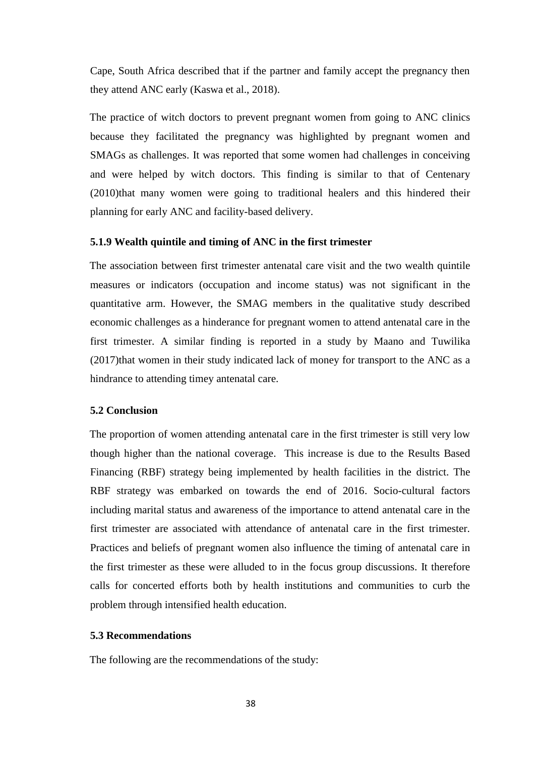Cape, South Africa described that if the partner and family accept the pregnancy then they attend ANC early (Kaswa et al., 2018).

The practice of witch doctors to prevent pregnant women from going to ANC clinics because they facilitated the pregnancy was highlighted by pregnant women and SMAGs as challenges. It was reported that some women had challenges in conceiving and were helped by witch doctors. This finding is similar to that of Centenary (2010)that many women were going to traditional healers and this hindered their planning for early ANC and facility-based delivery.

### 5.1.9 Wealth quintile and timing of ANC in the first trimester

The association between first trimester antenatal care visit and the two wealth quintile measures or indicators (occupation and income status) was not significant in the quantitative arm. However, the SMAG members in the qualitative study described economic challenges as a hinderance for pregnant women to attend antenatal care in the first trimester. A similar finding is reported in a study by Maano and Tuwilika (2017)that women in their study indicated lack of money for transport to the ANC as a hindrance to attending timey antenatal care.

## 5.2 Conclusion

The proportion of women attending antenatal care in the first trimester is still very low though higher than the national coverage.  This increase is due to the Results Based Financing (RBF) strategy being implemented by health facilities in the district. The RBF strategy was embarked on towards the end of 2016. Socio-cultural factors including marital status and awareness of the importance to attend antenatal care in the first trimester are associated with attendance of antenatal care in the first trimester. Practices and beliefs of pregnant women also influence the timing of antenatal care in the first trimester as these were alluded to in the focus group discussions. It therefore calls for concerted efforts both by health institutions and communities to curb the problem through intensified health education.

## 5.3 Recommendations

The following are the recommendations of the study: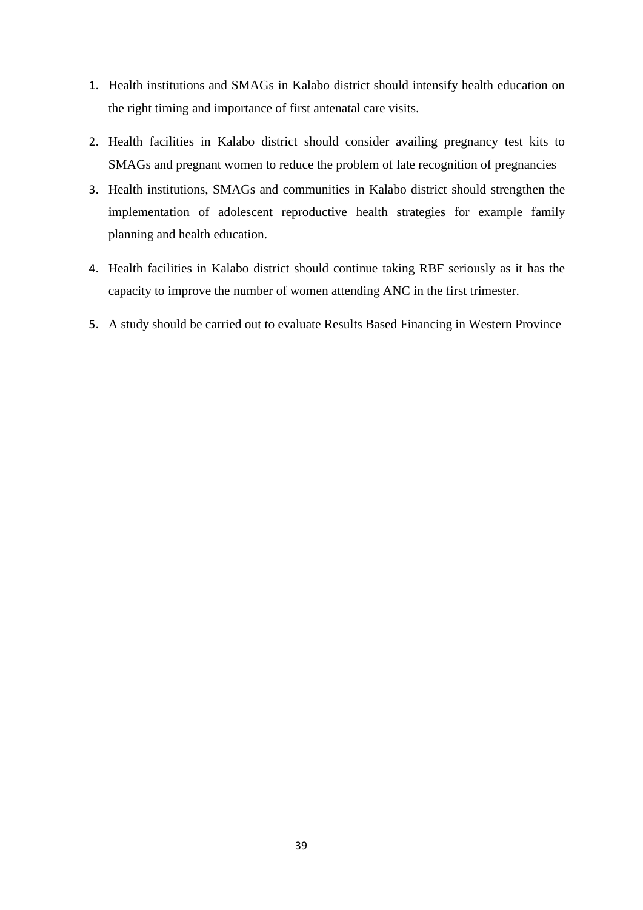1. Health institutions and SMAGs in Kalabo district should intensify health education on the right timing and importance of first antenatal care visits.
2. Health facilities in Kalabo district should consider availing pregnancy test kits to SMAGs and pregnant women to reduce the problem of late recognition of pregnancies
3. Health institutions, SMAGs and communities in Kalabo district should strengthen the implementation of adolescent reproductive health strategies for example family planning and health education.
4. Health facilities in Kalabo district should continue taking RBF seriously as it has the capacity to improve the number of women attending ANC in the first trimester.
5. A study should be carried out to evaluate Results Based Financing in Western Province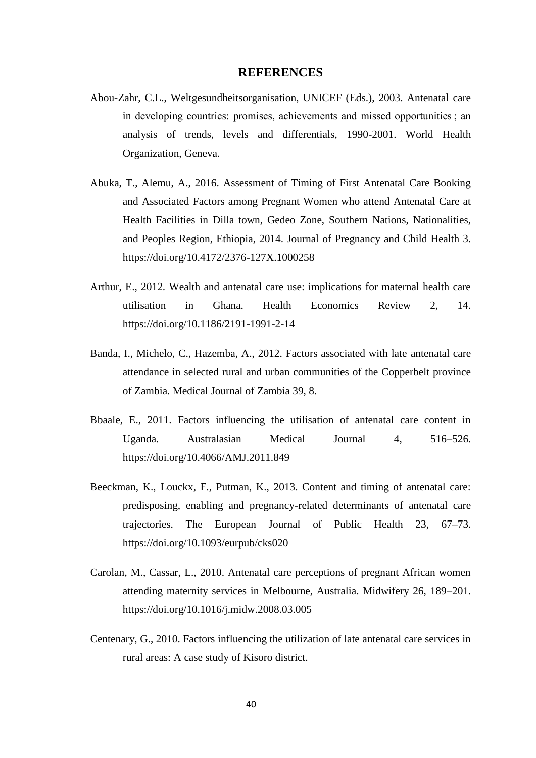# REFERENCES

Abou-Zahr, C.L., Weltgesundheitsorganisation, UNICEF (Eds.), 2003. Antenatal care in developing countries: promises, achievements and missed opportunities ; an analysis of trends, levels and differentials, 1990-2001. World Health Organization, Geneva.

Abuka, T., Alemu, A., 2016. Assessment of Timing of First Antenatal Care Booking and Associated Factors among Pregnant Women who attend Antenatal Care at Health Facilities in Dilla town, Gedeo Zone, Southern Nations, Nationalities, and Peoples Region, Ethiopia, 2014. Journal of Pregnancy and Child Health 3. https://doi.org/10.4172/2376-127X.1000258

Arthur, E., 2012. Wealth and antenatal care use: implications for maternal health care utilisation in Ghana. Health Economics Review 2, 14. https://doi.org/10.1186/2191-1991-2-14

Banda, I., Michelo, C., Hazemba, A., 2012. Factors associated with late antenatal care attendance in selected rural and urban communities of the Copperbelt province of Zambia. Medical Journal of Zambia 39, 8.

Bbaale, E., 2011. Factors influencing the utilisation of antenatal care content in Uganda. Australasian Medical Journal 4, 516–526. https://doi.org/10.4066/AMJ.2011.849

Beeckman, K., Louckx, F., Putman, K., 2013. Content and timing of antenatal care: predisposing, enabling and pregnancy-related determinants of antenatal care trajectories. The European Journal of Public Health 23, 67–73. https://doi.org/10.1093/eurpub/cks020

Carolan, M., Cassar, L., 2010. Antenatal care perceptions of pregnant African women attending maternity services in Melbourne, Australia. Midwifery 26, 189–201. https://doi.org/10.1016/j.midw.2008.03.005

Centenary, G., 2010. Factors influencing the utilization of late antenatal care services in rural areas: A case study of Kisoro district.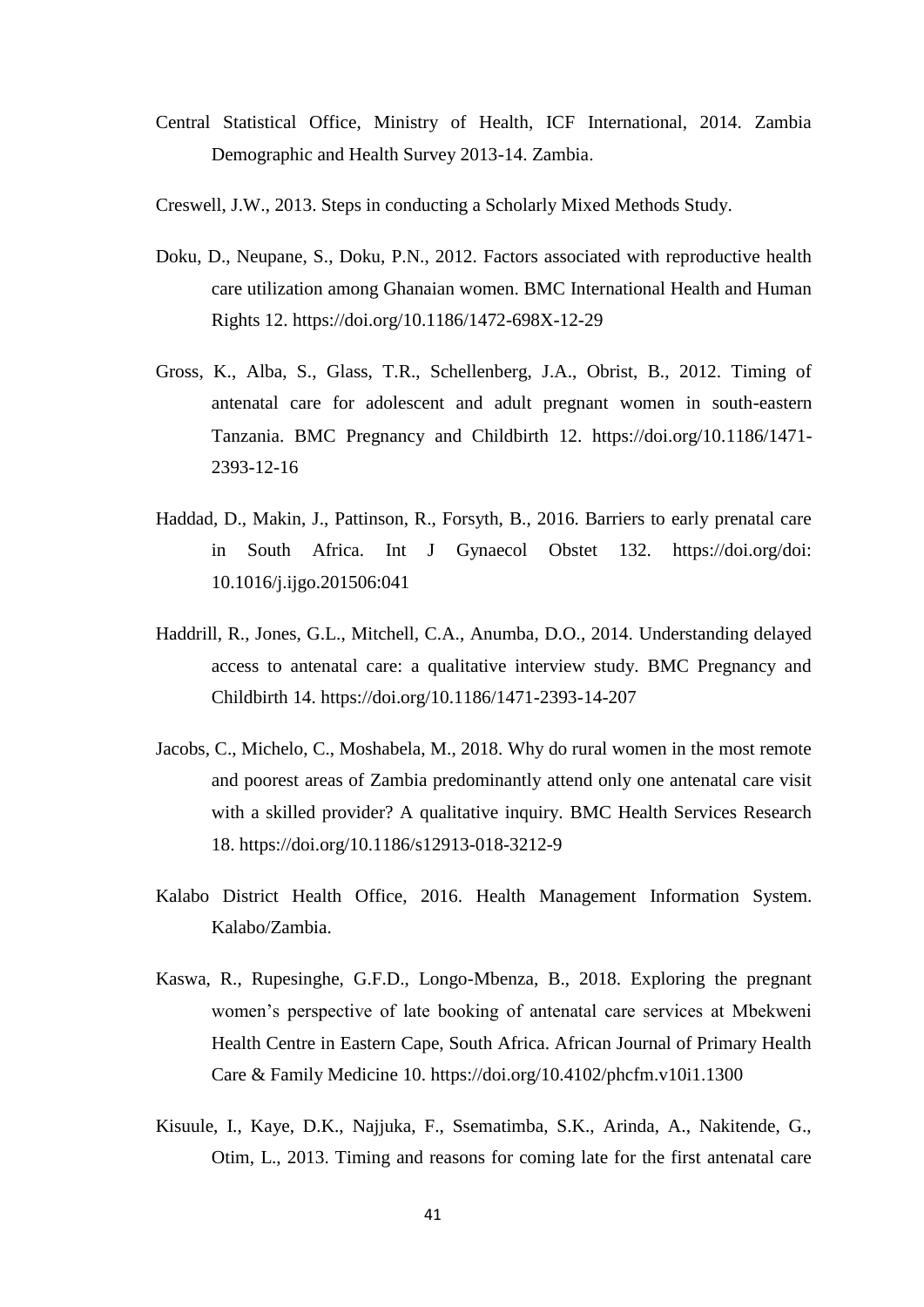Central Statistical Office, Ministry of Health, ICF International, 2014. Zambia Demographic and Health Survey 2013-14. Zambia.

Creswell, J.W., 2013. Steps in conducting a Scholarly Mixed Methods Study.

Doku, D., Neupane, S., Doku, P.N., 2012. Factors associated with reproductive health care utilization among Ghanaian women. BMC International Health and Human Rights 12. https://doi.org/10.1186/1472-698X-12-29

Gross, K., Alba, S., Glass, T.R., Schellenberg, J.A., Obrist, B., 2012. Timing of antenatal care for adolescent and adult pregnant women in south-eastern Tanzania. BMC Pregnancy and Childbirth 12. https://doi.org/10.1186/1471-2393-12-16

Haddad, D., Makin, J., Pattinson, R., Forsyth, B., 2016. Barriers to early prenatal care in South Africa. Int J Gynaecol Obstet 132. https://doi.org/doi: 10.1016/j.ijgo.201506:041

Haddrill, R., Jones, G.L., Mitchell, C.A., Anumba, D.O., 2014. Understanding delayed access to antenatal care: a qualitative interview study. BMC Pregnancy and Childbirth 14. https://doi.org/10.1186/1471-2393-14-207

Jacobs, C., Michelo, C., Moshabela, M., 2018. Why do rural women in the most remote and poorest areas of Zambia predominantly attend only one antenatal care visit with a skilled provider? A qualitative inquiry. BMC Health Services Research 18. https://doi.org/10.1186/s12913-018-3212-9

Kalabo District Health Office, 2016. Health Management Information System. Kalabo/Zambia.

Kaswa, R., Rupesinghe, G.F.D., Longo-Mbenza, B., 2018. Exploring the pregnant women's perspective of late booking of antenatal care services at Mbekweni Health Centre in Eastern Cape, South Africa. African Journal of Primary Health Care & Family Medicine 10. https://doi.org/10.4102/phcfm.v10i1.1300

Kisuule, I., Kaye, D.K., Najjuka, F., Ssematimba, S.K., Arinda, A., Nakitende, G., Otim, L., 2013. Timing and reasons for coming late for the first antenatal care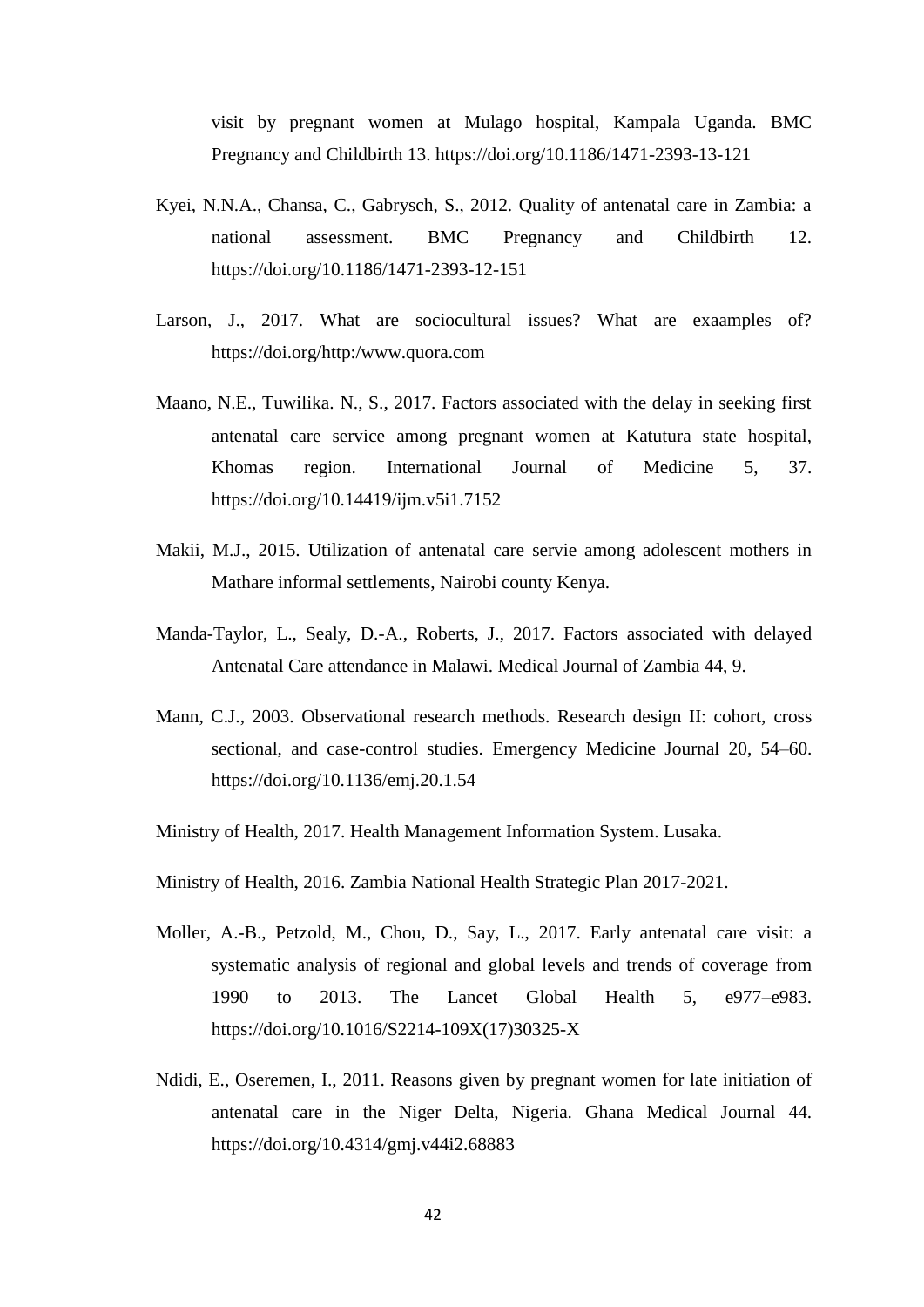visit by pregnant women at Mulago hospital, Kampala Uganda. BMC Pregnancy and Childbirth 13. https://doi.org/10.1186/1471-2393-13-121

Kyei, N.N.A., Chansa, C., Gabrysch, S., 2012. Quality of antenatal care in Zambia: a national assessment. BMC Pregnancy and Childbirth 12. https://doi.org/10.1186/1471-2393-12-151

Larson, J., 2017. What are sociocultural issues? What are exaamples of? https://doi.org/http:/www.quora.com

Maano, N.E., Tuwilika. N., S., 2017. Factors associated with the delay in seeking first antenatal care service among pregnant women at Katutura state hospital, Khomas region. International Journal of Medicine 5, 37. https://doi.org/10.14419/ijm.v5i1.7152

Makii, M.J., 2015. Utilization of antenatal care servie among adolescent mothers in Mathare informal settlements, Nairobi county Kenya.

Manda-Taylor, L., Sealy, D.-A., Roberts, J., 2017. Factors associated with delayed Antenatal Care attendance in Malawi. Medical Journal of Zambia 44, 9.

Mann, C.J., 2003. Observational research methods. Research design II: cohort, cross sectional, and case-control studies. Emergency Medicine Journal 20, 54–60. https://doi.org/10.1136/emj.20.1.54

Ministry of Health, 2017. Health Management Information System. Lusaka.

Ministry of Health, 2016. Zambia National Health Strategic Plan 2017-2021.

Moller, A.-B., Petzold, M., Chou, D., Say, L., 2017. Early antenatal care visit: a systematic analysis of regional and global levels and trends of coverage from 1990 to 2013. The Lancet Global Health 5, e977–e983. https://doi.org/10.1016/S2214-109X(17)30325-X

Ndidi, E., Oseremen, I., 2011. Reasons given by pregnant women for late initiation of antenatal care in the Niger Delta, Nigeria. Ghana Medical Journal 44. https://doi.org/10.4314/gmj.v44i2.68883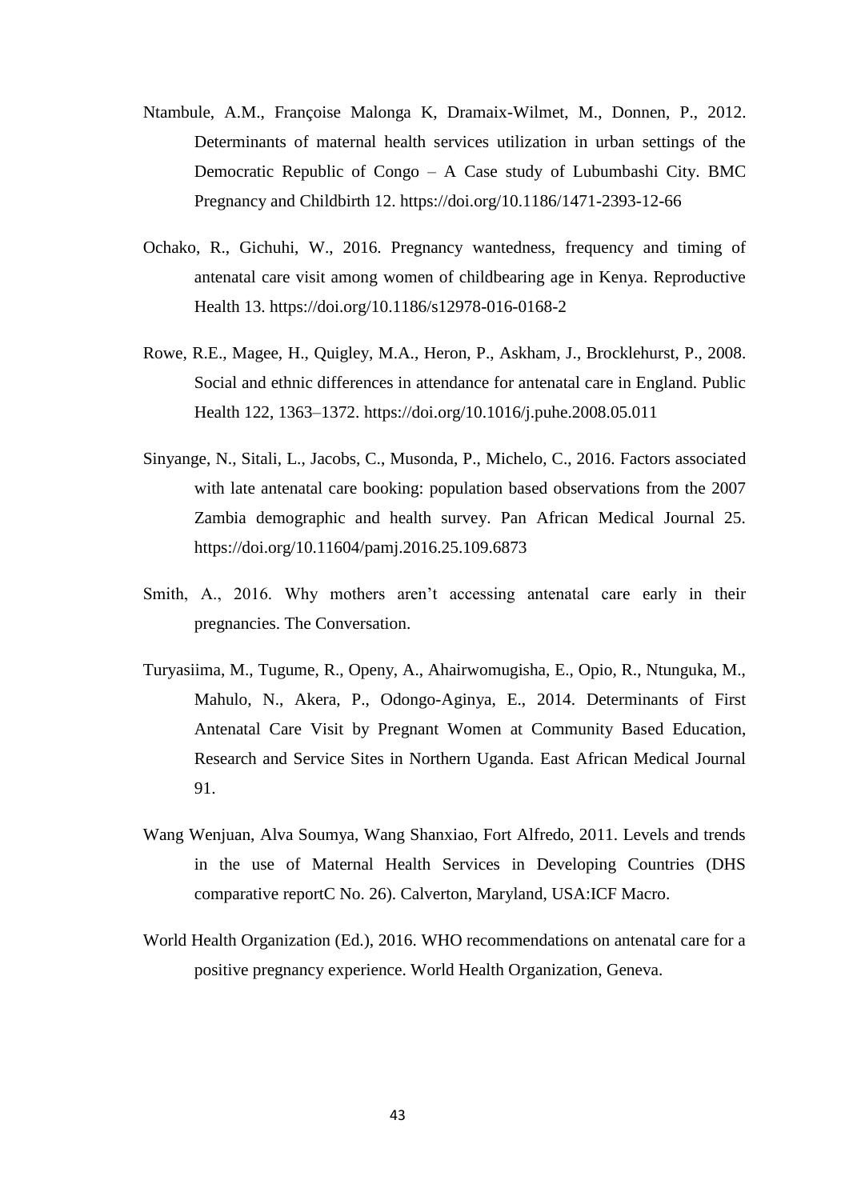Ntambule, A.M., Françoise Malonga K, Dramaix-Wilmet, M., Donnen, P., 2012. Determinants of maternal health services utilization in urban settings of the Democratic Republic of Congo – A Case study of Lubumbashi City. BMC Pregnancy and Childbirth 12. https://doi.org/10.1186/1471-2393-12-66

Ochako, R., Gichuhi, W., 2016. Pregnancy wantedness, frequency and timing of antenatal care visit among women of childbearing age in Kenya. Reproductive Health 13. https://doi.org/10.1186/s12978-016-0168-2

Rowe, R.E., Magee, H., Quigley, M.A., Heron, P., Askham, J., Brocklehurst, P., 2008. Social and ethnic differences in attendance for antenatal care in England. Public Health 122, 1363–1372. https://doi.org/10.1016/j.puhe.2008.05.011

Sinyange, N., Sitali, L., Jacobs, C., Musonda, P., Michelo, C., 2016. Factors associated with late antenatal care booking: population based observations from the 2007 Zambia demographic and health survey. Pan African Medical Journal 25. https://doi.org/10.11604/pamj.2016.25.109.6873

Smith, A., 2016. Why mothers aren't accessing antenatal care early in their pregnancies. The Conversation.

Turyasiima, M., Tugume, R., Openy, A., Ahairwomugisha, E., Opio, R., Ntunguka, M., Mahulo, N., Akera, P., Odongo-Aginya, E., 2014. Determinants of First Antenatal Care Visit by Pregnant Women at Community Based Education, Research and Service Sites in Northern Uganda. East African Medical Journal 91.

Wang Wenjuan, Alva Soumya, Wang Shanxiao, Fort Alfredo, 2011. Levels and trends in the use of Maternal Health Services in Developing Countries (DHS comparative reportC No. 26). Calverton, Maryland, USA:ICF Macro.

World Health Organization (Ed.), 2016. WHO recommendations on antenatal care for a positive pregnancy experience. World Health Organization, Geneva.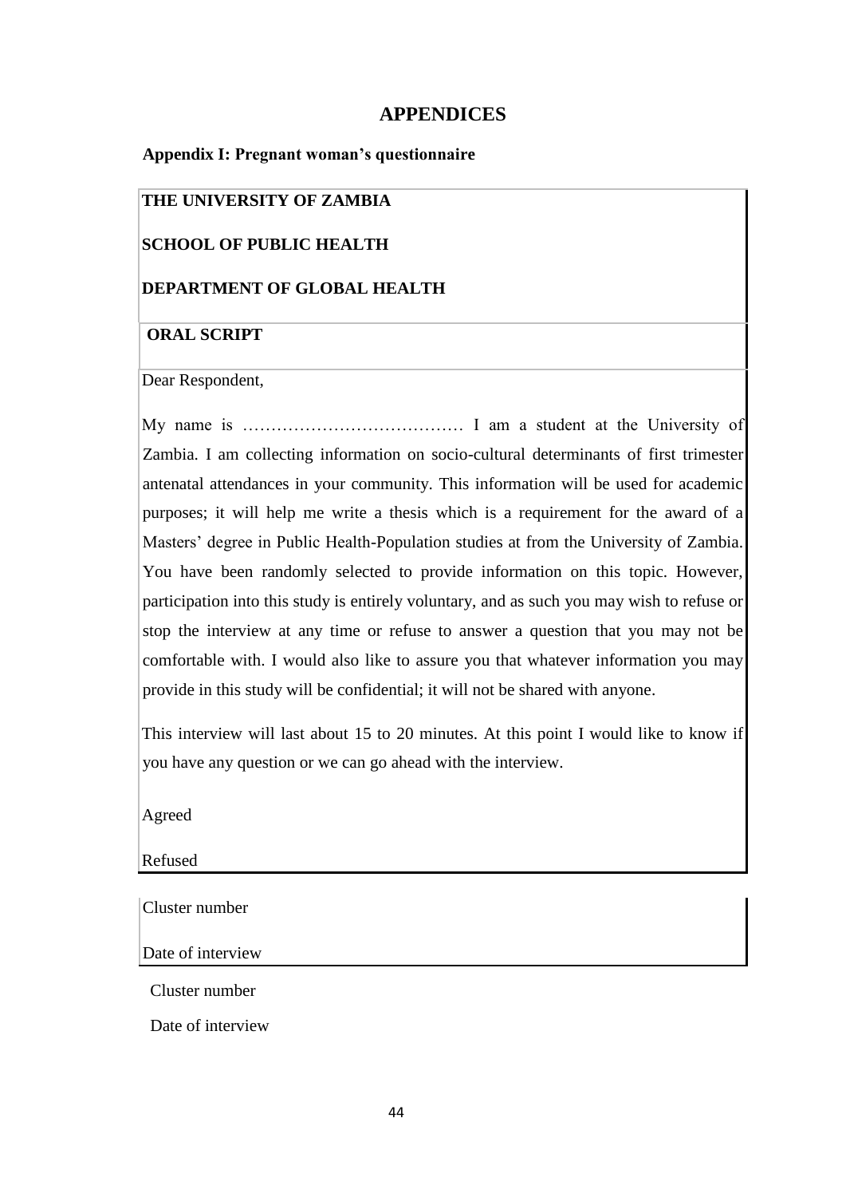# APPENDICES

## Appendix I: Pregnant woman's questionnaire

**THE UNIVERSITY OF ZAMBIA**

**SCHOOL OF PUBLIC HEALTH**

**DEPARTMENT OF GLOBAL HEALTH**

**ORAL SCRIPT**

Dear Respondent,

My name is ………………………………… I am a student at the University of Zambia. I am collecting information on socio-cultural determinants of first trimester antenatal attendances in your community. This information will be used for academic purposes; it will help me write a thesis which is a requirement for the award of a Masters' degree in Public Health-Population studies at from the University of Zambia. You have been randomly selected to provide information on this topic. However, participation into this study is entirely voluntary, and as such you may wish to refuse or stop the interview at any time or refuse to answer a question that you may not be comfortable with. I would also like to assure you that whatever information you may provide in this study will be confidential; it will not be shared with anyone.

This interview will last about 15 to 20 minutes. At this point I would like to know if you have any question or we can go ahead with the interview.

Agreed

Refused

Cluster number

Date of interview

Cluster number

Date of interview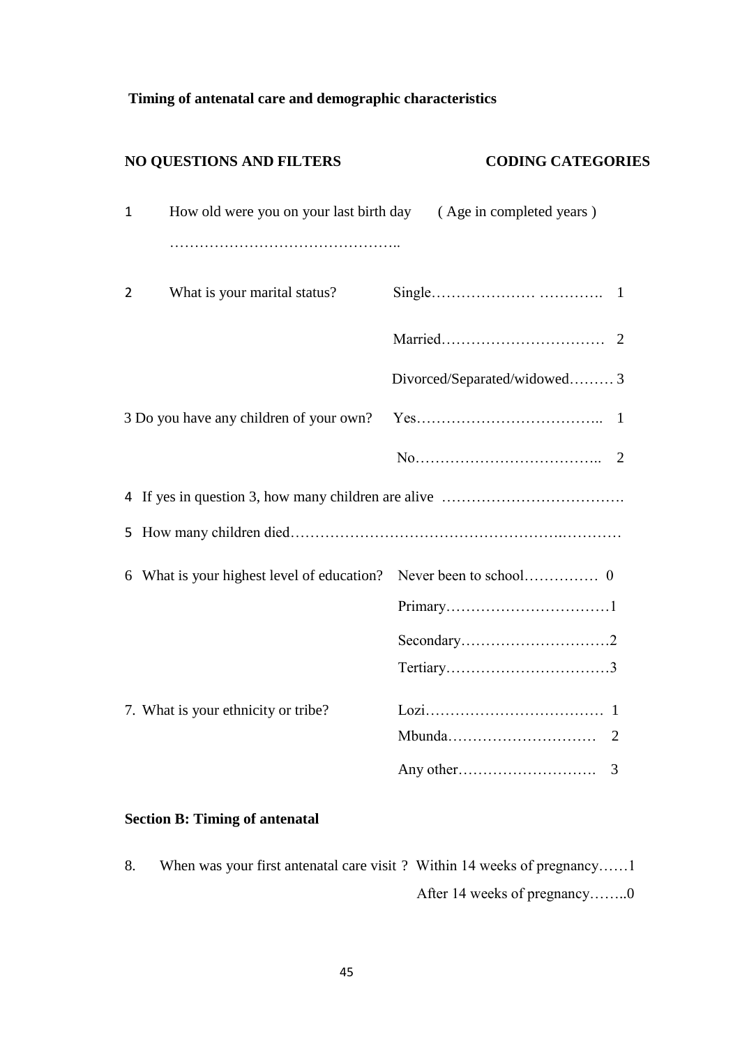**Timing of antenatal care and demographic characteristics**

| NO | QUESTIONS AND FILTERS | CODING CATEGORIES |
|---|---|---|
| 1 | How old were you on your last birth day ……………………………………….. | ( Age in completed years ) |
| 2 | What is your marital status? | Single………………… …………. 1 |
| | | Married…………………………… 2 |
| | | Divorced/Separated/widowed……… 3 |
| 3 | Do you have any children of your own? | Yes……………………………….. 1 |
| | | No……………………………….. 2 |
| 4 | If yes in question 3, how many children are alive ………………………………. | |
| 5 | How many children died……………………………………………….………… | |
| 6 | What is your highest level of education? | Never been to school…………… 0 |
| | | Primary……………………………1 |
| | | Secondary…………………………2 |
| | | Tertiary……………………………3 |
| 7. | What is your ethnicity or tribe? | Lozi……………………………… 1 |
| | | Mbunda………………………… 2 |
| | | Any other………………………. 3 |

**Section B: Timing of antenatal**

| | | |
|---|---|---|
| 8. | When was your first antenatal care visit ? | Within 14 weeks of pregnancy……1 |
| | | After 14 weeks of pregnancy……..0 |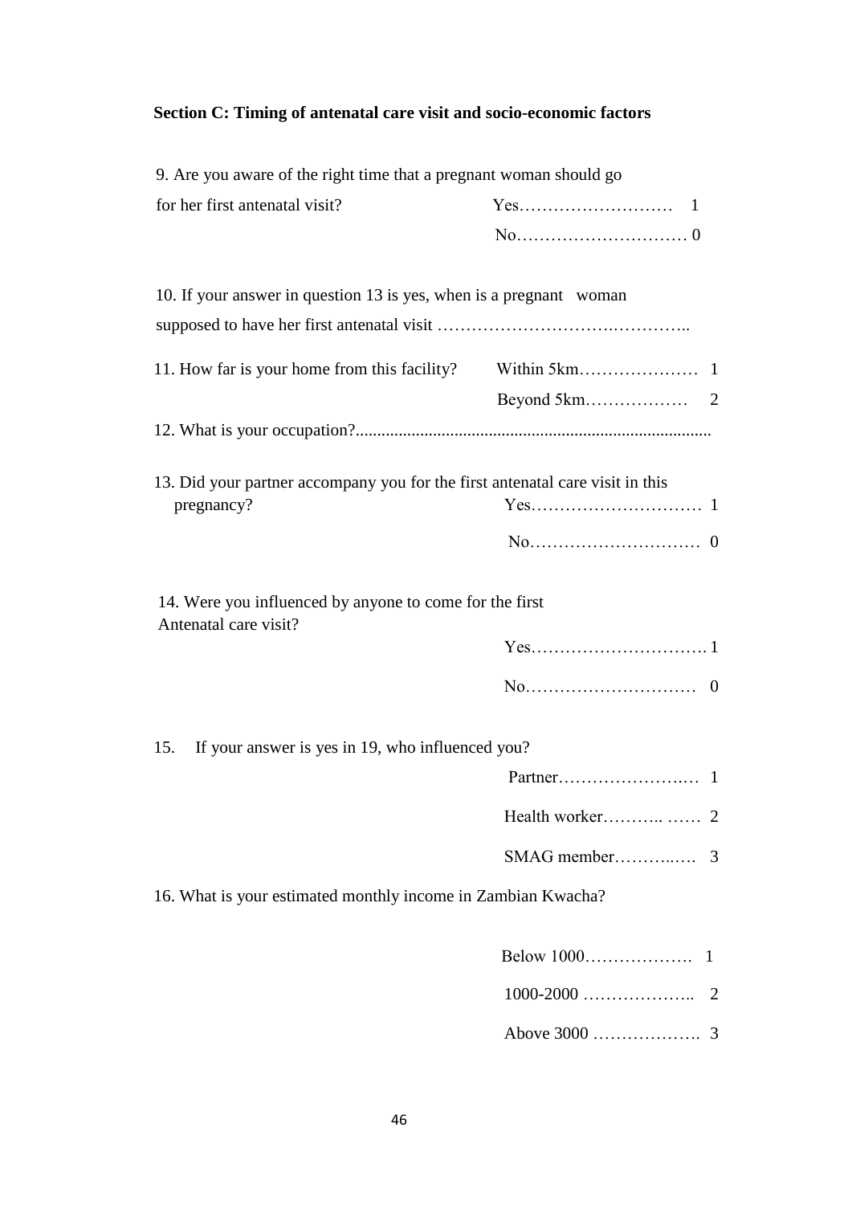**Section C: Timing of antenatal care visit and socio-economic factors**

9. Are you aware of the right time that a pregnant woman should go for her first antenatal visit?
   - Yes……………………… 1
   - No………………………… 0

10. If your answer in question 13 is yes, when is a pregnant woman supposed to have her first antenatal visit ……………………….…………..

11. How far is your home from this facility?
   - Within 5km………………… 1
   - Beyond 5km……………… 2

12. What is your occupation?..................................................................................

13. Did your partner accompany you for the first antenatal care visit in this pregnancy?
   - Yes………………………… 1
   - No………………………… 0

14. Were you influenced by anyone to come for the first Antenatal care visit?
   - Yes…………………………. 1
   - No………………………… 0

15. If your answer is yes in 19, who influenced you?
   - Partner…………………..… 1
   - Health worker……….. …… 2
   - SMAG member………..…. 3

16. What is your estimated monthly income in Zambian Kwacha?
   - Below 1000………………. 1
   - 1000-2000 ……………….. 2
   - Above 3000 ………………. 3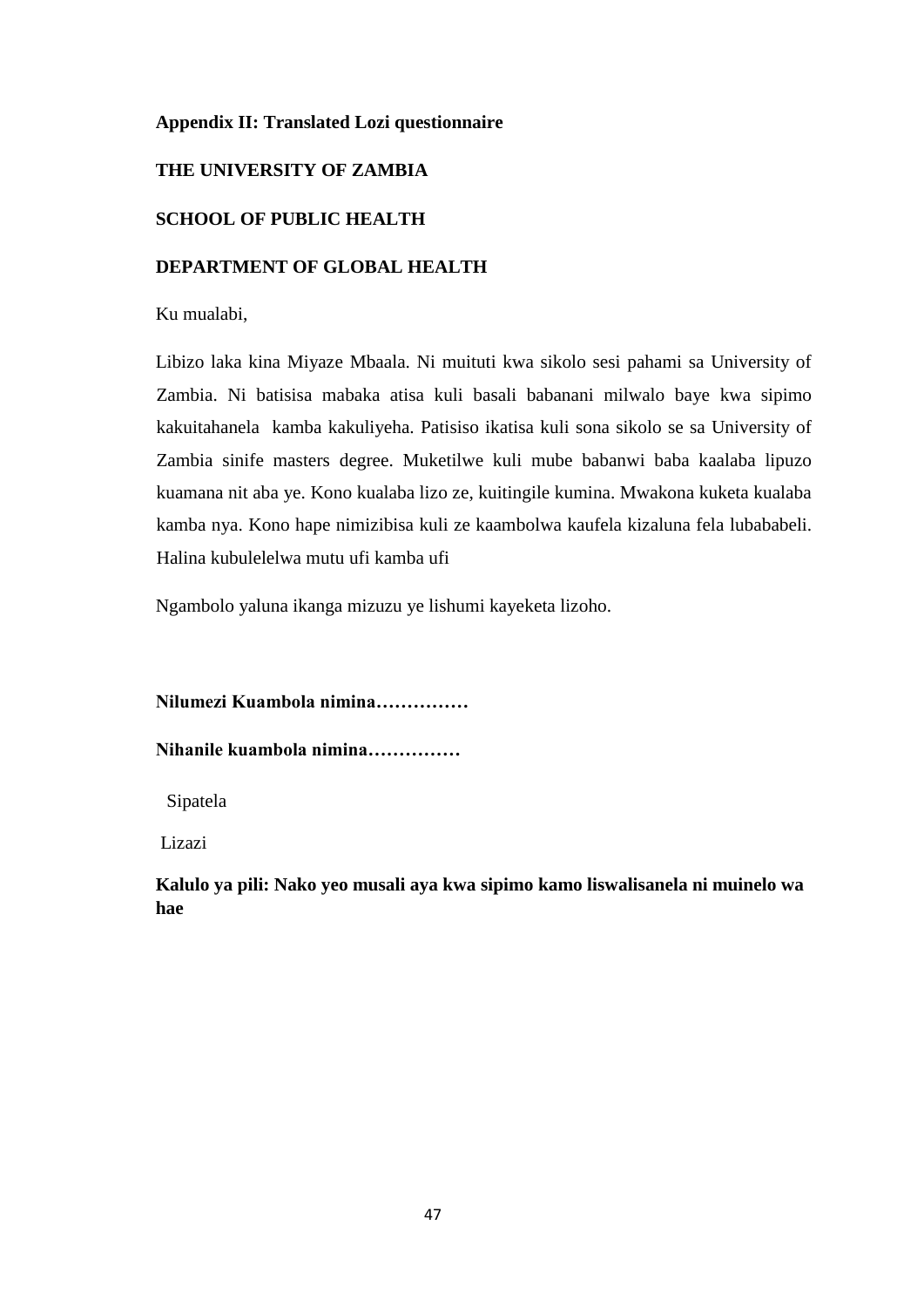**Appendix II: Translated Lozi questionnaire**

**THE UNIVERSITY OF ZAMBIA**

**SCHOOL OF PUBLIC HEALTH**

**DEPARTMENT OF GLOBAL HEALTH**

Ku mualabi,

Libizo laka kina Miyaze Mbaala. Ni muituti kwa sikolo sesi pahami sa University of Zambia. Ni batisisa mabaka atisa kuli basali babanani milwalo baye kwa sipimo kakuitahanela kamba kakuliyeha. Patisiso ikatisa kuli sona sikolo se sa University of Zambia sinife masters degree. Muketilwe kuli mube babanwi baba kaalaba lipuzo kuamana nit aba ye. Kono kualaba lizo ze, kuitingile kumina. Mwakona kuketa kualaba kamba nya. Kono hape nimizibisa kuli ze kaambolwa kaufela kizaluna fela lubababeli. Halina kubulelelwa mutu ufi kamba ufi

Ngambolo yaluna ikanga mizuzu ye lishumi kayeketa lizoho.

**Nilumezi Kuambola nimina……………**

**Nihanile kuambola nimina……………**

Sipatela

Lizazi

**Kalulo ya pili: Nako yeo musali aya kwa sipimo kamo liswalisanela ni muinelo wa hae**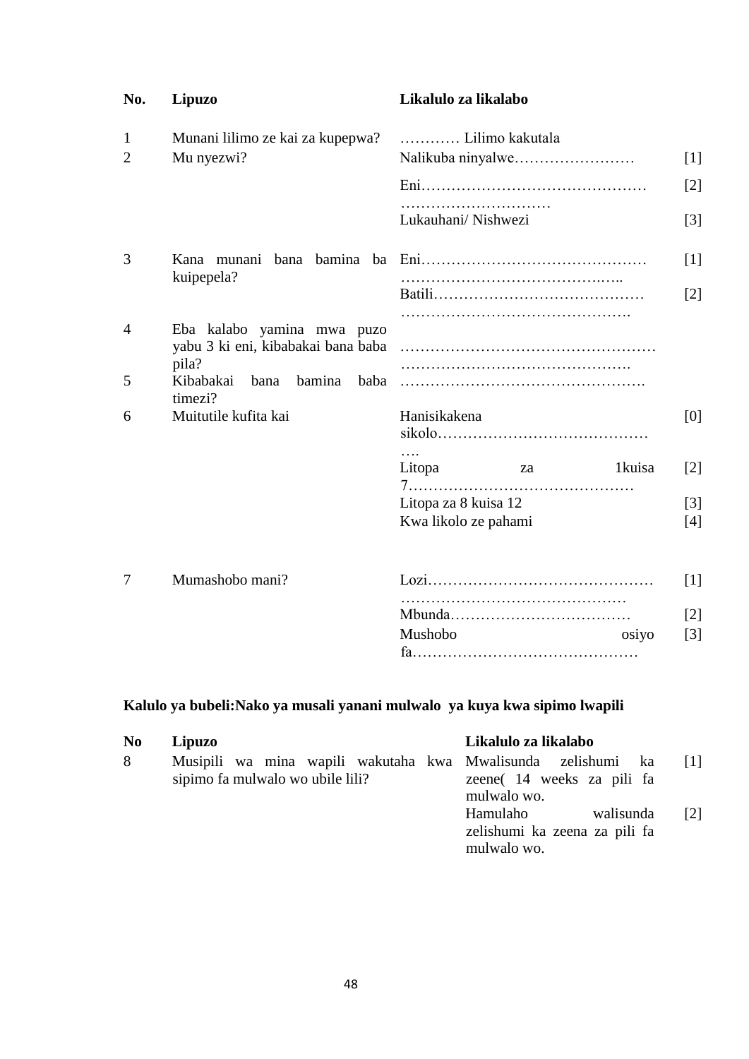| No. | Lipuzo | Likalulo za likalabo | |
|---|---|---|---|
| 1 | Munani lilimo ze kai za kupepwa? | ………… Lilimo kakutala | |
| 2 | Mu nyezwi? | Nalikuba ninyalwe…………………… | [1] |
| | | Eni……………………………………… ………………………… | [2] |
| | | Lukauhani/ Nishwezi | [3] |
| 3 | Kana munani bana bamina ba kuipepela? | Eni……………………………………… ……………………………….….. | [1] |
| | | Batili…………………………………… ………………………………………. | [2] |
| 4 | Eba kalabo yamina mwa puzo yabu 3 ki eni, kibabakai bana baba pila? | …………………………………………… ………………………………………. | |
| 5 | Kibabakai bana bamina baba timezi? | …………………………………………. | |
| 6 | Muitutile kufita kai | Hanisikakena sikolo……………………………………. …. | [0] |
| | | Litopa za 1kuisa 7……………………………………… | [2] |
| | | Litopa za 8 kuisa 12 | [3] |
| | | Kwa likolo ze pahami | [4] |
| 7 | Mumashobo mani? | Lozi……………………………………… ……………………………………… | [1] |
| | | Mbunda……………………………… | [2] |
| | | Mushobo osiyo fa……………………………………… | [3] |

**Kalulo ya bubeli:Nako ya musali yanani mulwalo ya kuya kwa sipimo lwapili**

| No | Lipuzo | Likalulo za likalabo | |
|---|---|---|---|
| 8 | Musipili wa mina wapili wakutaha kwa sipimo fa mulwalo wo ubile lili? | Mwalisunda zelishumi ka zeene( 14 weeks za pili fa mulwalo wo. | [1] |
| | | Hamulaho walisunda zelishumi ka zeena za pili fa mulwalo wo. | [2] |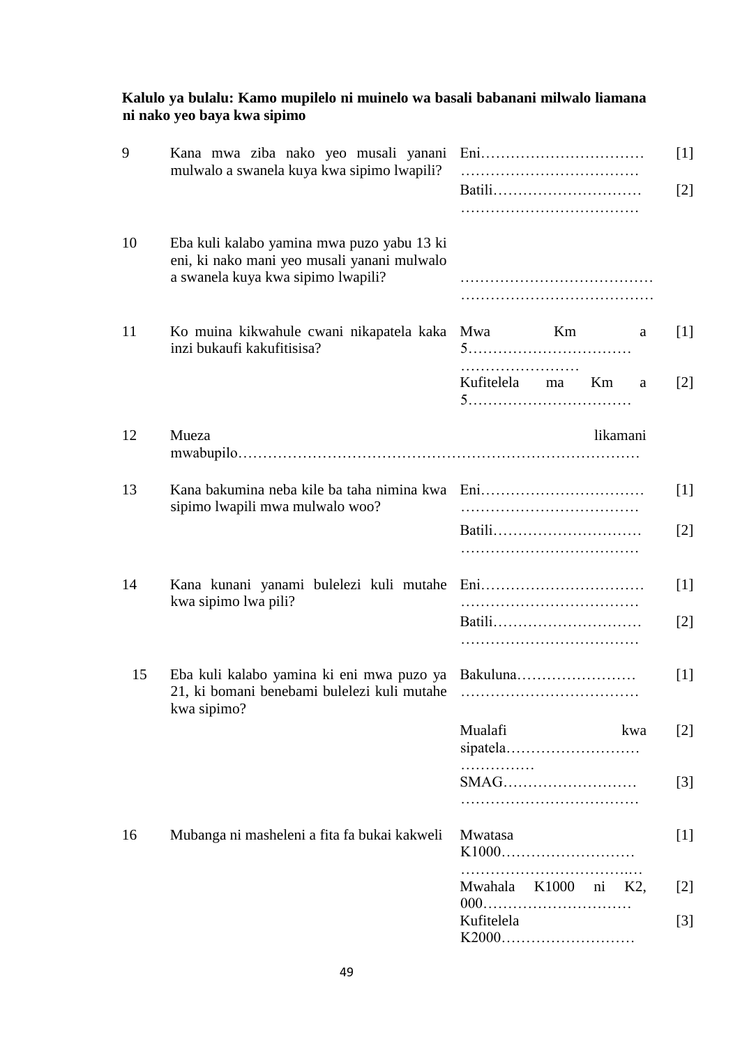**Kalulo ya bulalu: Kamo mupilelo ni muinelo wa basali babanani milwalo liamana ni nako yeo baya kwa sipimo**

| | | | |
|---|---|---|---|
| 9 | Kana mwa ziba nako yeo musali yanani mulwalo a swanela kuya kwa sipimo lwapili? | Eni…………………………… ……………………………… | [1] |
| | | Batili………………………… ……………………………… | [2] |
| 10 | Eba kuli kalabo yamina mwa puzo yabu 13 ki eni, ki nako mani yeo musali yanani mulwalo a swanela kuya kwa sipimo lwapili? | ………………………………… ………………………………… | |
| 11 | Ko muina kikwahule cwani nikapatela kaka inzi bukaufi kakufitisisa? | Mwa Km a 5…………………………… …………………… | [1] |
| | | Kufitelela ma Km a 5…………………………… | [2] |
| 12 | Mueza likamani mwabupilo……………………………………………………………………… | | |
| 13 | Kana bakumina neba kile ba taha nimina kwa sipimo lwapili mwa mulwalo woo? | Eni…………………………… ……………………………… | [1] |
| | | Batili………………………… ……………………………… | [2] |
| 14 | Kana kunani yanami bulelezi kuli mutahe kwa sipimo lwa pili? | Eni…………………………… ……………………………… | [1] |
| | | Batili………………………… ……………………………… | [2] |
| 15 | Eba kuli kalabo yamina ki eni mwa puzo ya 21, ki bomani benebami bulelezi kuli mutahe kwa sipimo? | Bakuluna…………………… ……………………………… | [1] |
| | | Mualafi kwa sipatela……………………… …………… | [2] |
| | | SMAG……………………… ……………………………… | [3] |
| 16 | Mubanga ni masheleni a fita fa bukai kakweli | Mwatasa K1000……………………… ……………………………..… | [1] |
| | | Mwahala K1000 ni K2, 000………………………… | [2] |
| | | Kufitelela K2000……………………… | [3] |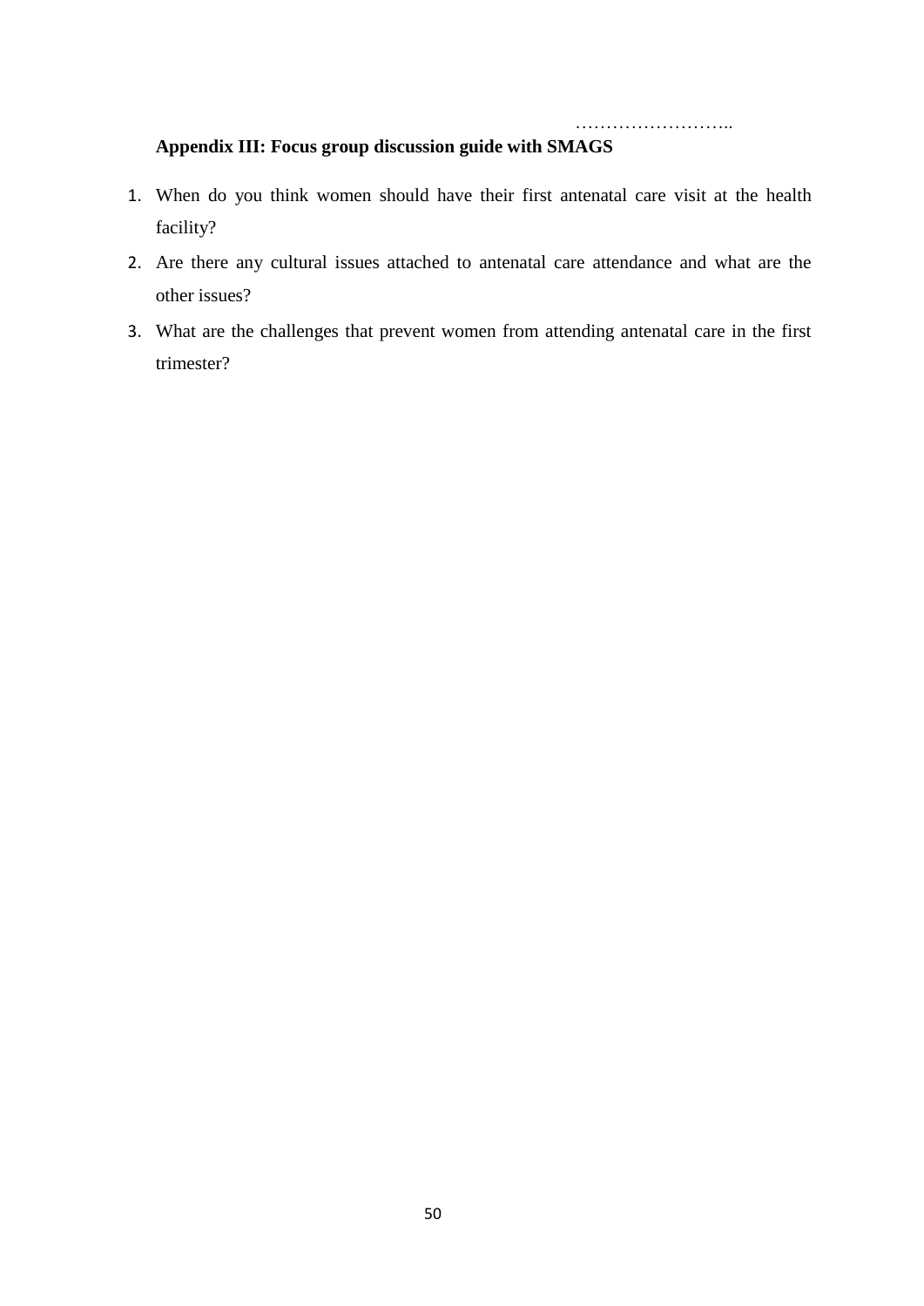……………………..

**Appendix III: Focus group discussion guide with SMAGS**

1. When do you think women should have their first antenatal care visit at the health facility?
2. Are there any cultural issues attached to antenatal care attendance and what are the other issues?
3. What are the challenges that prevent women from attending antenatal care in the first trimester?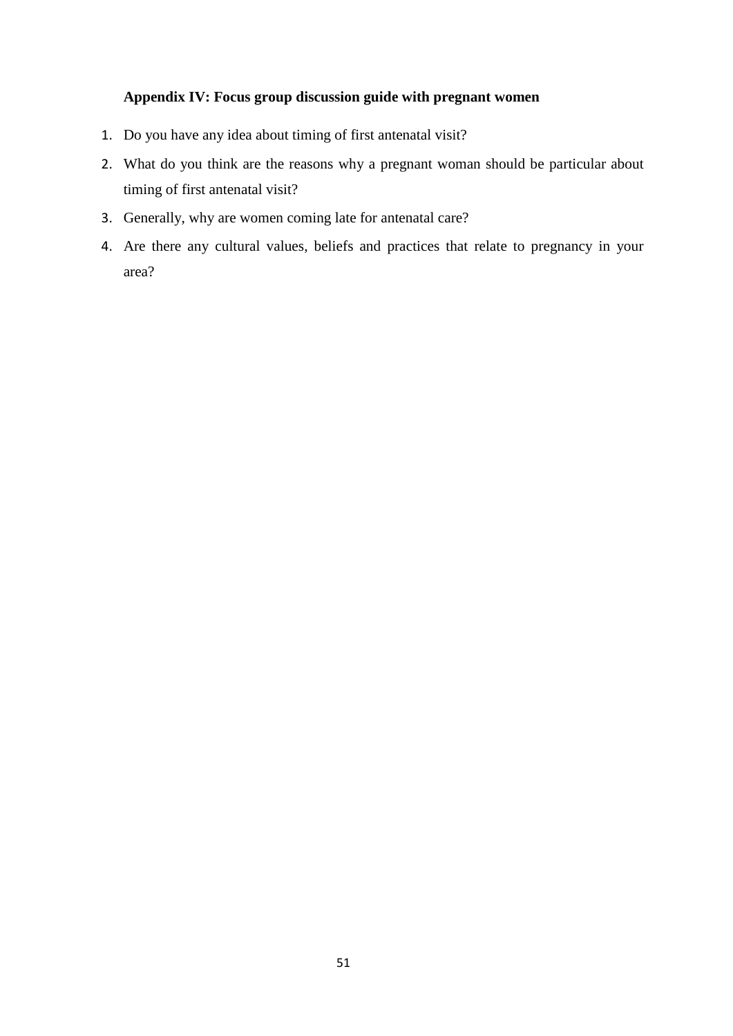## Appendix IV: Focus group discussion guide with pregnant women

1. Do you have any idea about timing of first antenatal visit?
2. What do you think are the reasons why a pregnant woman should be particular about timing of first antenatal visit?
3. Generally, why are women coming late for antenatal care?
4. Are there any cultural values, beliefs and practices that relate to pregnancy in your area?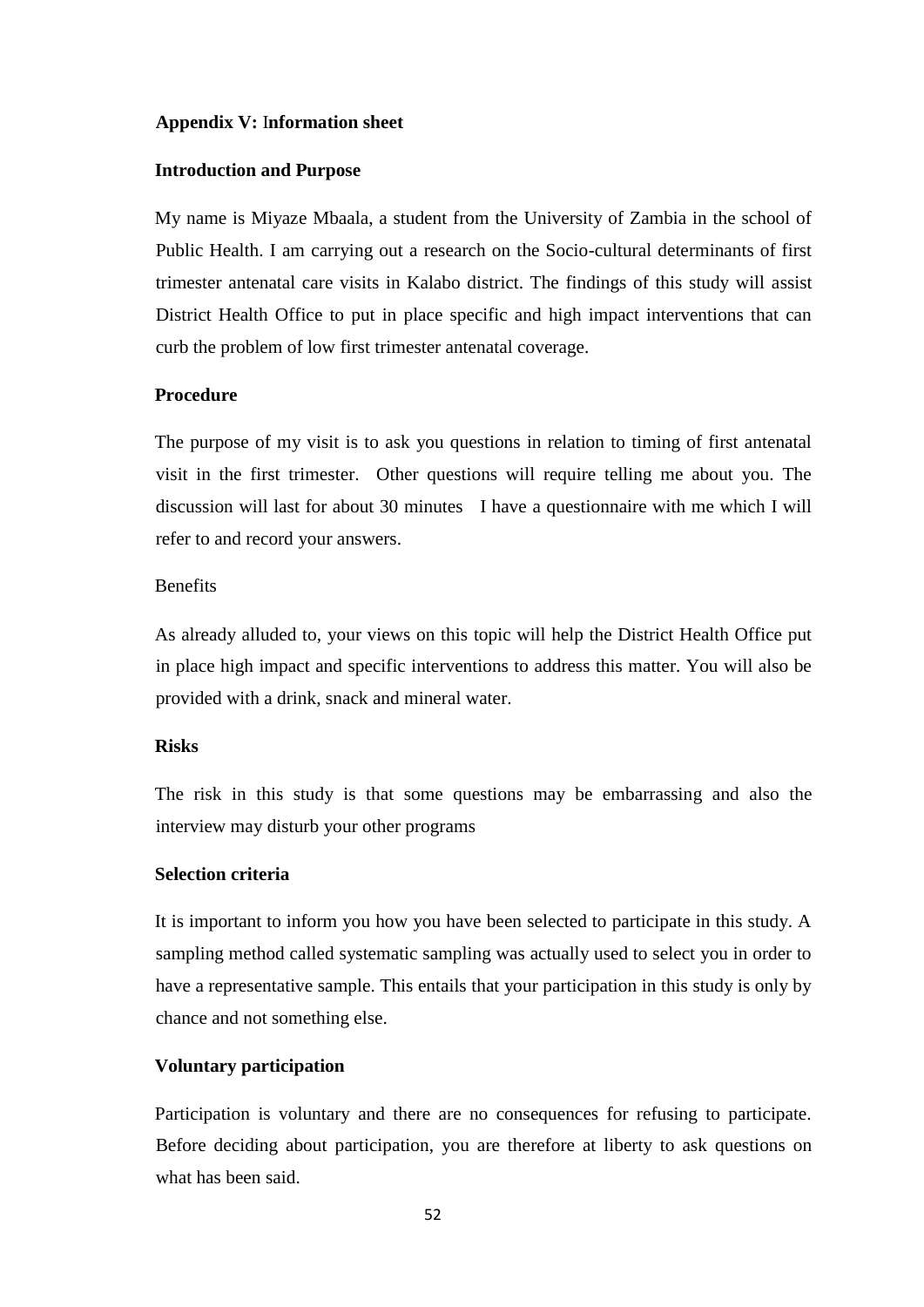**Appendix V: Information sheet**

**Introduction and Purpose**

My name is Miyaze Mbaala, a student from the University of Zambia in the school of Public Health. I am carrying out a research on the Socio-cultural determinants of first trimester antenatal care visits in Kalabo district. The findings of this study will assist District Health Office to put in place specific and high impact interventions that can curb the problem of low first trimester antenatal coverage.

**Procedure**

The purpose of my visit is to ask you questions in relation to timing of first antenatal visit in the first trimester. Other questions will require telling me about you. The discussion will last for about 30 minutes I have a questionnaire with me which I will refer to and record your answers.

Benefits

As already alluded to, your views on this topic will help the District Health Office put in place high impact and specific interventions to address this matter. You will also be provided with a drink, snack and mineral water.

**Risks**

The risk in this study is that some questions may be embarrassing and also the interview may disturb your other programs

**Selection criteria**

It is important to inform you how you have been selected to participate in this study. A sampling method called systematic sampling was actually used to select you in order to have a representative sample. This entails that your participation in this study is only by chance and not something else.

**Voluntary participation**

Participation is voluntary and there are no consequences for refusing to participate. Before deciding about participation, you are therefore at liberty to ask questions on what has been said.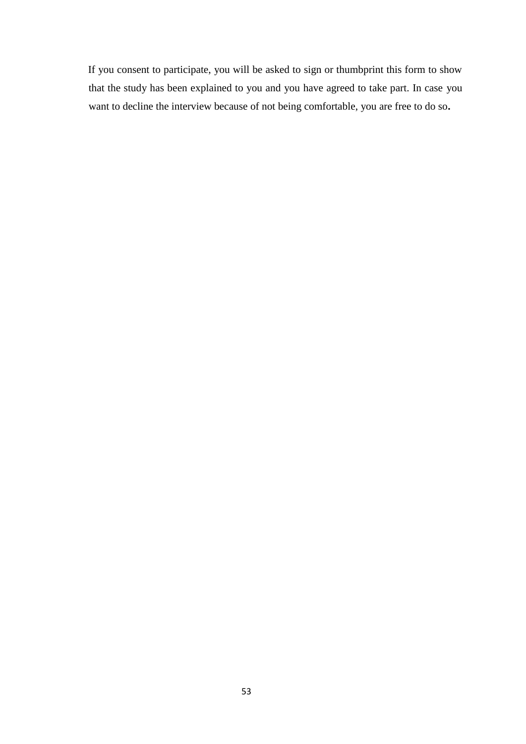If you consent to participate, you will be asked to sign or thumbprint this form to show that the study has been explained to you and you have agreed to take part. In case you want to decline the interview because of not being comfortable, you are free to do so**.**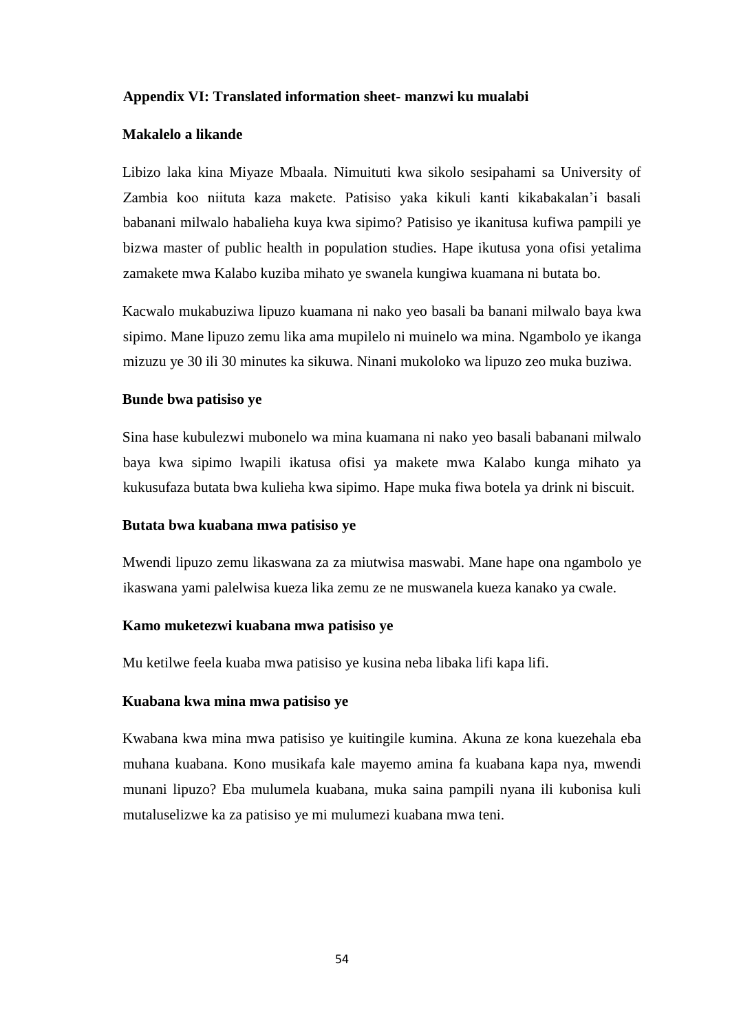**Appendix VI: Translated information sheet- manzwi ku mualabi**

**Makalelo a likande**

Libizo laka kina Miyaze Mbaala. Nimuituti kwa sikolo sesipahami sa University of Zambia koo niituta kaza makete. Patisiso yaka kikuli kanti kikabakalan'i basali babanani milwalo habalieha kuya kwa sipimo? Patisiso ye ikanitusa kufiwa pampili ye bizwa master of public health in population studies. Hape ikutusa yona ofisi yetalima zamakete mwa Kalabo kuziba mihato ye swanela kungiwa kuamana ni butata bo.

Kacwalo mukabuziwa lipuzo kuamana ni nako yeo basali ba banani milwalo baya kwa sipimo. Mane lipuzo zemu lika ama mupilelo ni muinelo wa mina. Ngambolo ye ikanga mizuzu ye 30 ili 30 minutes ka sikuwa. Ninani mukoloko wa lipuzo zeo muka buziwa.

**Bunde bwa patisiso ye**

Sina hase kubulezwi mubonelo wa mina kuamana ni nako yeo basali babanani milwalo baya kwa sipimo lwapili ikatusa ofisi ya makete mwa Kalabo kunga mihato ya kukusufaza butata bwa kulieha kwa sipimo. Hape muka fiwa botela ya drink ni biscuit.

**Butata bwa kuabana mwa patisiso ye**

Mwendi lipuzo zemu likaswana za za miutwisa maswabi. Mane hape ona ngambolo ye ikaswana yami palelwisa kueza lika zemu ze ne muswanela kueza kanako ya cwale.

**Kamo muketezwi kuabana mwa patisiso ye**

Mu ketilwe feela kuaba mwa patisiso ye kusina neba libaka lifi kapa lifi.

**Kuabana kwa mina mwa patisiso ye**

Kwabana kwa mina mwa patisiso ye kuitingile kumina. Akuna ze kona kuezehala eba muhana kuabana. Kono musikafa kale mayemo amina fa kuabana kapa nya, mwendi munani lipuzo? Eba mulumela kuabana, muka saina pampili nyana ili kubonisa kuli mutaluselizwe ka za patisiso ye mi mulumezi kuabana mwa teni.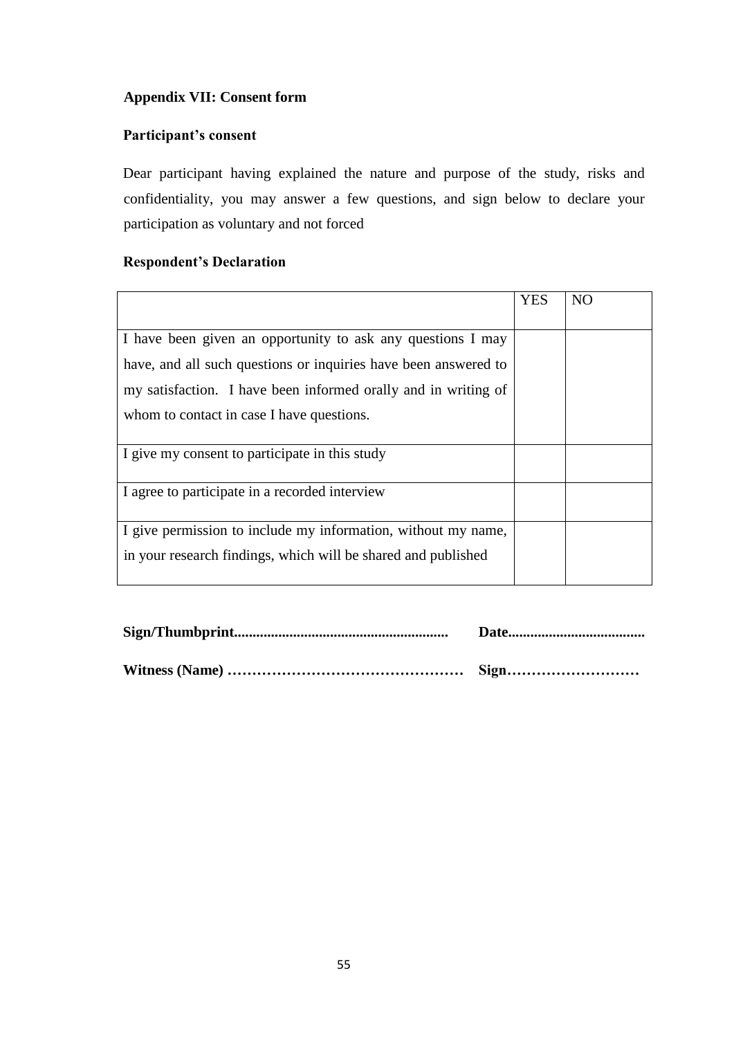**Appendix VII: Consent form**

**Participant's consent**

Dear participant having explained the nature and purpose of the study, risks and confidentiality, you may answer a few questions, and sign below to declare your participation as voluntary and not forced

**Respondent's Declaration**

| | YES | NO |
|---|---|---|
| I have been given an opportunity to ask any questions I may have, and all such questions or inquiries have been answered to my satisfaction. I have been informed orally and in writing of whom to contact in case I have questions. | | |
| I give my consent to participate in this study | | |
| I agree to participate in a recorded interview | | |
| I give permission to include my information, without my name, in your research findings, which will be shared and published | | |

**Sign/Thumbprint.........................................................** **Date.....................................**

**Witness (Name) ……………………………………………** **Sign………………………**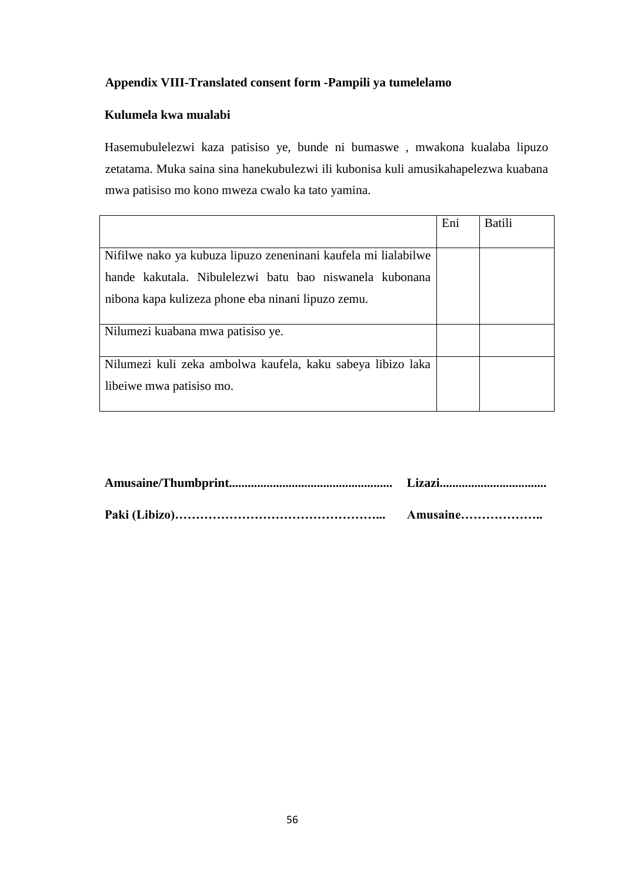**Appendix VIII-Translated consent form -Pampili ya tumelelamo**

**Kulumela kwa mualabi**

Hasemubulelezwi kaza patisiso ye, bunde ni bumaswe , mwakona kualaba lipuzo zetatama. Muka saina sina hanekubulezwi ili kubonisa kuli amusikahapelezwa kuabana mwa patisiso mo kono mweza cwalo ka tato yamina.

| | Eni | Batili |
|---|---|---|
| Nifilwe nako ya kubuza lipuzo zeneninani kaufela mi lialabilwe hande kakutala. Nibulelezwi batu bao niswanela kubonana nibona kapa kulizeza phone eba ninani lipuzo zemu. | | |
| Nilumezi kuabana mwa patisiso ye. | | |
| Nilumezi kuli zeka ambolwa kaufela, kaku sabeya libizo laka libeiwe mwa patisiso mo. | | |

**Amusaine/Thumbprint.................................................... Lizazi.................................**

**Paki (Libizo)…………………………………………... Amusaine………………..**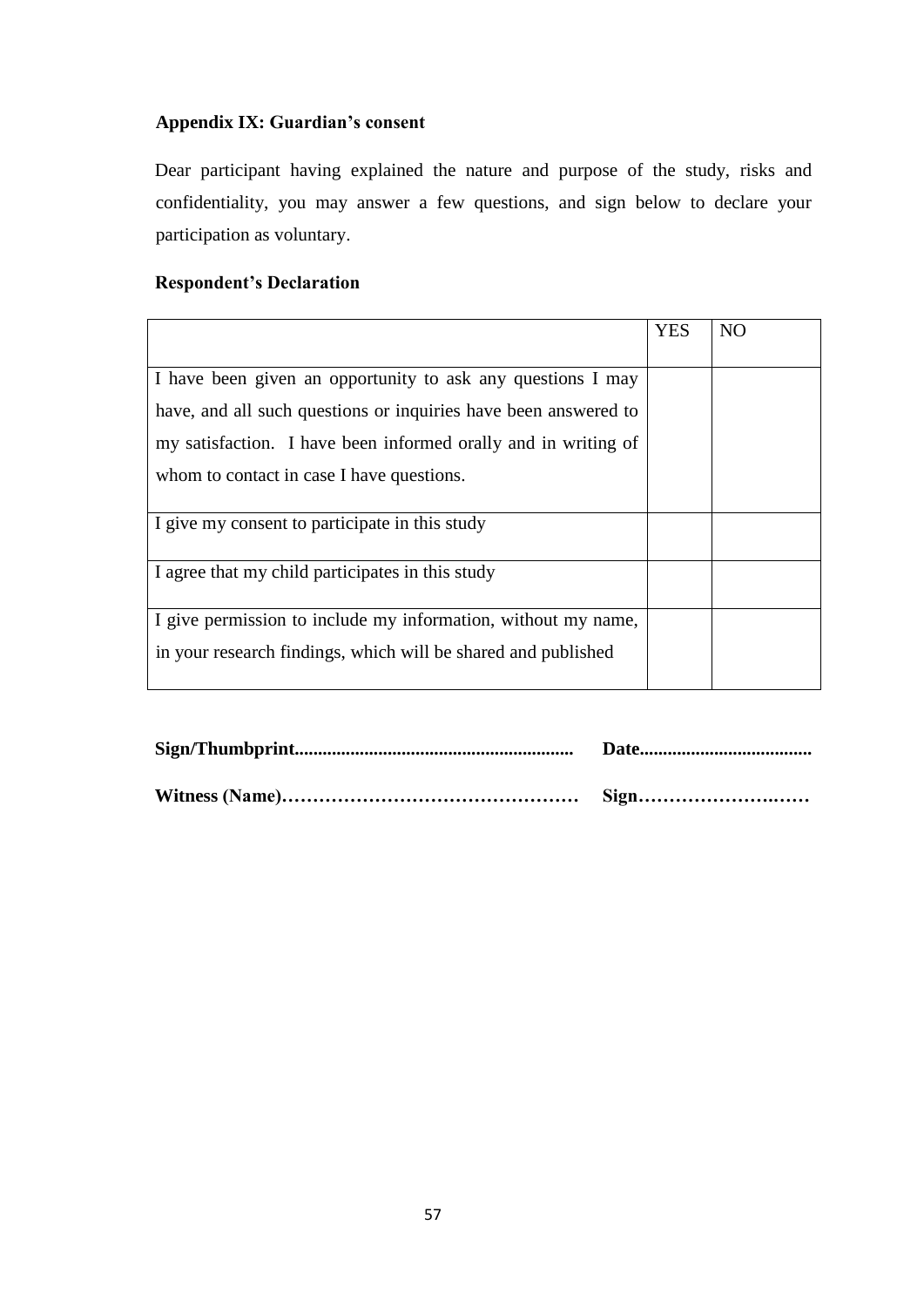**Appendix IX: Guardian's consent**

Dear participant having explained the nature and purpose of the study, risks and confidentiality, you may answer a few questions, and sign below to declare your participation as voluntary.

**Respondent's Declaration**

| | YES | NO |
|---|---|---|
| I have been given an opportunity to ask any questions I may have, and all such questions or inquiries have been answered to my satisfaction. I have been informed orally and in writing of whom to contact in case I have questions. | | |
| I give my consent to participate in this study | | |
| I agree that my child participates in this study | | |
| I give permission to include my information, without my name, in your research findings, which will be shared and published | | |

**Sign/Thumbprint............................................................ Date.....................................**

**Witness (Name)………………………………………… Sign…………………….……**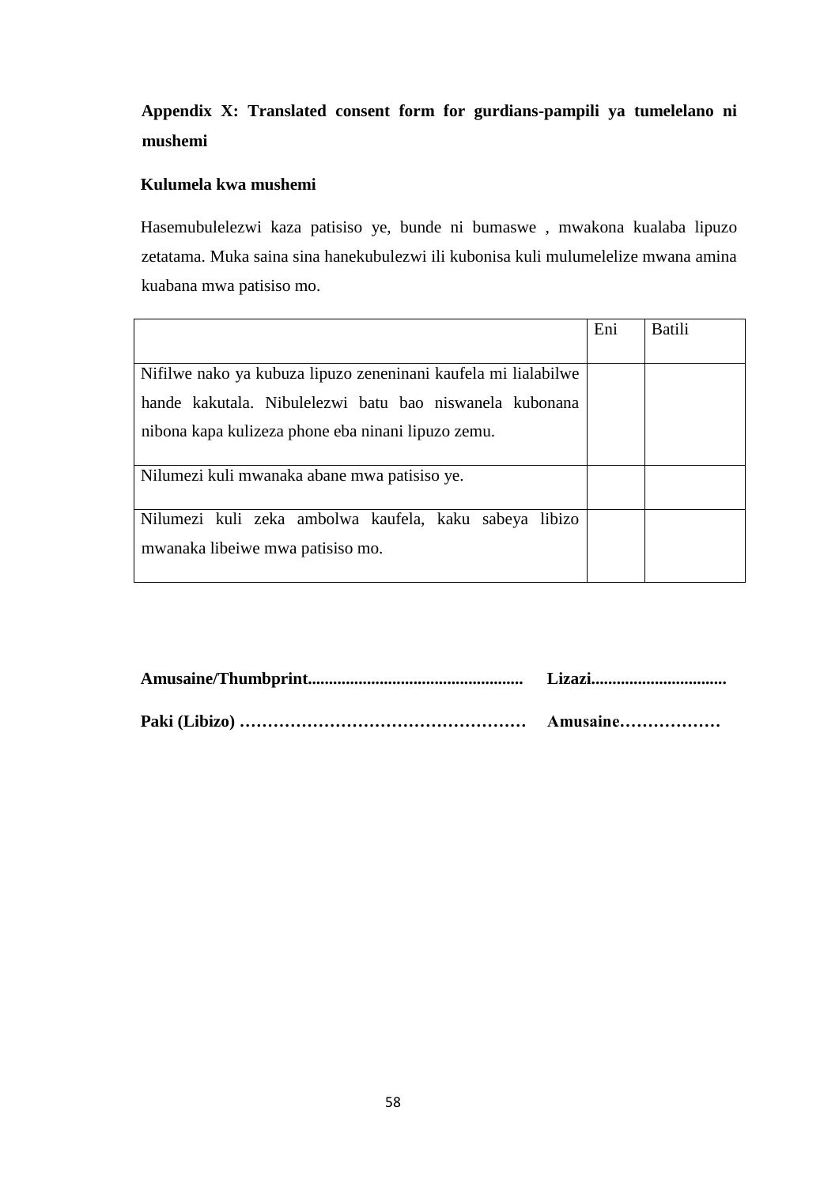**Appendix X: Translated consent form for gurdians-pampili ya tumelelano ni mushemi**

**Kulumela kwa mushemi**

Hasemubulelezwi kaza patisiso ye, bunde ni bumaswe , mwakona kualaba lipuzo zetatama. Muka saina sina hanekubulezwi ili kubonisa kuli mulumelelize mwana amina kuabana mwa patisiso mo.

| | Eni | Batili |
|---|---|---|
| Nifilwe nako ya kubuza lipuzo zeneninani kaufela mi lialabilwe hande kakutala. Nibulelezwi batu bao niswanela kubonana nibona kapa kulizeza phone eba ninani lipuzo zemu. | | |
| Nilumezi kuli mwanaka abane mwa patisiso ye. | | |
| Nilumezi kuli zeka ambolwa kaufela, kaku sabeya libizo mwanaka libeiwe mwa patisiso mo. | | |

**Amusaine/Thumbprint.................................................. Lizazi................................**

**Paki (Libizo) …………………………………………… Amusaine………………**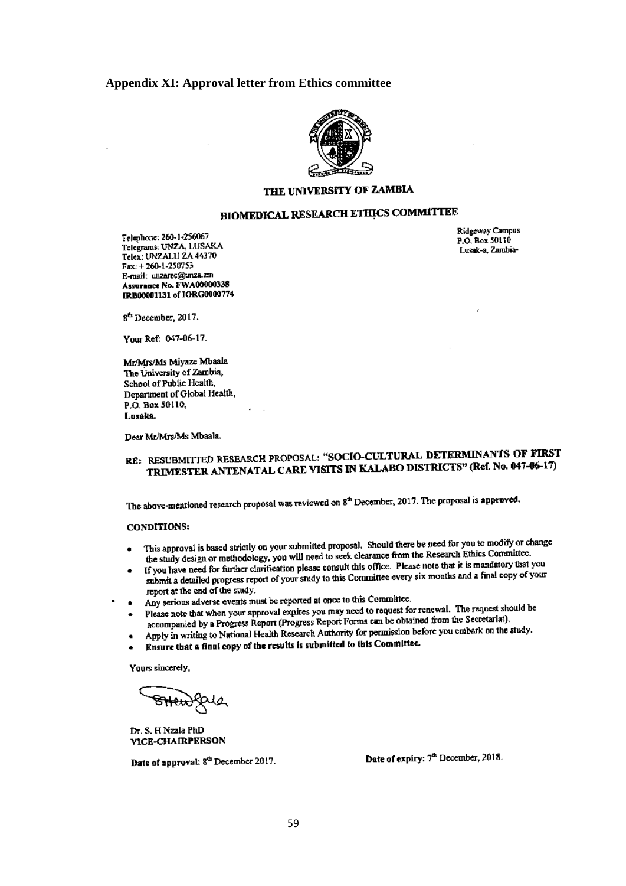**Appendix XI: Approval letter from Ethics committee**

**THE UNIVERSITY OF ZAMBIA**

**BIOMEDICAL RESEARCH ETHICS COMMITTEE**

Telephone: 260-1-256067
Telegrams: UNZA, LUSAKA
Telex: UNZALU ZA 44370
Fax: + 260-1-250753
E-mail: unzarec@unza.zm
**Assurance No. FWA00000338**
**IRB00001131 of IORG0000774**

Ridgeway Campus
P.O. Box 50110
Lusak-a, Zambia-

8[th] December, 2017.

Your Ref: 047-06-17.

Mr/Mrs/Ms Miyaze Mbaala
The University of Zambia,
School of Public Health,
Department of Global Health,
P.O. Box 50110,
**Lusaka.**

Dear Mr/Mrs/Ms Mbaala.

RE: RESUBMITTED RESEARCH PROPOSAL: **"SOCIO-CULTURAL DETERMINANTS OF FIRST TRIMESTER ANTENATAL CARE VISITS IN KALABO DISTRICTS" (Ref. No. 047-06-17)**

The above-mentioned research proposal was reviewed on 8[th] December, 2017. The proposal is **approved.**

**CONDITIONS:**

- This approval is based strictly on your submitted proposal. Should there be need for you to modify or change the study design or methodology, you will need to seek clearance from the Research Ethics Committee.
- If you have need for further clarification please consult this office. Please note that it is mandatory that you submit a detailed progress report of your study to this Committee every six months and a final copy of your report at the end of the study.
- Any serious adverse events must be reported at once to this Committee.
- Please note that when your approval expires you may need to request for renewal. The request should be accompanied by a Progress Report (Progress Report Forms can be obtained from the Secretariat).
- Apply in writing to National Health Research Authority for permission before you embark on the study.
- **Ensure that a final copy of the results is submitted to this Committee.**

Yours sincerely,

Dr. S. H Nzala PhD
**VICE-CHAIRPERSON**

**Date of approval:** 8[th] December 2017.

**Date of expiry:** 7[th] December, 2018.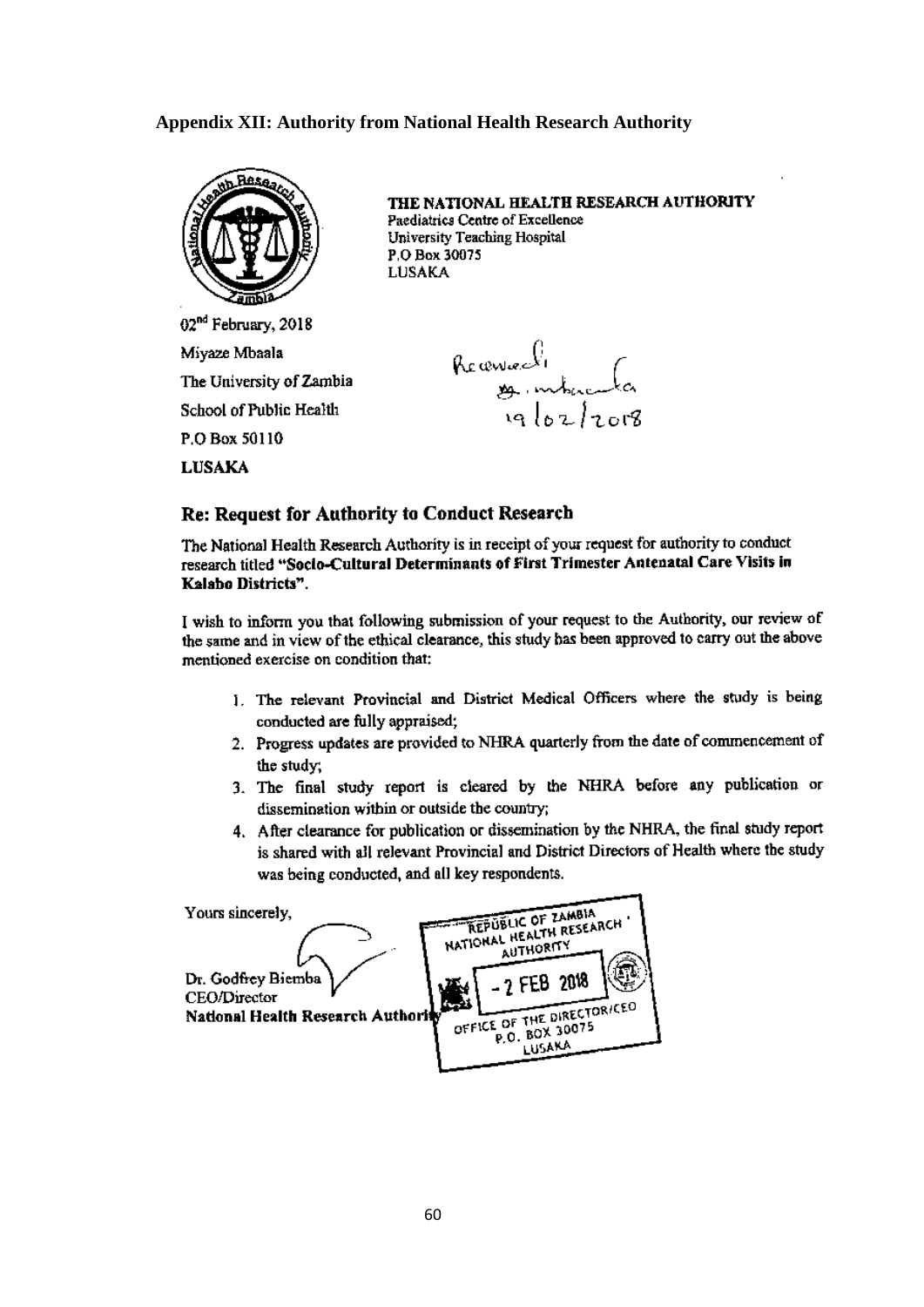## Appendix XII: Authority from National Health Research Authority

**THE NATIONAL HEALTH RESEARCH AUTHORITY**
Paediatrics Centre of Excellence
University Teaching Hospital
P.O Box 30075
LUSAKA

02[nd] February, 2018

Miyaze Mbaala
The University of Zambia
School of Public Health
P.O Box 50110
**LUSAKA**

Received
M. Mbaala
19/02/2018

### Re: Request for Authority to Conduct Research

The National Health Research Authority is in receipt of your request for authority to conduct research titled **"Socio-Cultural Determinants of First Trimester Antenatal Care Visits in Kalabo Districts".**

I wish to inform you that following submission of your request to the Authority, our review of the same and in view of the ethical clearance, this study has been approved to carry out the above mentioned exercise on condition that:

1. The relevant Provincial and District Medical Officers where the study is being conducted are fully appraised;
2. Progress updates are provided to NHRA quarterly from the date of commencement of the study;
3. The final study report is cleared by the NHRA before any publication or dissemination within or outside the country;
4. After clearance for publication or dissemination by the NHRA, the final study report is shared with all relevant Provincial and District Directors of Health where the study was being conducted, and all key respondents.

Yours sincerely,

Dr. Godfrey Biemba
CEO/Director
**National Health Research Authority**

REPUBLIC OF ZAMBIA
NATIONAL HEALTH RESEARCH AUTHORITY
- 2 FEB 2018
OFFICE OF THE DIRECTOR/CEO
P.O. BOX 30075
LUSAKA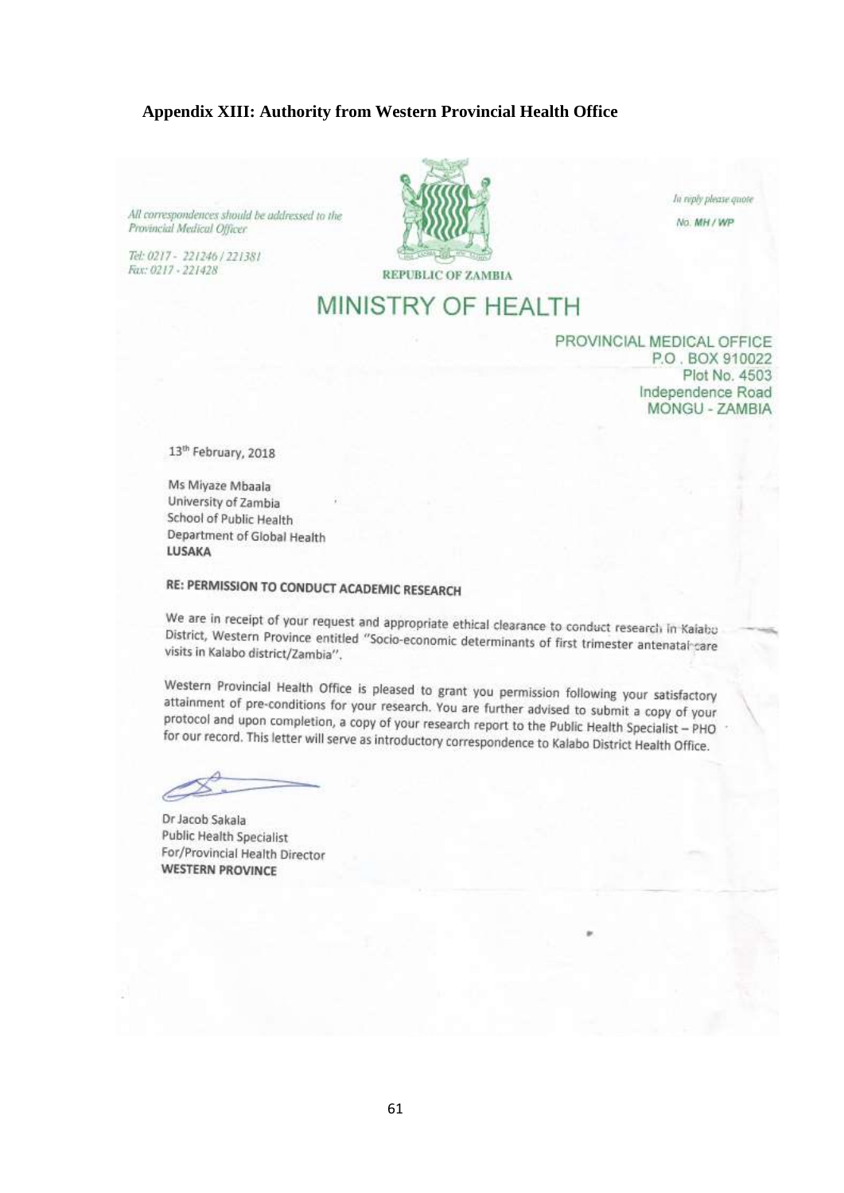**Appendix XIII: Authority from Western Provincial Health Office**

*All correspondences should be addressed to the Provincial Medical Officer*

*Tel: 0217 - 221246 / 221381*
*Fax: 0217 - 221428*

**REPUBLIC OF ZAMBIA**

*In reply please quote*

No. **MH / WP**

# MINISTRY OF HEALTH

PROVINCIAL MEDICAL OFFICE
P.O . BOX 910022
Plot No. 4503
Independence Road
MONGU - ZAMBIA

13th February, 2018

Ms Miyaze Mbaala
University of Zambia
School of Public Health
Department of Global Health
**LUSAKA**

**RE: PERMISSION TO CONDUCT ACADEMIC RESEARCH**

We are in receipt of your request and appropriate ethical clearance to conduct research in Kalabo District, Western Province entitled "Socio-economic determinants of first trimester antenatal care visits in Kalabo district/Zambia".

Western Provincial Health Office is pleased to grant you permission following your satisfactory attainment of pre-conditions for your research. You are further advised to submit a copy of your protocol and upon completion, a copy of your research report to the Public Health Specialist – PHO for our record. This letter will serve as introductory correspondence to Kalabo District Health Office.

Dr Jacob Sakala
Public Health Specialist
For/Provincial Health Director
**WESTERN PROVINCE**